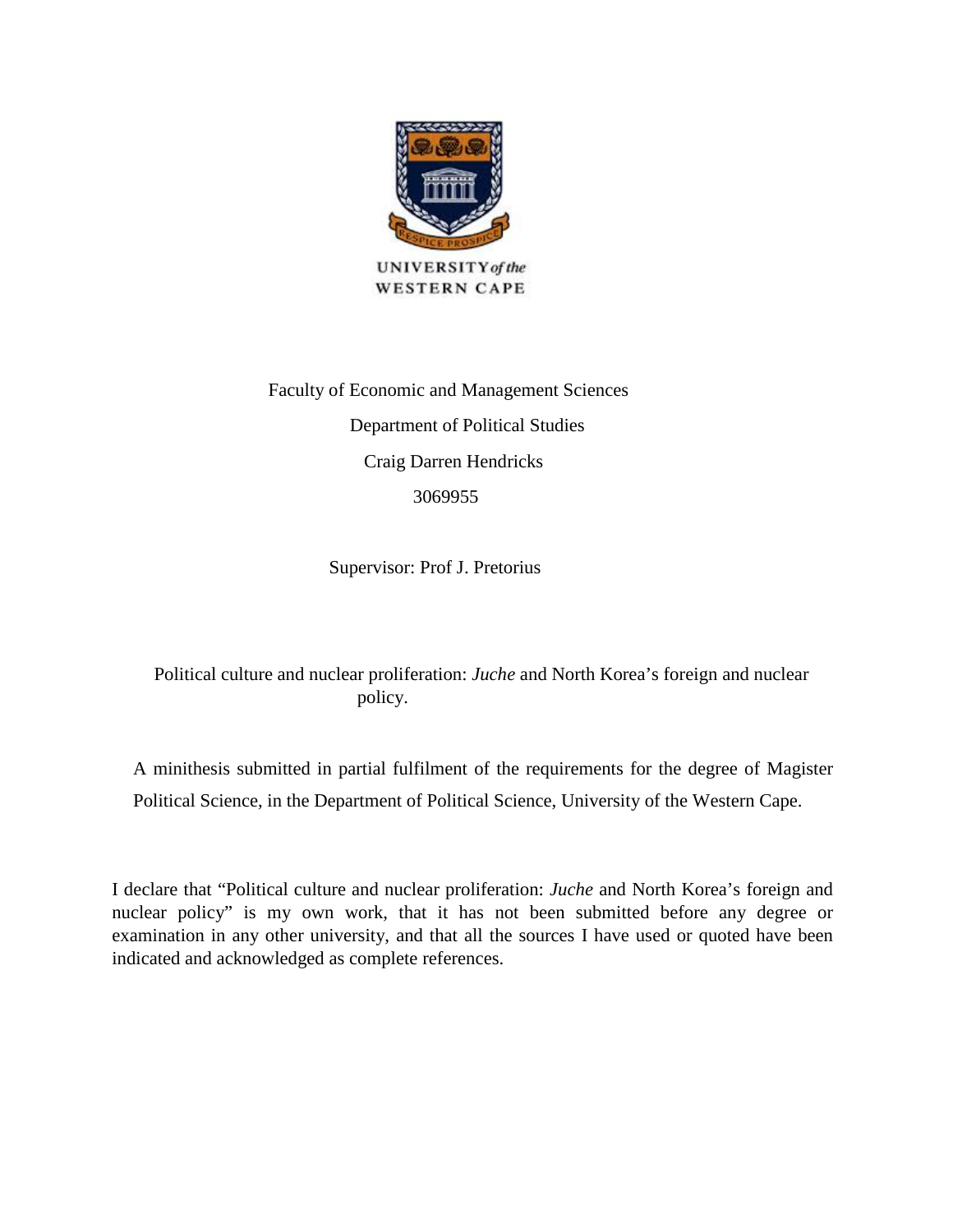UNIVERSITY *of the* WESTERN CAPE

Faculty of Economic and Management Sciences

Department of Political Studies

Craig Darren Hendricks

3069955

Supervisor: Prof J. Pretorius

Political culture and nuclear proliferation: *Juche* and North Korea's foreign and nuclear policy.

A minithesis submitted in partial fulfilment of the requirements for the degree of Magister Political Science, in the Department of Political Science, University of the Western Cape.

I declare that "Political culture and nuclear proliferation: *Juche* and North Korea's foreign and nuclear policy" is my own work, that it has not been submitted before any degree or examination in any other university, and that all the sources I have used or quoted have been indicated and acknowledged as complete references.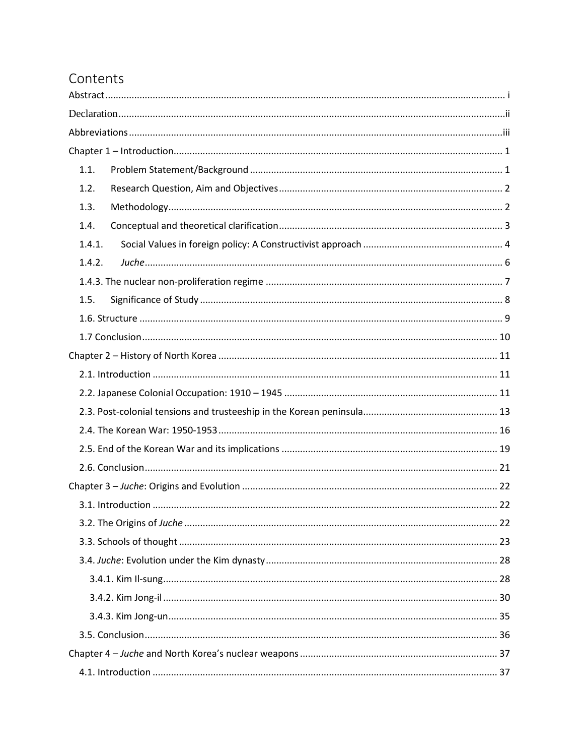# Contents

Abstract ..... i

Declaration ..... ii

Abbreviations ..... iii

Chapter 1 – Introduction ..... 1

- 1.1. Problem Statement/Background ..... 1
- 1.2. Research Question, Aim and Objectives ..... 2
- 1.3. Methodology ..... 2
- 1.4. Conceptual and theoretical clarification ..... 3
- 1.4.1. Social Values in foreign policy: A Constructivist approach ..... 4
- 1.4.2. *Juche* ..... 6
- 1.4.3. The nuclear non-proliferation regime ..... 7
- 1.5. Significance of Study ..... 8
- 1.6. Structure ..... 9
- 1.7 Conclusion ..... 10

Chapter 2 – History of North Korea ..... 11

- 2.1. Introduction ..... 11
- 2.2. Japanese Colonial Occupation: 1910 – 1945 ..... 11
- 2.3. Post-colonial tensions and trusteeship in the Korean peninsula ..... 13
- 2.4. The Korean War: 1950-1953 ..... 16
- 2.5. End of the Korean War and its implications ..... 19
- 2.6. Conclusion ..... 21

Chapter 3 – *Juche*: Origins and Evolution ..... 22

- 3.1. Introduction ..... 22
- 3.2. The Origins of *Juche* ..... 22
- 3.3. Schools of thought ..... 23
- 3.4. *Juche*: Evolution under the Kim dynasty ..... 28
  - 3.4.1. Kim Il-sung ..... 28
  - 3.4.2. Kim Jong-il ..... 30
  - 3.4.3. Kim Jong-un ..... 35
- 3.5. Conclusion ..... 36

Chapter 4 – *Juche* and North Korea's nuclear weapons ..... 37

- 4.1. Introduction ..... 37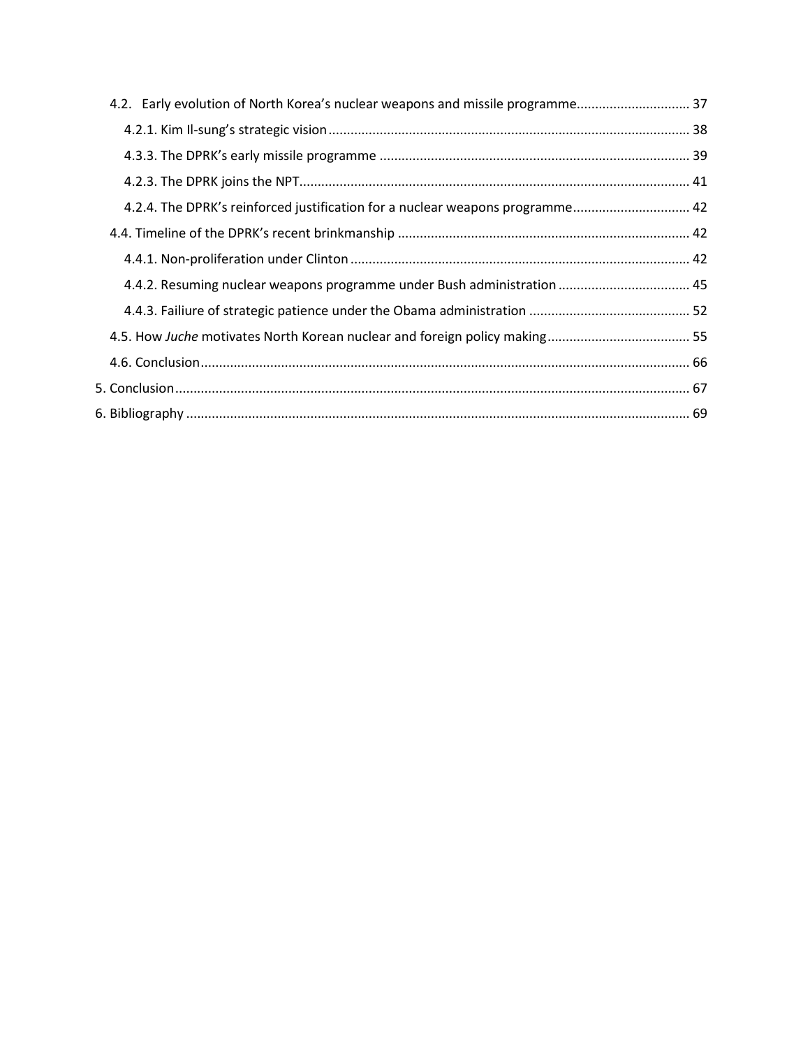4.2. Early evolution of North Korea's nuclear weapons and missile programme .............................. 37

4.2.1. Kim Il-sung's strategic vision .................................................................................................. 38

4.3.3. The DPRK's early missile programme .................................................................................... 39

4.2.3. The DPRK joins the NPT .......................................................................................................... 41

4.2.4. The DPRK's reinforced justification for a nuclear weapons programme ................................ 42

4.4. Timeline of the DPRK's recent brinkmanship ............................................................................... 42

4.4.1. Non-proliferation under Clinton ............................................................................................ 42

4.4.2. Resuming nuclear weapons programme under Bush administration .................................... 45

4.4.3. Failiure of strategic patience under the Obama administration ............................................ 52

4.5. How *Juche* motivates North Korean nuclear and foreign policy making ....................................... 55

4.6. Conclusion ..................................................................................................................................... 66

5. Conclusion ........................................................................................................................................... 67

6. Bibliography ........................................................................................................................................ 69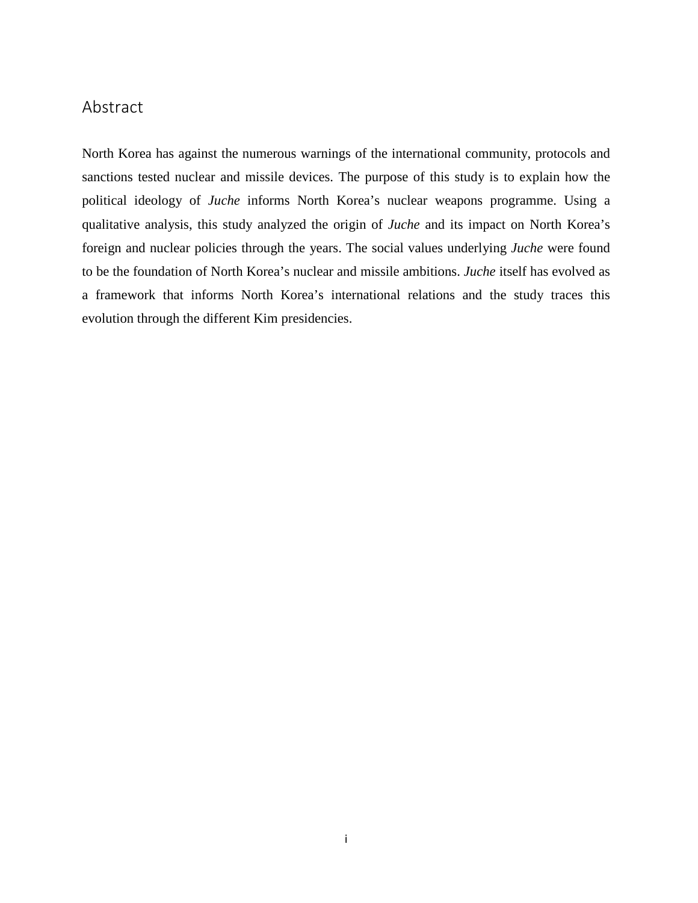# Abstract

North Korea has against the numerous warnings of the international community, protocols and sanctions tested nuclear and missile devices. The purpose of this study is to explain how the political ideology of *Juche* informs North Korea's nuclear weapons programme. Using a qualitative analysis, this study analyzed the origin of *Juche* and its impact on North Korea's foreign and nuclear policies through the years. The social values underlying *Juche* were found to be the foundation of North Korea's nuclear and missile ambitions. *Juche* itself has evolved as a framework that informs North Korea's international relations and the study traces this evolution through the different Kim presidencies.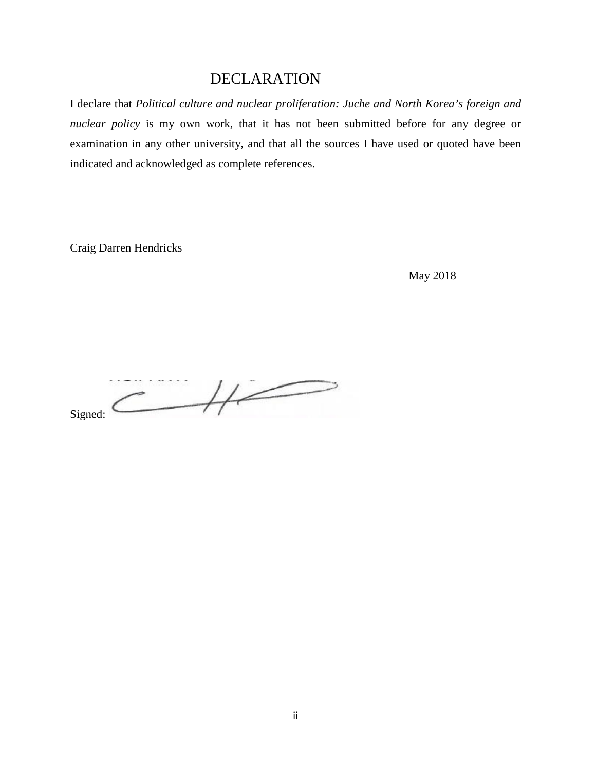# DECLARATION

I declare that *Political culture and nuclear proliferation: Juche and North Korea's foreign and nuclear policy* is my own work, that it has not been submitted before for any degree or examination in any other university, and that all the sources I have used or quoted have been indicated and acknowledged as complete references.

Craig Darren Hendricks

May 2018

Signed: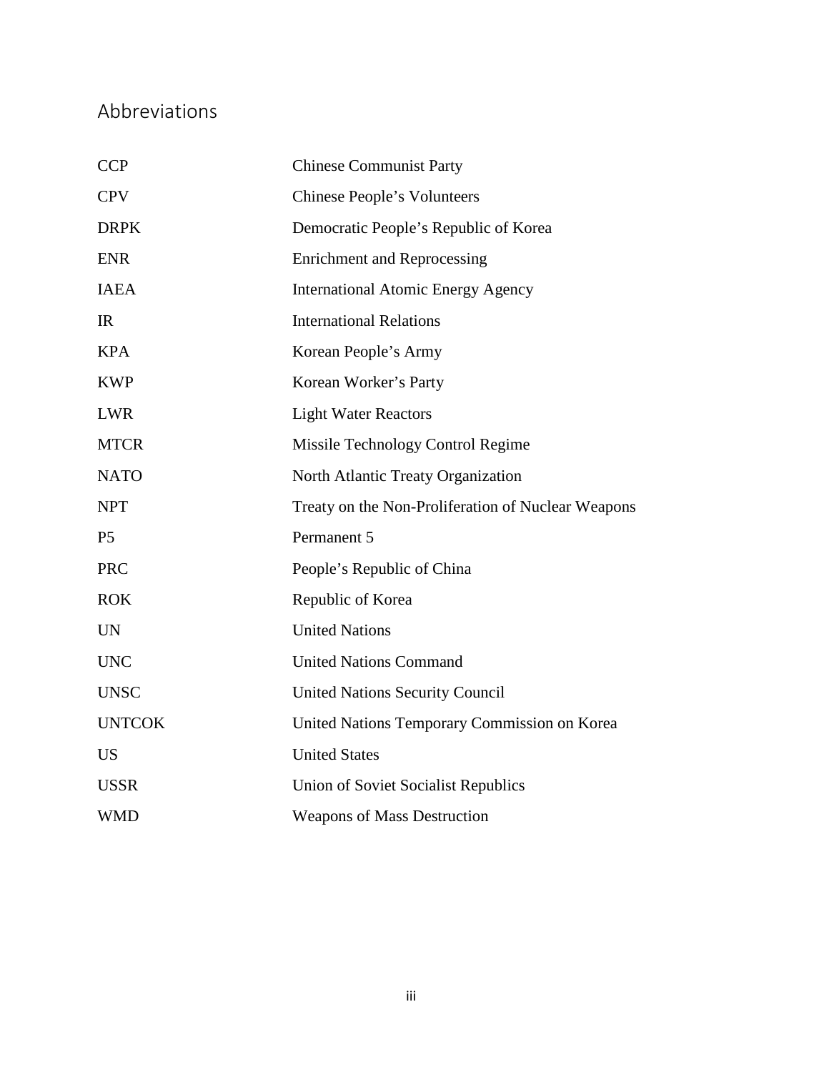## Abbreviations

| | |
|---|---|
| CCP | Chinese Communist Party |
| CPV | Chinese People's Volunteers |
| DRPK | Democratic People's Republic of Korea |
| ENR | Enrichment and Reprocessing |
| IAEA | International Atomic Energy Agency |
| IR | International Relations |
| KPA | Korean People's Army |
| KWP | Korean Worker's Party |
| LWR | Light Water Reactors |
| MTCR | Missile Technology Control Regime |
| NATO | North Atlantic Treaty Organization |
| NPT | Treaty on the Non-Proliferation of Nuclear Weapons |
| P5 | Permanent 5 |
| PRC | People's Republic of China |
| ROK | Republic of Korea |
| UN | United Nations |
| UNC | United Nations Command |
| UNSC | United Nations Security Council |
| UNTCOK | United Nations Temporary Commission on Korea |
| US | United States |
| USSR | Union of Soviet Socialist Republics |
| WMD | Weapons of Mass Destruction |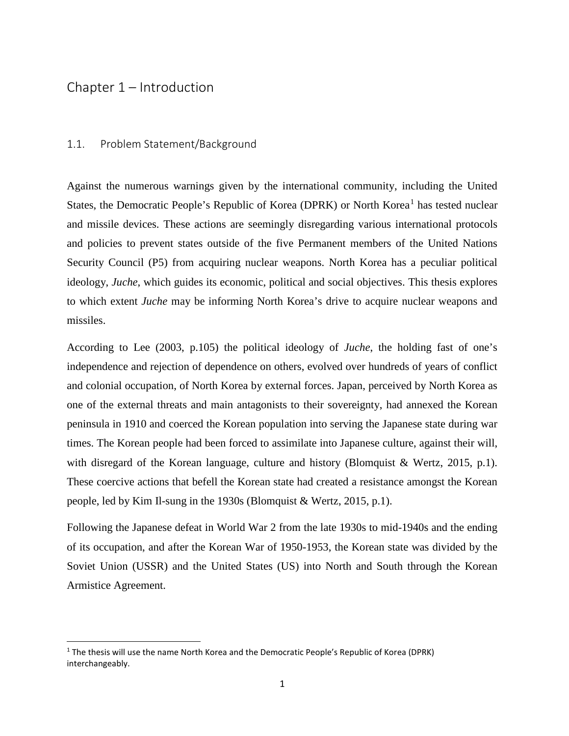# Chapter 1 – Introduction

## 1.1. Problem Statement/Background

Against the numerous warnings given by the international community, including the United States, the Democratic People's Republic of Korea (DPRK) or North Korea[1] has tested nuclear and missile devices. These actions are seemingly disregarding various international protocols and policies to prevent states outside of the five Permanent members of the United Nations Security Council (P5) from acquiring nuclear weapons. North Korea has a peculiar political ideology, *Juche*, which guides its economic, political and social objectives. This thesis explores to which extent *Juche* may be informing North Korea's drive to acquire nuclear weapons and missiles.

According to Lee (2003, p.105) the political ideology of *Juche*, the holding fast of one's independence and rejection of dependence on others, evolved over hundreds of years of conflict and colonial occupation, of North Korea by external forces. Japan, perceived by North Korea as one of the external threats and main antagonists to their sovereignty, had annexed the Korean peninsula in 1910 and coerced the Korean population into serving the Japanese state during war times. The Korean people had been forced to assimilate into Japanese culture, against their will, with disregard of the Korean language, culture and history (Blomquist & Wertz, 2015, p.1). These coercive actions that befell the Korean state had created a resistance amongst the Korean people, led by Kim Il-sung in the 1930s (Blomquist & Wertz, 2015, p.1).

Following the Japanese defeat in World War 2 from the late 1930s to mid-1940s and the ending of its occupation, and after the Korean War of 1950-1953, the Korean state was divided by the Soviet Union (USSR) and the United States (US) into North and South through the Korean Armistice Agreement.

---

[1] The thesis will use the name North Korea and the Democratic People's Republic of Korea (DPRK) interchangeably.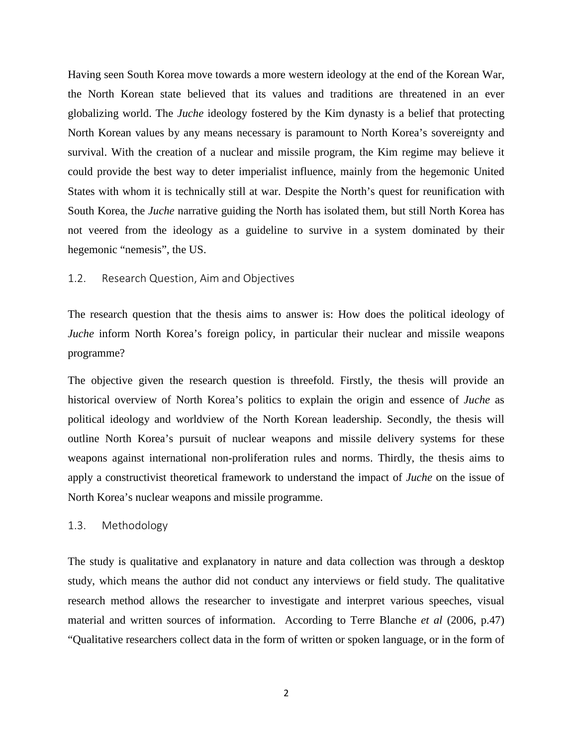Having seen South Korea move towards a more western ideology at the end of the Korean War, the North Korean state believed that its values and traditions are threatened in an ever globalizing world. The *Juche* ideology fostered by the Kim dynasty is a belief that protecting North Korean values by any means necessary is paramount to North Korea's sovereignty and survival. With the creation of a nuclear and missile program, the Kim regime may believe it could provide the best way to deter imperialist influence, mainly from the hegemonic United States with whom it is technically still at war. Despite the North's quest for reunification with South Korea, the *Juche* narrative guiding the North has isolated them, but still North Korea has not veered from the ideology as a guideline to survive in a system dominated by their hegemonic "nemesis", the US.

## 1.2. Research Question, Aim and Objectives

The research question that the thesis aims to answer is: How does the political ideology of *Juche* inform North Korea's foreign policy, in particular their nuclear and missile weapons programme?

The objective given the research question is threefold. Firstly, the thesis will provide an historical overview of North Korea's politics to explain the origin and essence of *Juche* as political ideology and worldview of the North Korean leadership. Secondly, the thesis will outline North Korea's pursuit of nuclear weapons and missile delivery systems for these weapons against international non-proliferation rules and norms. Thirdly, the thesis aims to apply a constructivist theoretical framework to understand the impact of *Juche* on the issue of North Korea's nuclear weapons and missile programme.

## 1.3. Methodology

The study is qualitative and explanatory in nature and data collection was through a desktop study, which means the author did not conduct any interviews or field study. The qualitative research method allows the researcher to investigate and interpret various speeches, visual material and written sources of information. According to Terre Blanche *et al* (2006, p.47) "Qualitative researchers collect data in the form of written or spoken language, or in the form of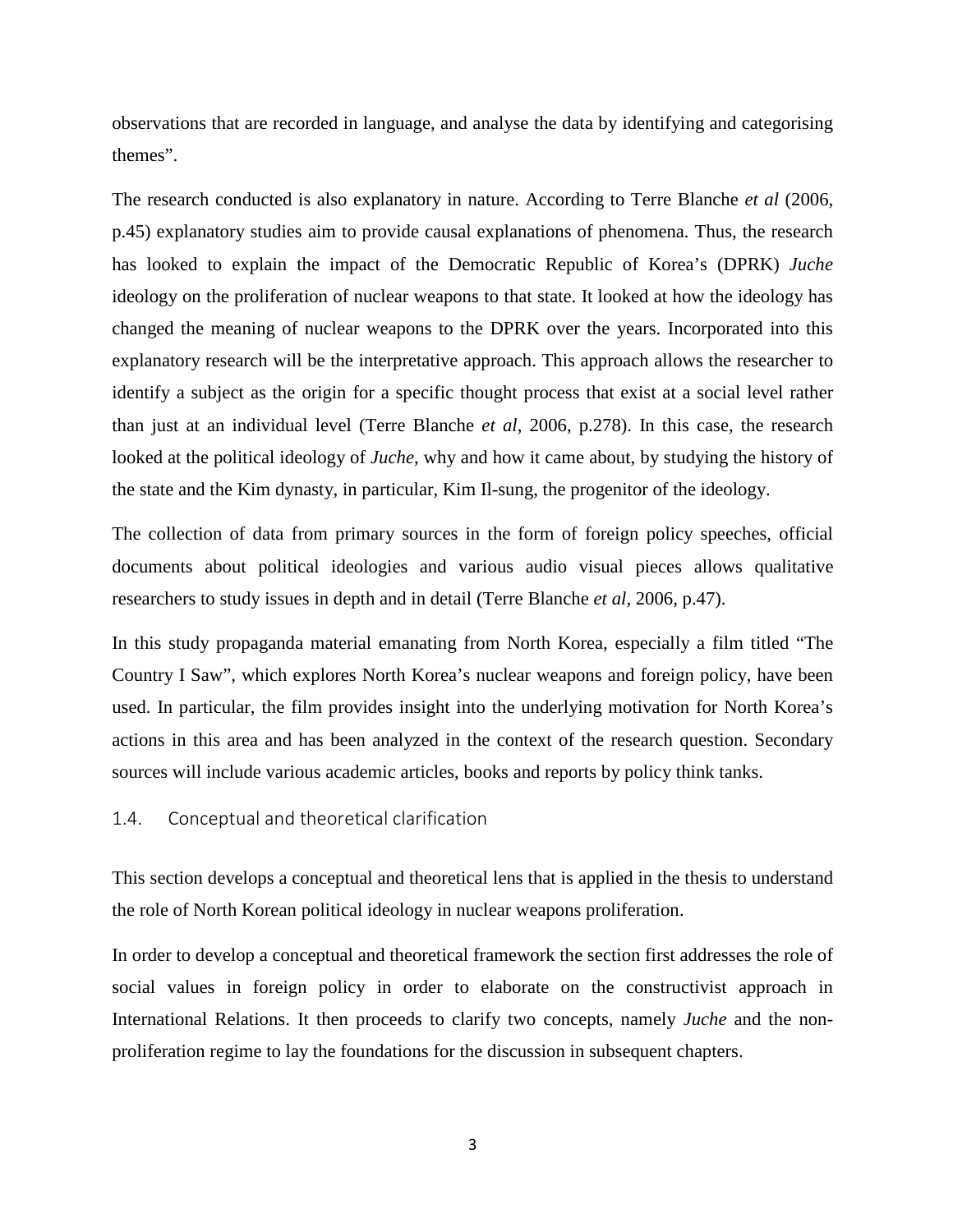observations that are recorded in language, and analyse the data by identifying and categorising themes".

The research conducted is also explanatory in nature. According to Terre Blanche *et al* (2006, p.45) explanatory studies aim to provide causal explanations of phenomena. Thus, the research has looked to explain the impact of the Democratic Republic of Korea's (DPRK) *Juche* ideology on the proliferation of nuclear weapons to that state. It looked at how the ideology has changed the meaning of nuclear weapons to the DPRK over the years. Incorporated into this explanatory research will be the interpretative approach. This approach allows the researcher to identify a subject as the origin for a specific thought process that exist at a social level rather than just at an individual level (Terre Blanche *et al*, 2006, p.278). In this case, the research looked at the political ideology of *Juche*, why and how it came about, by studying the history of the state and the Kim dynasty, in particular, Kim Il-sung, the progenitor of the ideology.

The collection of data from primary sources in the form of foreign policy speeches, official documents about political ideologies and various audio visual pieces allows qualitative researchers to study issues in depth and in detail (Terre Blanche *et al*, 2006, p.47).

In this study propaganda material emanating from North Korea, especially a film titled "The Country I Saw", which explores North Korea's nuclear weapons and foreign policy, have been used. In particular, the film provides insight into the underlying motivation for North Korea's actions in this area and has been analyzed in the context of the research question. Secondary sources will include various academic articles, books and reports by policy think tanks.

### 1.4. Conceptual and theoretical clarification

This section develops a conceptual and theoretical lens that is applied in the thesis to understand the role of North Korean political ideology in nuclear weapons proliferation.

In order to develop a conceptual and theoretical framework the section first addresses the role of social values in foreign policy in order to elaborate on the constructivist approach in International Relations. It then proceeds to clarify two concepts, namely *Juche* and the non-proliferation regime to lay the foundations for the discussion in subsequent chapters.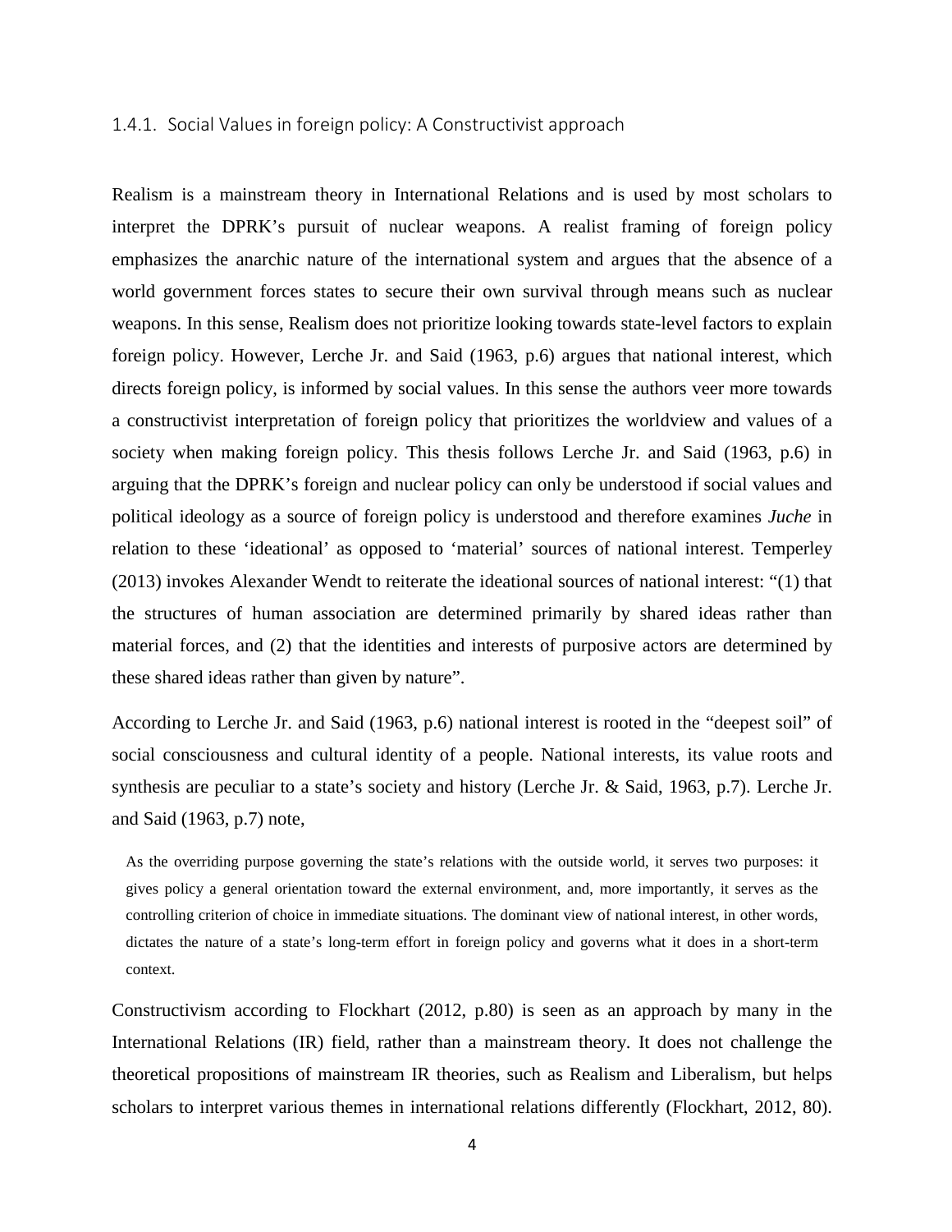### 1.4.1. Social Values in foreign policy: A Constructivist approach

Realism is a mainstream theory in International Relations and is used by most scholars to interpret the DPRK's pursuit of nuclear weapons. A realist framing of foreign policy emphasizes the anarchic nature of the international system and argues that the absence of a world government forces states to secure their own survival through means such as nuclear weapons. In this sense, Realism does not prioritize looking towards state-level factors to explain foreign policy. However, Lerche Jr. and Said (1963, p.6) argues that national interest, which directs foreign policy, is informed by social values. In this sense the authors veer more towards a constructivist interpretation of foreign policy that prioritizes the worldview and values of a society when making foreign policy. This thesis follows Lerche Jr. and Said (1963, p.6) in arguing that the DPRK's foreign and nuclear policy can only be understood if social values and political ideology as a source of foreign policy is understood and therefore examines *Juche* in relation to these 'ideational' as opposed to 'material' sources of national interest. Temperley (2013) invokes Alexander Wendt to reiterate the ideational sources of national interest: "(1) that the structures of human association are determined primarily by shared ideas rather than material forces, and (2) that the identities and interests of purposive actors are determined by these shared ideas rather than given by nature".

According to Lerche Jr. and Said (1963, p.6) national interest is rooted in the "deepest soil" of social consciousness and cultural identity of a people. National interests, its value roots and synthesis are peculiar to a state's society and history (Lerche Jr. & Said, 1963, p.7). Lerche Jr. and Said (1963, p.7) note,

> As the overriding purpose governing the state's relations with the outside world, it serves two purposes: it gives policy a general orientation toward the external environment, and, more importantly, it serves as the controlling criterion of choice in immediate situations. The dominant view of national interest, in other words, dictates the nature of a state's long-term effort in foreign policy and governs what it does in a short-term context.

Constructivism according to Flockhart (2012, p.80) is seen as an approach by many in the International Relations (IR) field, rather than a mainstream theory. It does not challenge the theoretical propositions of mainstream IR theories, such as Realism and Liberalism, but helps scholars to interpret various themes in international relations differently (Flockhart, 2012, 80).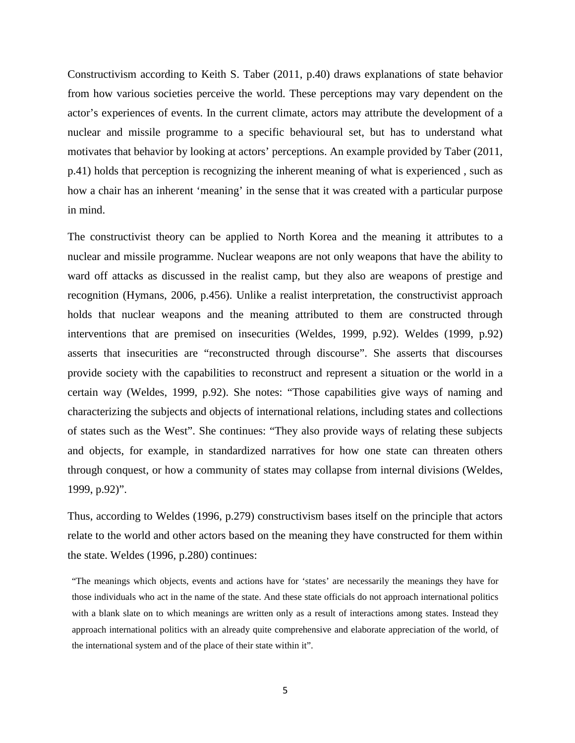Constructivism according to Keith S. Taber (2011, p.40) draws explanations of state behavior from how various societies perceive the world. These perceptions may vary dependent on the actor's experiences of events. In the current climate, actors may attribute the development of a nuclear and missile programme to a specific behavioural set, but has to understand what motivates that behavior by looking at actors' perceptions. An example provided by Taber (2011, p.41) holds that perception is recognizing the inherent meaning of what is experienced , such as how a chair has an inherent 'meaning' in the sense that it was created with a particular purpose in mind.

The constructivist theory can be applied to North Korea and the meaning it attributes to a nuclear and missile programme. Nuclear weapons are not only weapons that have the ability to ward off attacks as discussed in the realist camp, but they also are weapons of prestige and recognition (Hymans, 2006, p.456). Unlike a realist interpretation, the constructivist approach holds that nuclear weapons and the meaning attributed to them are constructed through interventions that are premised on insecurities (Weldes, 1999, p.92). Weldes (1999, p.92) asserts that insecurities are "reconstructed through discourse". She asserts that discourses provide society with the capabilities to reconstruct and represent a situation or the world in a certain way (Weldes, 1999, p.92). She notes: "Those capabilities give ways of naming and characterizing the subjects and objects of international relations, including states and collections of states such as the West". She continues: "They also provide ways of relating these subjects and objects, for example, in standardized narratives for how one state can threaten others through conquest, or how a community of states may collapse from internal divisions (Weldes, 1999, p.92)".

Thus, according to Weldes (1996, p.279) constructivism bases itself on the principle that actors relate to the world and other actors based on the meaning they have constructed for them within the state. Weldes (1996, p.280) continues:

> "The meanings which objects, events and actions have for 'states' are necessarily the meanings they have for those individuals who act in the name of the state. And these state officials do not approach international politics with a blank slate on to which meanings are written only as a result of interactions among states. Instead they approach international politics with an already quite comprehensive and elaborate appreciation of the world, of the international system and of the place of their state within it".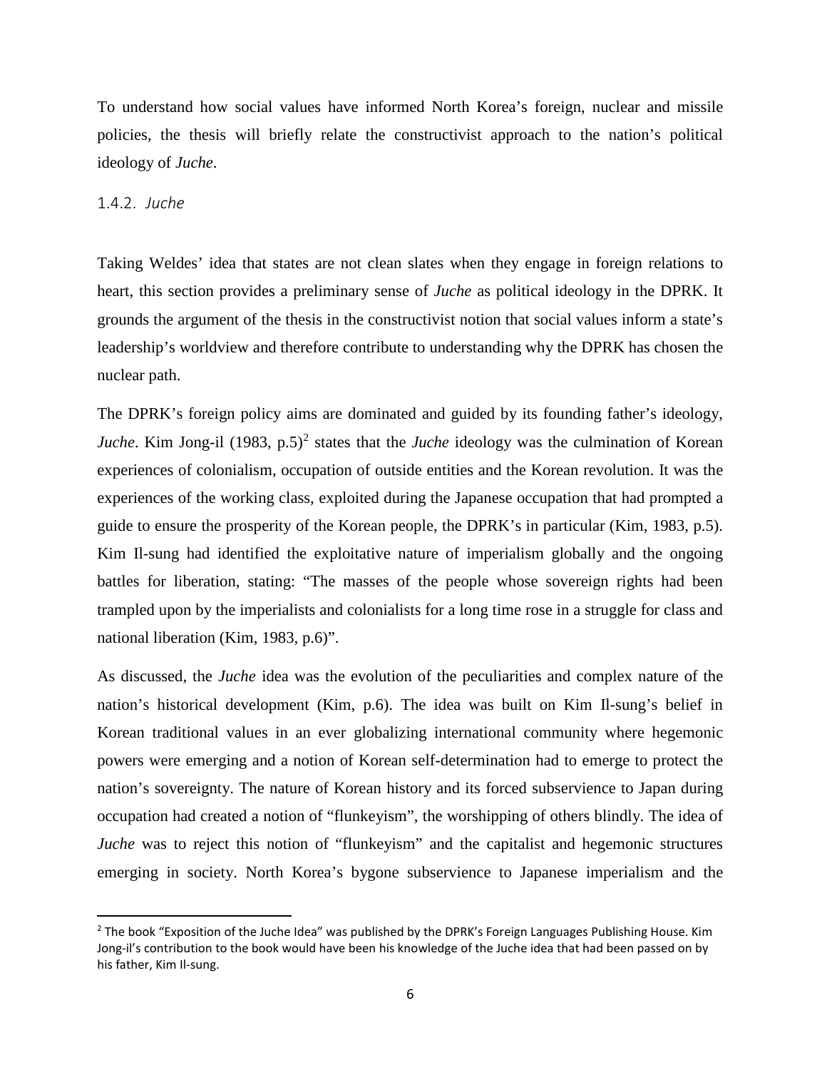To understand how social values have informed North Korea's foreign, nuclear and missile policies, the thesis will briefly relate the constructivist approach to the nation's political ideology of *Juche*.

### 1.4.2. *Juche*

Taking Weldes' idea that states are not clean slates when they engage in foreign relations to heart, this section provides a preliminary sense of *Juche* as political ideology in the DPRK. It grounds the argument of the thesis in the constructivist notion that social values inform a state's leadership's worldview and therefore contribute to understanding why the DPRK has chosen the nuclear path.

The DPRK's foreign policy aims are dominated and guided by its founding father's ideology, *Juche*. Kim Jong-il (1983, p.5)[2] states that the *Juche* ideology was the culmination of Korean experiences of colonialism, occupation of outside entities and the Korean revolution. It was the experiences of the working class, exploited during the Japanese occupation that had prompted a guide to ensure the prosperity of the Korean people, the DPRK's in particular (Kim, 1983, p.5). Kim Il-sung had identified the exploitative nature of imperialism globally and the ongoing battles for liberation, stating: "The masses of the people whose sovereign rights had been trampled upon by the imperialists and colonialists for a long time rose in a struggle for class and national liberation (Kim, 1983, p.6)".

As discussed, the *Juche* idea was the evolution of the peculiarities and complex nature of the nation's historical development (Kim, p.6). The idea was built on Kim Il-sung's belief in Korean traditional values in an ever globalizing international community where hegemonic powers were emerging and a notion of Korean self-determination had to emerge to protect the nation's sovereignty. The nature of Korean history and its forced subservience to Japan during occupation had created a notion of "flunkeyism", the worshipping of others blindly. The idea of *Juche* was to reject this notion of "flunkeyism" and the capitalist and hegemonic structures emerging in society. North Korea's bygone subservience to Japanese imperialism and the

[2] The book "Exposition of the Juche Idea" was published by the DPRK's Foreign Languages Publishing House. Kim Jong-il's contribution to the book would have been his knowledge of the Juche idea that had been passed on by his father, Kim Il-sung.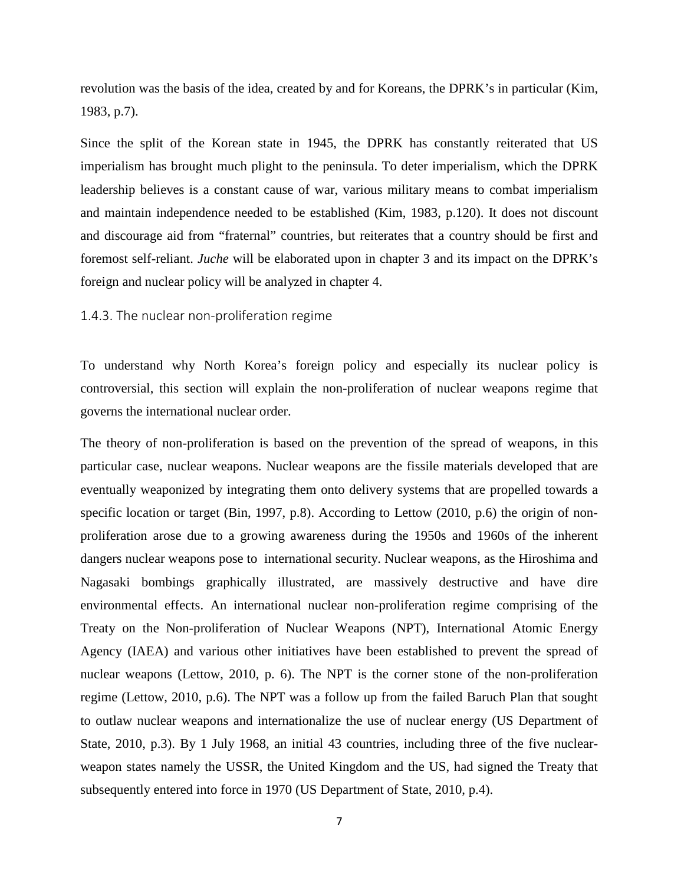revolution was the basis of the idea, created by and for Koreans, the DPRK's in particular (Kim, 1983, p.7).

Since the split of the Korean state in 1945, the DPRK has constantly reiterated that US imperialism has brought much plight to the peninsula. To deter imperialism, which the DPRK leadership believes is a constant cause of war, various military means to combat imperialism and maintain independence needed to be established (Kim, 1983, p.120). It does not discount and discourage aid from "fraternal" countries, but reiterates that a country should be first and foremost self-reliant. *Juche* will be elaborated upon in chapter 3 and its impact on the DPRK's foreign and nuclear policy will be analyzed in chapter 4.

### 1.4.3. The nuclear non-proliferation regime

To understand why North Korea's foreign policy and especially its nuclear policy is controversial, this section will explain the non-proliferation of nuclear weapons regime that governs the international nuclear order.

The theory of non-proliferation is based on the prevention of the spread of weapons, in this particular case, nuclear weapons. Nuclear weapons are the fissile materials developed that are eventually weaponized by integrating them onto delivery systems that are propelled towards a specific location or target (Bin, 1997, p.8). According to Lettow (2010, p.6) the origin of non-proliferation arose due to a growing awareness during the 1950s and 1960s of the inherent dangers nuclear weapons pose to international security. Nuclear weapons, as the Hiroshima and Nagasaki bombings graphically illustrated, are massively destructive and have dire environmental effects. An international nuclear non-proliferation regime comprising of the Treaty on the Non-proliferation of Nuclear Weapons (NPT), International Atomic Energy Agency (IAEA) and various other initiatives have been established to prevent the spread of nuclear weapons (Lettow, 2010, p. 6). The NPT is the corner stone of the non-proliferation regime (Lettow, 2010, p.6). The NPT was a follow up from the failed Baruch Plan that sought to outlaw nuclear weapons and internationalize the use of nuclear energy (US Department of State, 2010, p.3). By 1 July 1968, an initial 43 countries, including three of the five nuclear-weapon states namely the USSR, the United Kingdom and the US, had signed the Treaty that subsequently entered into force in 1970 (US Department of State, 2010, p.4).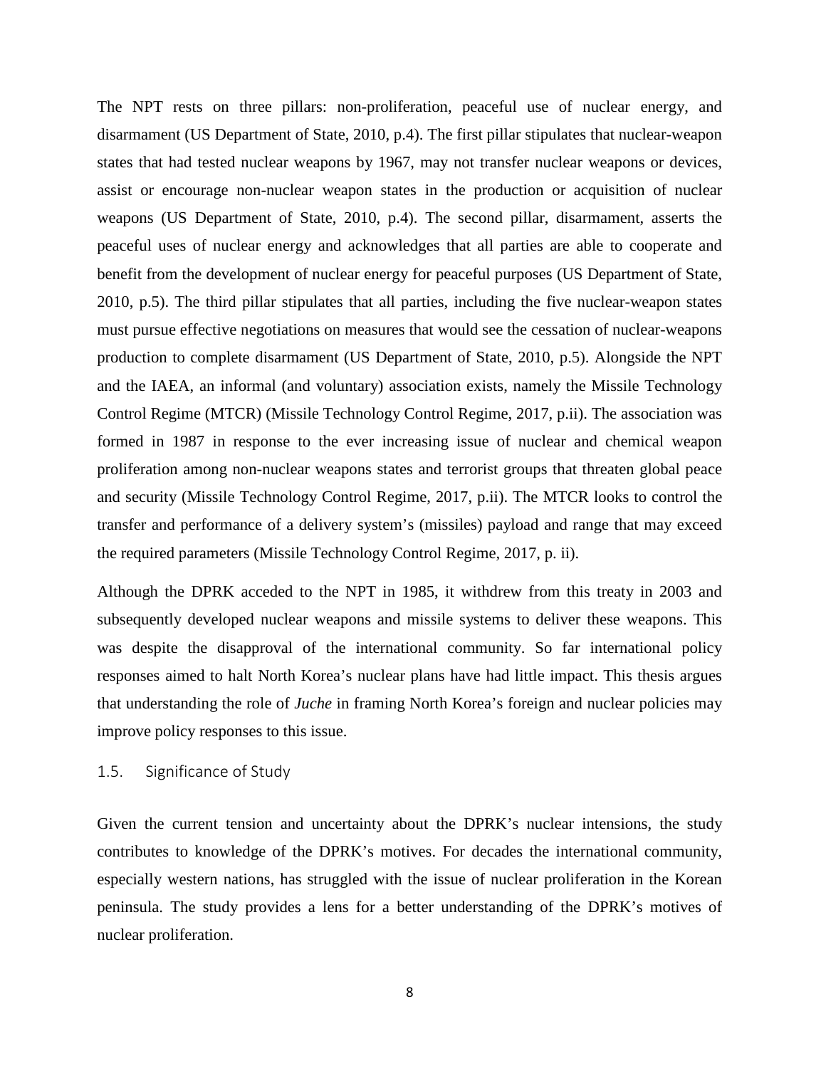The NPT rests on three pillars: non-proliferation, peaceful use of nuclear energy, and disarmament (US Department of State, 2010, p.4). The first pillar stipulates that nuclear-weapon states that had tested nuclear weapons by 1967, may not transfer nuclear weapons or devices, assist or encourage non-nuclear weapon states in the production or acquisition of nuclear weapons (US Department of State, 2010, p.4). The second pillar, disarmament, asserts the peaceful uses of nuclear energy and acknowledges that all parties are able to cooperate and benefit from the development of nuclear energy for peaceful purposes (US Department of State, 2010, p.5). The third pillar stipulates that all parties, including the five nuclear-weapon states must pursue effective negotiations on measures that would see the cessation of nuclear-weapons production to complete disarmament (US Department of State, 2010, p.5). Alongside the NPT and the IAEA, an informal (and voluntary) association exists, namely the Missile Technology Control Regime (MTCR) (Missile Technology Control Regime, 2017, p.ii). The association was formed in 1987 in response to the ever increasing issue of nuclear and chemical weapon proliferation among non-nuclear weapons states and terrorist groups that threaten global peace and security (Missile Technology Control Regime, 2017, p.ii). The MTCR looks to control the transfer and performance of a delivery system's (missiles) payload and range that may exceed the required parameters (Missile Technology Control Regime, 2017, p. ii).

Although the DPRK acceded to the NPT in 1985, it withdrew from this treaty in 2003 and subsequently developed nuclear weapons and missile systems to deliver these weapons. This was despite the disapproval of the international community. So far international policy responses aimed to halt North Korea's nuclear plans have had little impact. This thesis argues that understanding the role of *Juche* in framing North Korea's foreign and nuclear policies may improve policy responses to this issue.

### 1.5. Significance of Study

Given the current tension and uncertainty about the DPRK's nuclear intensions, the study contributes to knowledge of the DPRK's motives. For decades the international community, especially western nations, has struggled with the issue of nuclear proliferation in the Korean peninsula. The study provides a lens for a better understanding of the DPRK's motives of nuclear proliferation.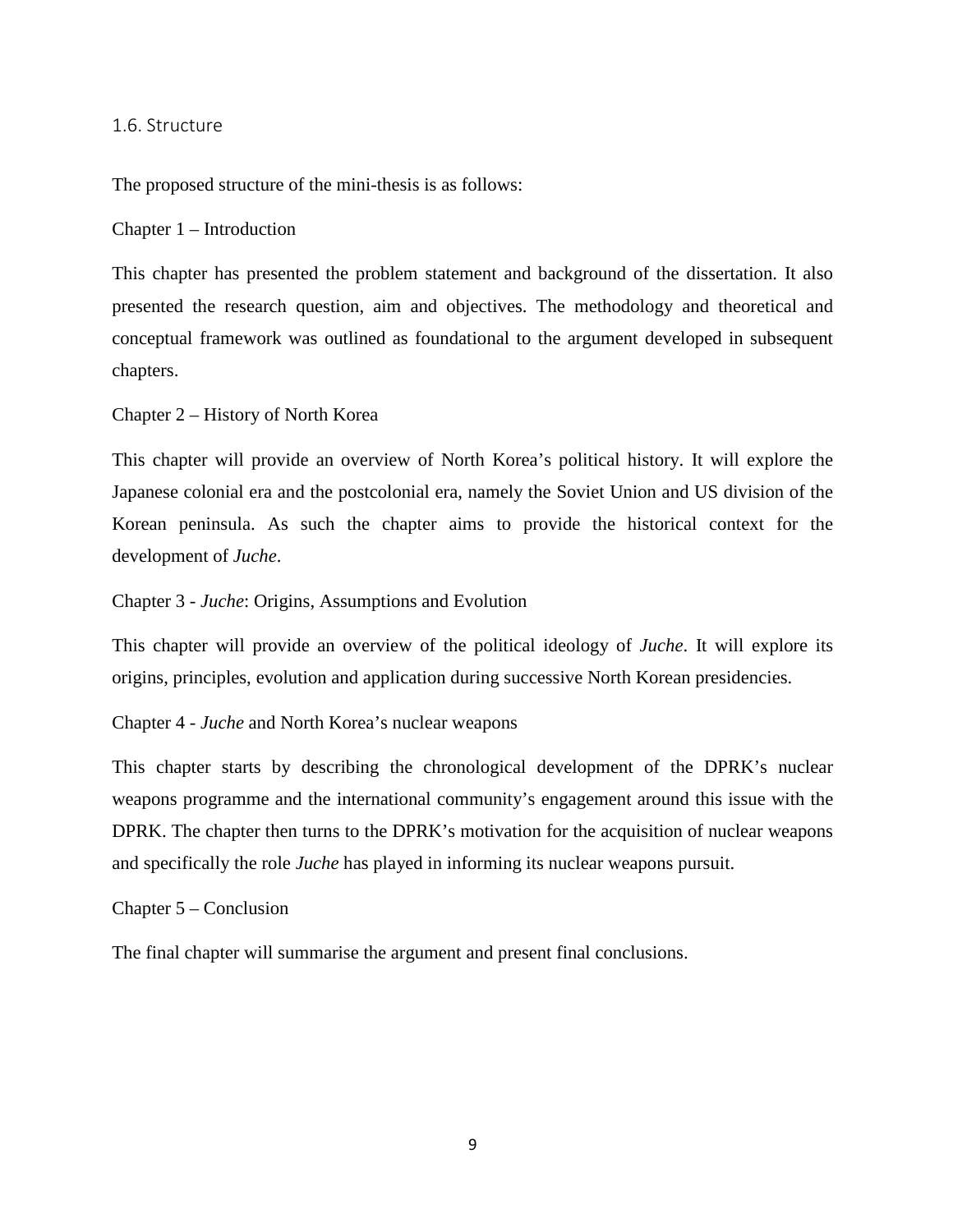## 1.6. Structure

The proposed structure of the mini-thesis is as follows:

Chapter 1 – Introduction

This chapter has presented the problem statement and background of the dissertation. It also presented the research question, aim and objectives. The methodology and theoretical and conceptual framework was outlined as foundational to the argument developed in subsequent chapters.

Chapter 2 – History of North Korea

This chapter will provide an overview of North Korea's political history. It will explore the Japanese colonial era and the postcolonial era, namely the Soviet Union and US division of the Korean peninsula. As such the chapter aims to provide the historical context for the development of *Juche*.

Chapter 3 - *Juche*: Origins, Assumptions and Evolution

This chapter will provide an overview of the political ideology of *Juche*. It will explore its origins, principles, evolution and application during successive North Korean presidencies.

Chapter 4 - *Juche* and North Korea's nuclear weapons

This chapter starts by describing the chronological development of the DPRK's nuclear weapons programme and the international community's engagement around this issue with the DPRK. The chapter then turns to the DPRK's motivation for the acquisition of nuclear weapons and specifically the role *Juche* has played in informing its nuclear weapons pursuit.

Chapter 5 – Conclusion

The final chapter will summarise the argument and present final conclusions.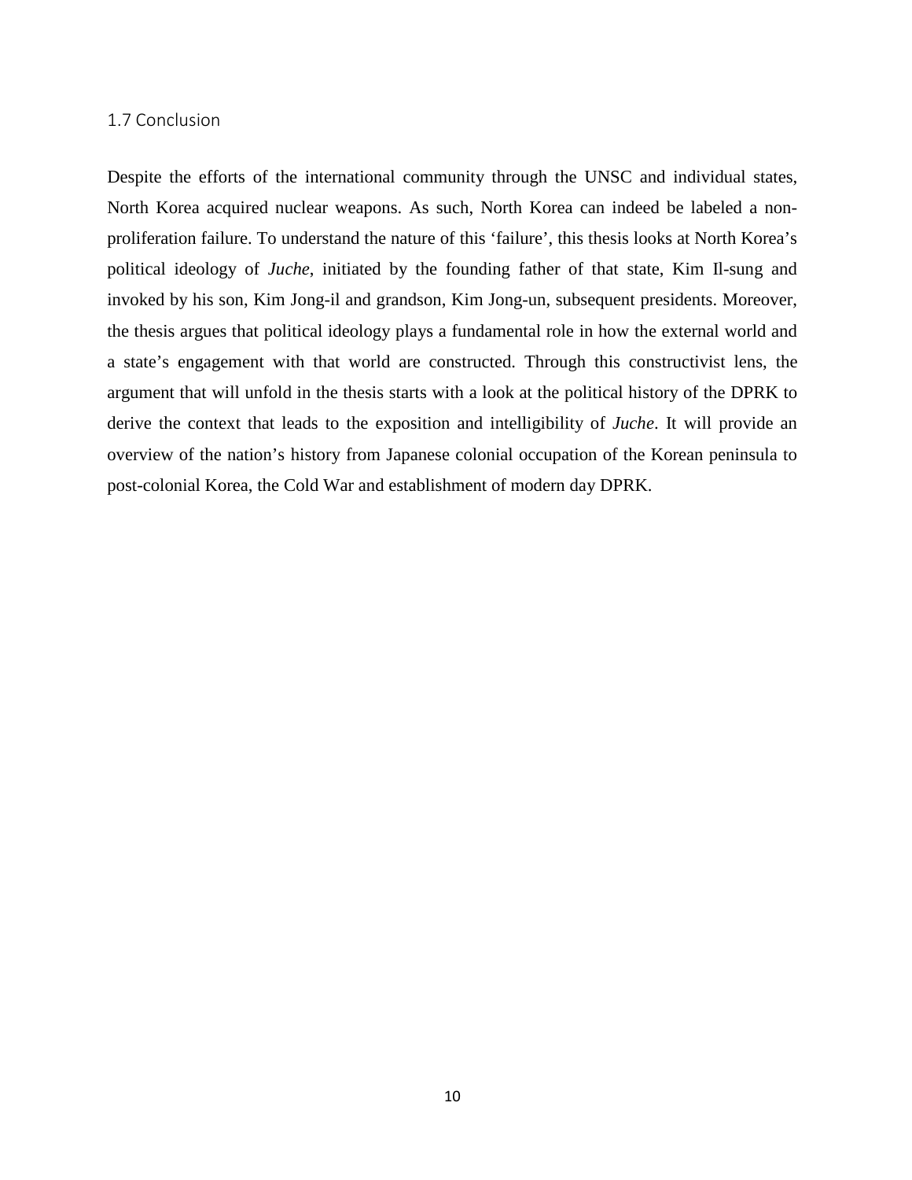## 1.7 Conclusion

Despite the efforts of the international community through the UNSC and individual states, North Korea acquired nuclear weapons. As such, North Korea can indeed be labeled a non-proliferation failure. To understand the nature of this 'failure', this thesis looks at North Korea's political ideology of *Juche*, initiated by the founding father of that state, Kim Il-sung and invoked by his son, Kim Jong-il and grandson, Kim Jong-un, subsequent presidents. Moreover, the thesis argues that political ideology plays a fundamental role in how the external world and a state's engagement with that world are constructed. Through this constructivist lens, the argument that will unfold in the thesis starts with a look at the political history of the DPRK to derive the context that leads to the exposition and intelligibility of *Juche*. It will provide an overview of the nation's history from Japanese colonial occupation of the Korean peninsula to post-colonial Korea, the Cold War and establishment of modern day DPRK.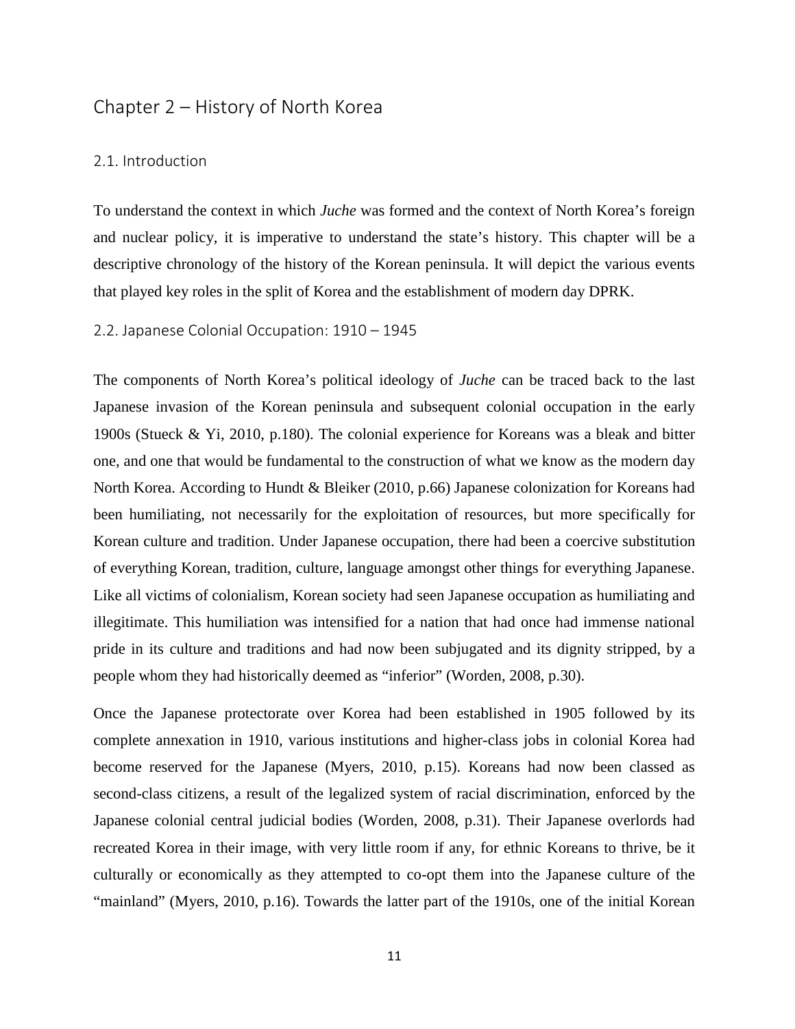## Chapter 2 – History of North Korea

### 2.1. Introduction

To understand the context in which *Juche* was formed and the context of North Korea's foreign and nuclear policy, it is imperative to understand the state's history. This chapter will be a descriptive chronology of the history of the Korean peninsula. It will depict the various events that played key roles in the split of Korea and the establishment of modern day DPRK.

### 2.2. Japanese Colonial Occupation: 1910 – 1945

The components of North Korea's political ideology of *Juche* can be traced back to the last Japanese invasion of the Korean peninsula and subsequent colonial occupation in the early 1900s (Stueck & Yi, 2010, p.180). The colonial experience for Koreans was a bleak and bitter one, and one that would be fundamental to the construction of what we know as the modern day North Korea. According to Hundt & Bleiker (2010, p.66) Japanese colonization for Koreans had been humiliating, not necessarily for the exploitation of resources, but more specifically for Korean culture and tradition. Under Japanese occupation, there had been a coercive substitution of everything Korean, tradition, culture, language amongst other things for everything Japanese. Like all victims of colonialism, Korean society had seen Japanese occupation as humiliating and illegitimate. This humiliation was intensified for a nation that had once had immense national pride in its culture and traditions and had now been subjugated and its dignity stripped, by a people whom they had historically deemed as "inferior" (Worden, 2008, p.30).

Once the Japanese protectorate over Korea had been established in 1905 followed by its complete annexation in 1910, various institutions and higher-class jobs in colonial Korea had become reserved for the Japanese (Myers, 2010, p.15). Koreans had now been classed as second-class citizens, a result of the legalized system of racial discrimination, enforced by the Japanese colonial central judicial bodies (Worden, 2008, p.31). Their Japanese overlords had recreated Korea in their image, with very little room if any, for ethnic Koreans to thrive, be it culturally or economically as they attempted to co-opt them into the Japanese culture of the "mainland" (Myers, 2010, p.16). Towards the latter part of the 1910s, one of the initial Korean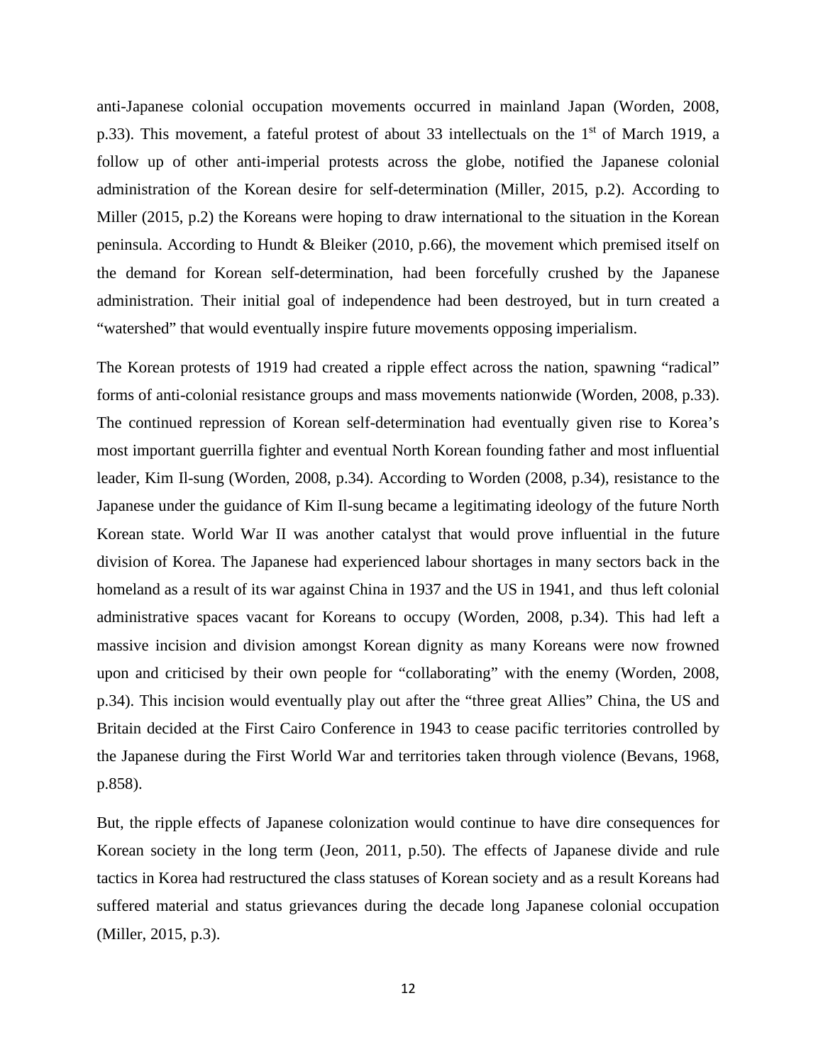anti-Japanese colonial occupation movements occurred in mainland Japan (Worden, 2008, p.33). This movement, a fateful protest of about 33 intellectuals on the 1st of March 1919, a follow up of other anti-imperial protests across the globe, notified the Japanese colonial administration of the Korean desire for self-determination (Miller, 2015, p.2). According to Miller (2015, p.2) the Koreans were hoping to draw international to the situation in the Korean peninsula. According to Hundt & Bleiker (2010, p.66), the movement which premised itself on the demand for Korean self-determination, had been forcefully crushed by the Japanese administration. Their initial goal of independence had been destroyed, but in turn created a "watershed" that would eventually inspire future movements opposing imperialism.

The Korean protests of 1919 had created a ripple effect across the nation, spawning "radical" forms of anti-colonial resistance groups and mass movements nationwide (Worden, 2008, p.33). The continued repression of Korean self-determination had eventually given rise to Korea's most important guerrilla fighter and eventual North Korean founding father and most influential leader, Kim Il-sung (Worden, 2008, p.34). According to Worden (2008, p.34), resistance to the Japanese under the guidance of Kim Il-sung became a legitimating ideology of the future North Korean state. World War II was another catalyst that would prove influential in the future division of Korea. The Japanese had experienced labour shortages in many sectors back in the homeland as a result of its war against China in 1937 and the US in 1941, and thus left colonial administrative spaces vacant for Koreans to occupy (Worden, 2008, p.34). This had left a massive incision and division amongst Korean dignity as many Koreans were now frowned upon and criticised by their own people for "collaborating" with the enemy (Worden, 2008, p.34). This incision would eventually play out after the "three great Allies" China, the US and Britain decided at the First Cairo Conference in 1943 to cease pacific territories controlled by the Japanese during the First World War and territories taken through violence (Bevans, 1968, p.858).

But, the ripple effects of Japanese colonization would continue to have dire consequences for Korean society in the long term (Jeon, 2011, p.50). The effects of Japanese divide and rule tactics in Korea had restructured the class statuses of Korean society and as a result Koreans had suffered material and status grievances during the decade long Japanese colonial occupation (Miller, 2015, p.3).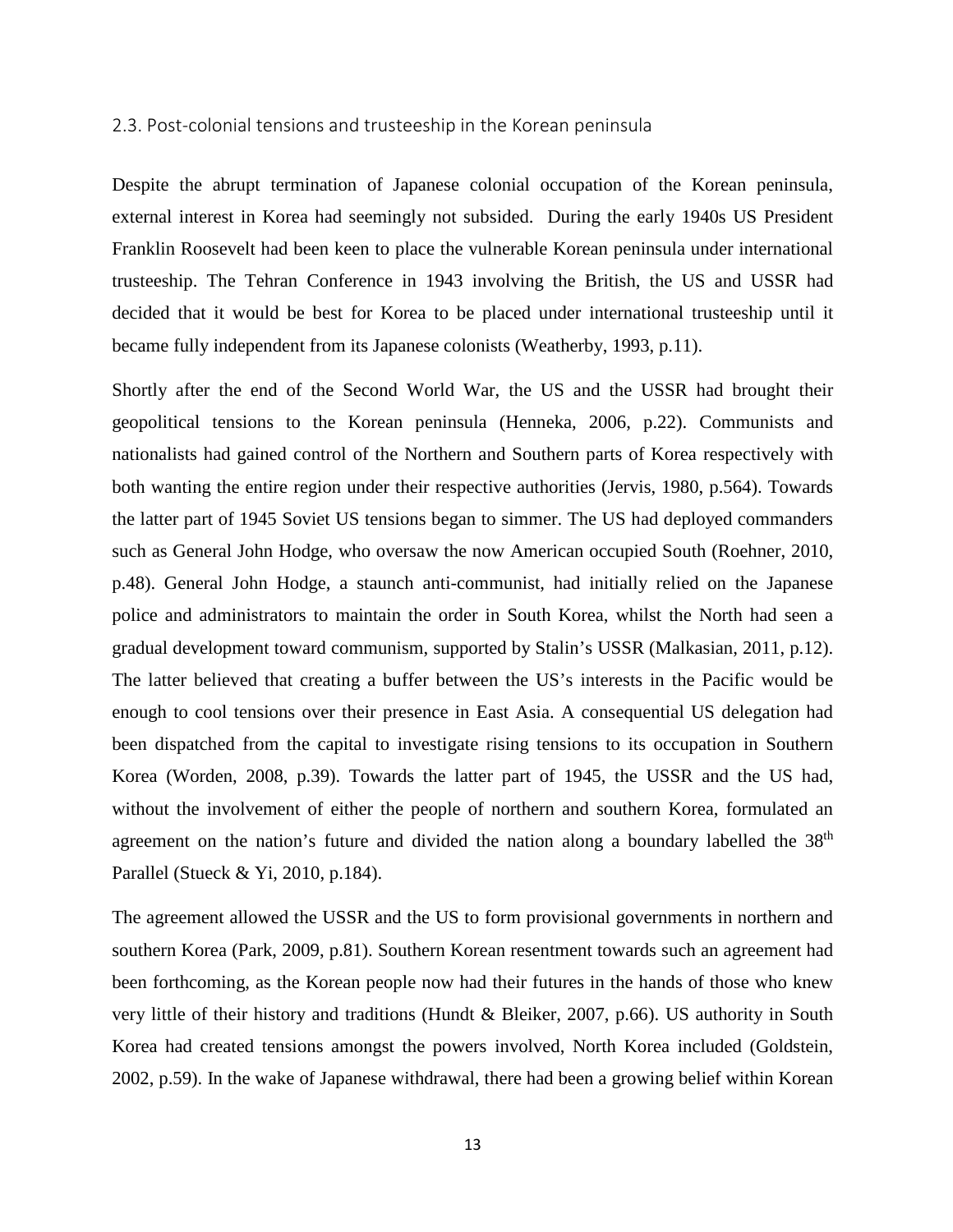## 2.3. Post-colonial tensions and trusteeship in the Korean peninsula

Despite the abrupt termination of Japanese colonial occupation of the Korean peninsula, external interest in Korea had seemingly not subsided. During the early 1940s US President Franklin Roosevelt had been keen to place the vulnerable Korean peninsula under international trusteeship. The Tehran Conference in 1943 involving the British, the US and USSR had decided that it would be best for Korea to be placed under international trusteeship until it became fully independent from its Japanese colonists (Weatherby, 1993, p.11).

Shortly after the end of the Second World War, the US and the USSR had brought their geopolitical tensions to the Korean peninsula (Henneka, 2006, p.22). Communists and nationalists had gained control of the Northern and Southern parts of Korea respectively with both wanting the entire region under their respective authorities (Jervis, 1980, p.564). Towards the latter part of 1945 Soviet US tensions began to simmer. The US had deployed commanders such as General John Hodge, who oversaw the now American occupied South (Roehner, 2010, p.48). General John Hodge, a staunch anti-communist, had initially relied on the Japanese police and administrators to maintain the order in South Korea, whilst the North had seen a gradual development toward communism, supported by Stalin's USSR (Malkasian, 2011, p.12). The latter believed that creating a buffer between the US's interests in the Pacific would be enough to cool tensions over their presence in East Asia. A consequential US delegation had been dispatched from the capital to investigate rising tensions to its occupation in Southern Korea (Worden, 2008, p.39). Towards the latter part of 1945, the USSR and the US had, without the involvement of either the people of northern and southern Korea, formulated an agreement on the nation's future and divided the nation along a boundary labelled the 38th Parallel (Stueck & Yi, 2010, p.184).

The agreement allowed the USSR and the US to form provisional governments in northern and southern Korea (Park, 2009, p.81). Southern Korean resentment towards such an agreement had been forthcoming, as the Korean people now had their futures in the hands of those who knew very little of their history and traditions (Hundt & Bleiker, 2007, p.66). US authority in South Korea had created tensions amongst the powers involved, North Korea included (Goldstein, 2002, p.59). In the wake of Japanese withdrawal, there had been a growing belief within Korean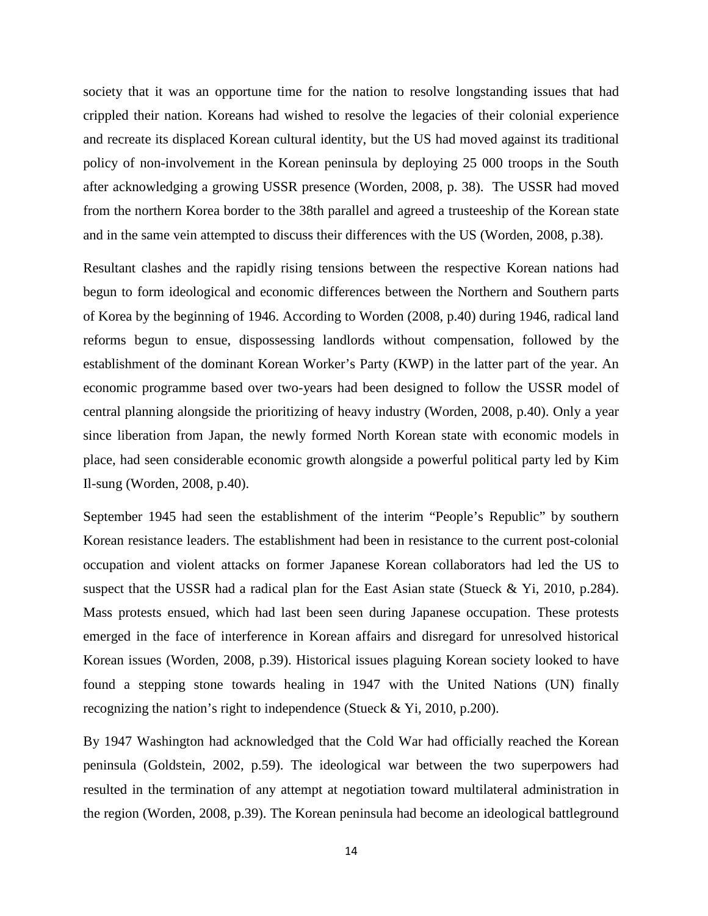society that it was an opportune time for the nation to resolve longstanding issues that had crippled their nation. Koreans had wished to resolve the legacies of their colonial experience and recreate its displaced Korean cultural identity, but the US had moved against its traditional policy of non-involvement in the Korean peninsula by deploying 25 000 troops in the South after acknowledging a growing USSR presence (Worden, 2008, p. 38). The USSR had moved from the northern Korea border to the 38th parallel and agreed a trusteeship of the Korean state and in the same vein attempted to discuss their differences with the US (Worden, 2008, p.38).

Resultant clashes and the rapidly rising tensions between the respective Korean nations had begun to form ideological and economic differences between the Northern and Southern parts of Korea by the beginning of 1946. According to Worden (2008, p.40) during 1946, radical land reforms begun to ensue, dispossessing landlords without compensation, followed by the establishment of the dominant Korean Worker's Party (KWP) in the latter part of the year. An economic programme based over two-years had been designed to follow the USSR model of central planning alongside the prioritizing of heavy industry (Worden, 2008, p.40). Only a year since liberation from Japan, the newly formed North Korean state with economic models in place, had seen considerable economic growth alongside a powerful political party led by Kim Il-sung (Worden, 2008, p.40).

September 1945 had seen the establishment of the interim "People's Republic" by southern Korean resistance leaders. The establishment had been in resistance to the current post-colonial occupation and violent attacks on former Japanese Korean collaborators had led the US to suspect that the USSR had a radical plan for the East Asian state (Stueck & Yi, 2010, p.284). Mass protests ensued, which had last been seen during Japanese occupation. These protests emerged in the face of interference in Korean affairs and disregard for unresolved historical Korean issues (Worden, 2008, p.39). Historical issues plaguing Korean society looked to have found a stepping stone towards healing in 1947 with the United Nations (UN) finally recognizing the nation's right to independence (Stueck & Yi, 2010, p.200).

By 1947 Washington had acknowledged that the Cold War had officially reached the Korean peninsula (Goldstein, 2002, p.59). The ideological war between the two superpowers had resulted in the termination of any attempt at negotiation toward multilateral administration in the region (Worden, 2008, p.39). The Korean peninsula had become an ideological battleground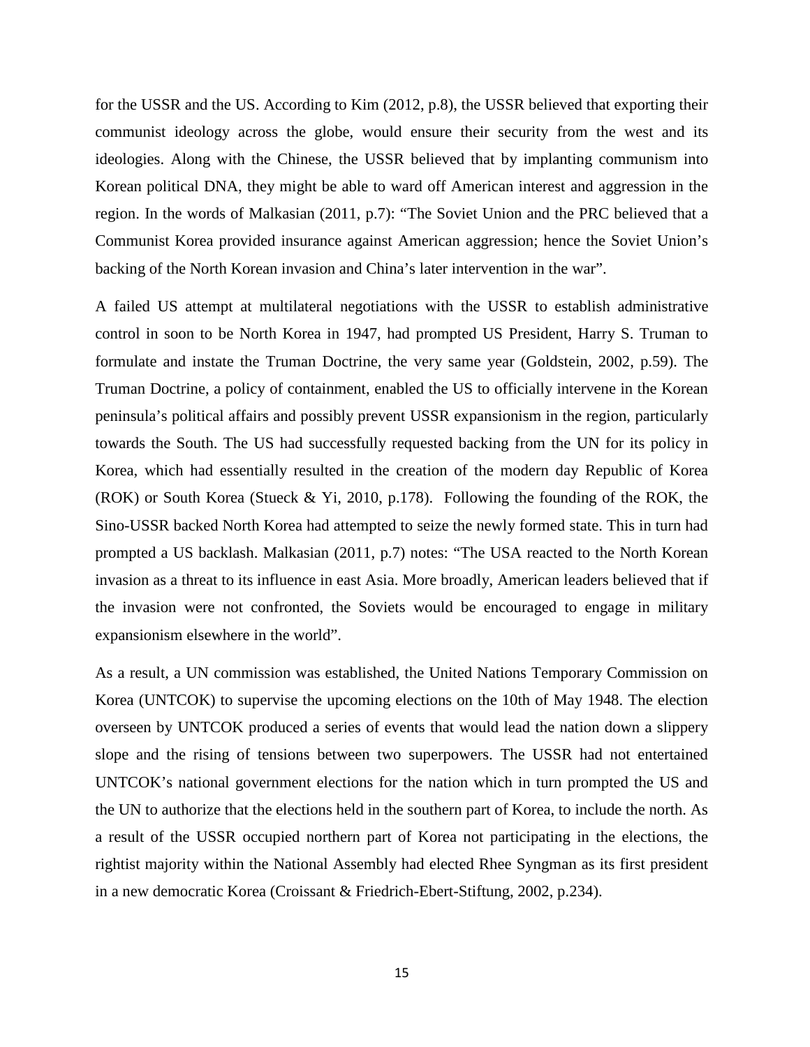for the USSR and the US. According to Kim (2012, p.8), the USSR believed that exporting their communist ideology across the globe, would ensure their security from the west and its ideologies. Along with the Chinese, the USSR believed that by implanting communism into Korean political DNA, they might be able to ward off American interest and aggression in the region. In the words of Malkasian (2011, p.7): "The Soviet Union and the PRC believed that a Communist Korea provided insurance against American aggression; hence the Soviet Union's backing of the North Korean invasion and China's later intervention in the war".

A failed US attempt at multilateral negotiations with the USSR to establish administrative control in soon to be North Korea in 1947, had prompted US President, Harry S. Truman to formulate and instate the Truman Doctrine, the very same year (Goldstein, 2002, p.59). The Truman Doctrine, a policy of containment, enabled the US to officially intervene in the Korean peninsula's political affairs and possibly prevent USSR expansionism in the region, particularly towards the South. The US had successfully requested backing from the UN for its policy in Korea, which had essentially resulted in the creation of the modern day Republic of Korea (ROK) or South Korea (Stueck & Yi, 2010, p.178). Following the founding of the ROK, the Sino-USSR backed North Korea had attempted to seize the newly formed state. This in turn had prompted a US backlash. Malkasian (2011, p.7) notes: "The USA reacted to the North Korean invasion as a threat to its influence in east Asia. More broadly, American leaders believed that if the invasion were not confronted, the Soviets would be encouraged to engage in military expansionism elsewhere in the world".

As a result, a UN commission was established, the United Nations Temporary Commission on Korea (UNTCOK) to supervise the upcoming elections on the 10th of May 1948. The election overseen by UNTCOK produced a series of events that would lead the nation down a slippery slope and the rising of tensions between two superpowers. The USSR had not entertained UNTCOK's national government elections for the nation which in turn prompted the US and the UN to authorize that the elections held in the southern part of Korea, to include the north. As a result of the USSR occupied northern part of Korea not participating in the elections, the rightist majority within the National Assembly had elected Rhee Syngman as its first president in a new democratic Korea (Croissant & Friedrich-Ebert-Stiftung, 2002, p.234).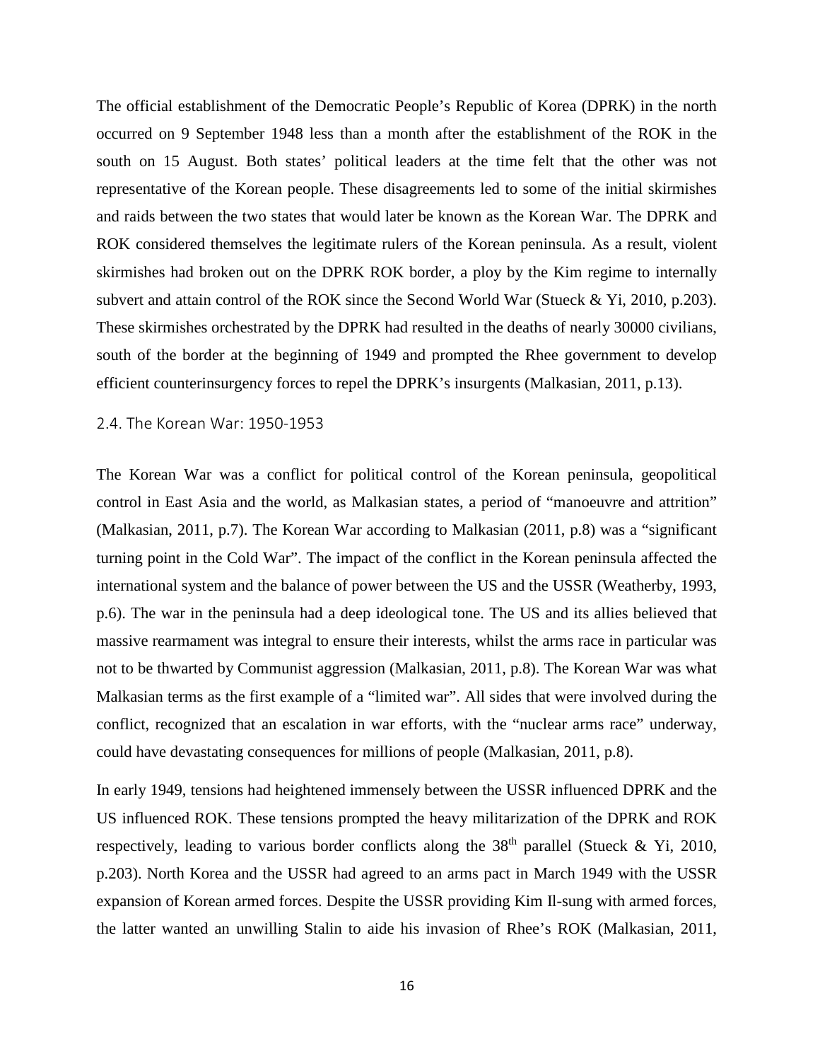The official establishment of the Democratic People's Republic of Korea (DPRK) in the north occurred on 9 September 1948 less than a month after the establishment of the ROK in the south on 15 August. Both states' political leaders at the time felt that the other was not representative of the Korean people. These disagreements led to some of the initial skirmishes and raids between the two states that would later be known as the Korean War. The DPRK and ROK considered themselves the legitimate rulers of the Korean peninsula. As a result, violent skirmishes had broken out on the DPRK ROK border, a ploy by the Kim regime to internally subvert and attain control of the ROK since the Second World War (Stueck & Yi, 2010, p.203). These skirmishes orchestrated by the DPRK had resulted in the deaths of nearly 30000 civilians, south of the border at the beginning of 1949 and prompted the Rhee government to develop efficient counterinsurgency forces to repel the DPRK's insurgents (Malkasian, 2011, p.13).

### 2.4. The Korean War: 1950-1953

The Korean War was a conflict for political control of the Korean peninsula, geopolitical control in East Asia and the world, as Malkasian states, a period of "manoeuvre and attrition" (Malkasian, 2011, p.7). The Korean War according to Malkasian (2011, p.8) was a "significant turning point in the Cold War". The impact of the conflict in the Korean peninsula affected the international system and the balance of power between the US and the USSR (Weatherby, 1993, p.6). The war in the peninsula had a deep ideological tone. The US and its allies believed that massive rearmament was integral to ensure their interests, whilst the arms race in particular was not to be thwarted by Communist aggression (Malkasian, 2011, p.8). The Korean War was what Malkasian terms as the first example of a "limited war". All sides that were involved during the conflict, recognized that an escalation in war efforts, with the "nuclear arms race" underway, could have devastating consequences for millions of people (Malkasian, 2011, p.8).

In early 1949, tensions had heightened immensely between the USSR influenced DPRK and the US influenced ROK. These tensions prompted the heavy militarization of the DPRK and ROK respectively, leading to various border conflicts along the 38th parallel (Stueck & Yi, 2010, p.203). North Korea and the USSR had agreed to an arms pact in March 1949 with the USSR expansion of Korean armed forces. Despite the USSR providing Kim Il-sung with armed forces, the latter wanted an unwilling Stalin to aide his invasion of Rhee's ROK (Malkasian, 2011,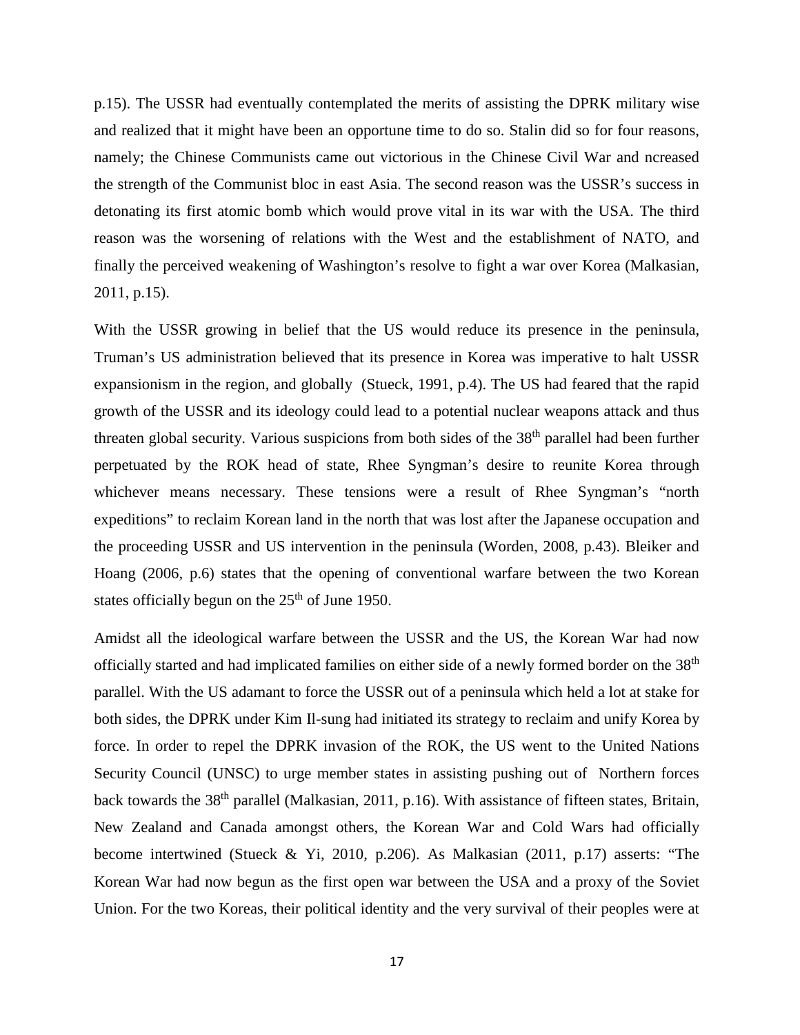p.15). The USSR had eventually contemplated the merits of assisting the DPRK military wise and realized that it might have been an opportune time to do so. Stalin did so for four reasons, namely; the Chinese Communists came out victorious in the Chinese Civil War and ncreased the strength of the Communist bloc in east Asia. The second reason was the USSR's success in detonating its first atomic bomb which would prove vital in its war with the USA. The third reason was the worsening of relations with the West and the establishment of NATO, and finally the perceived weakening of Washington's resolve to fight a war over Korea (Malkasian, 2011, p.15).

With the USSR growing in belief that the US would reduce its presence in the peninsula, Truman's US administration believed that its presence in Korea was imperative to halt USSR expansionism in the region, and globally (Stueck, 1991, p.4). The US had feared that the rapid growth of the USSR and its ideology could lead to a potential nuclear weapons attack and thus threaten global security. Various suspicions from both sides of the 38th parallel had been further perpetuated by the ROK head of state, Rhee Syngman's desire to reunite Korea through whichever means necessary. These tensions were a result of Rhee Syngman's "north expeditions" to reclaim Korean land in the north that was lost after the Japanese occupation and the proceeding USSR and US intervention in the peninsula (Worden, 2008, p.43). Bleiker and Hoang (2006, p.6) states that the opening of conventional warfare between the two Korean states officially begun on the 25th of June 1950.

Amidst all the ideological warfare between the USSR and the US, the Korean War had now officially started and had implicated families on either side of a newly formed border on the 38th parallel. With the US adamant to force the USSR out of a peninsula which held a lot at stake for both sides, the DPRK under Kim Il-sung had initiated its strategy to reclaim and unify Korea by force. In order to repel the DPRK invasion of the ROK, the US went to the United Nations Security Council (UNSC) to urge member states in assisting pushing out of Northern forces back towards the 38th parallel (Malkasian, 2011, p.16). With assistance of fifteen states, Britain, New Zealand and Canada amongst others, the Korean War and Cold Wars had officially become intertwined (Stueck & Yi, 2010, p.206). As Malkasian (2011, p.17) asserts: "The Korean War had now begun as the first open war between the USA and a proxy of the Soviet Union. For the two Koreas, their political identity and the very survival of their peoples were at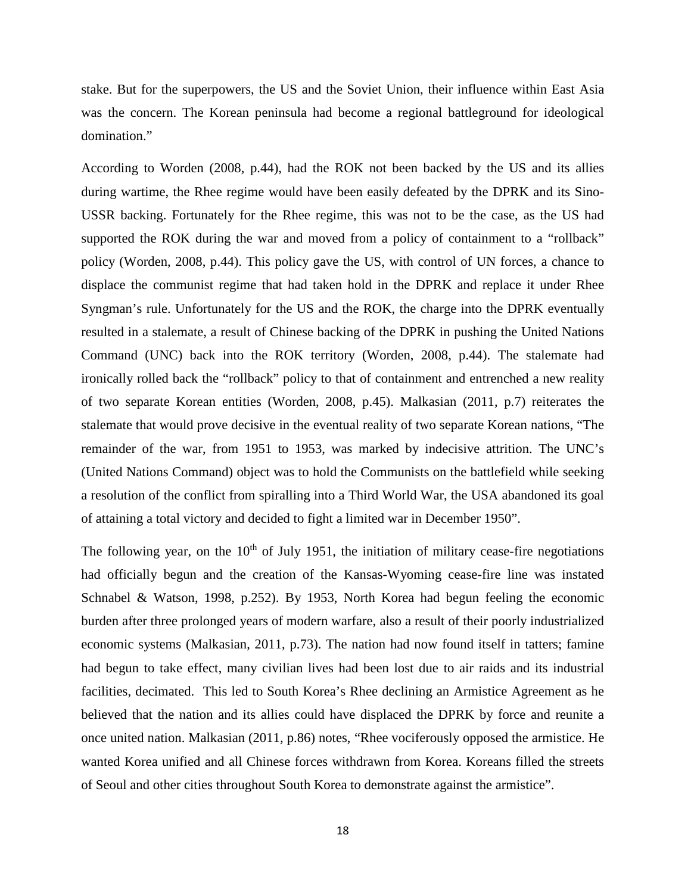stake. But for the superpowers, the US and the Soviet Union, their influence within East Asia was the concern. The Korean peninsula had become a regional battleground for ideological domination."

According to Worden (2008, p.44), had the ROK not been backed by the US and its allies during wartime, the Rhee regime would have been easily defeated by the DPRK and its Sino-USSR backing. Fortunately for the Rhee regime, this was not to be the case, as the US had supported the ROK during the war and moved from a policy of containment to a "rollback" policy (Worden, 2008, p.44). This policy gave the US, with control of UN forces, a chance to displace the communist regime that had taken hold in the DPRK and replace it under Rhee Syngman's rule. Unfortunately for the US and the ROK, the charge into the DPRK eventually resulted in a stalemate, a result of Chinese backing of the DPRK in pushing the United Nations Command (UNC) back into the ROK territory (Worden, 2008, p.44). The stalemate had ironically rolled back the "rollback" policy to that of containment and entrenched a new reality of two separate Korean entities (Worden, 2008, p.45). Malkasian (2011, p.7) reiterates the stalemate that would prove decisive in the eventual reality of two separate Korean nations, "The remainder of the war, from 1951 to 1953, was marked by indecisive attrition. The UNC's (United Nations Command) object was to hold the Communists on the battlefield while seeking a resolution of the conflict from spiralling into a Third World War, the USA abandoned its goal of attaining a total victory and decided to fight a limited war in December 1950".

The following year, on the 10th of July 1951, the initiation of military cease-fire negotiations had officially begun and the creation of the Kansas-Wyoming cease-fire line was instated Schnabel & Watson, 1998, p.252). By 1953, North Korea had begun feeling the economic burden after three prolonged years of modern warfare, also a result of their poorly industrialized economic systems (Malkasian, 2011, p.73). The nation had now found itself in tatters; famine had begun to take effect, many civilian lives had been lost due to air raids and its industrial facilities, decimated. This led to South Korea's Rhee declining an Armistice Agreement as he believed that the nation and its allies could have displaced the DPRK by force and reunite a once united nation. Malkasian (2011, p.86) notes, "Rhee vociferously opposed the armistice. He wanted Korea unified and all Chinese forces withdrawn from Korea. Koreans filled the streets of Seoul and other cities throughout South Korea to demonstrate against the armistice".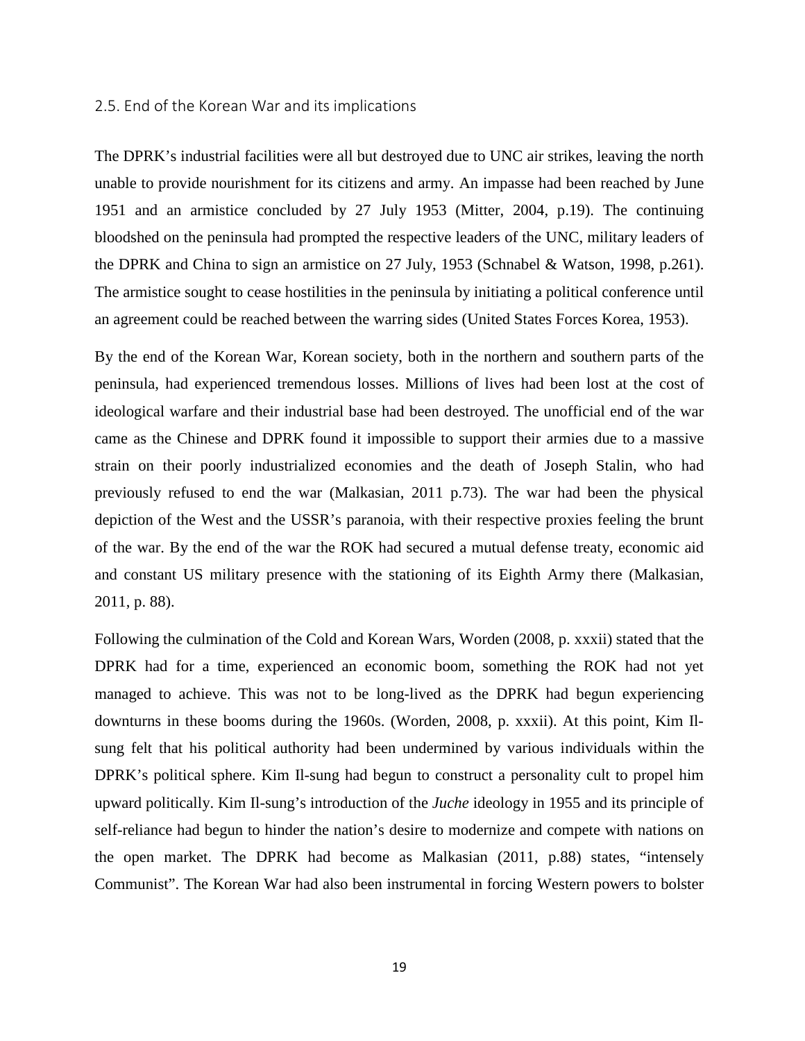## 2.5. End of the Korean War and its implications

The DPRK's industrial facilities were all but destroyed due to UNC air strikes, leaving the north unable to provide nourishment for its citizens and army. An impasse had been reached by June 1951 and an armistice concluded by 27 July 1953 (Mitter, 2004, p.19). The continuing bloodshed on the peninsula had prompted the respective leaders of the UNC, military leaders of the DPRK and China to sign an armistice on 27 July, 1953 (Schnabel & Watson, 1998, p.261). The armistice sought to cease hostilities in the peninsula by initiating a political conference until an agreement could be reached between the warring sides (United States Forces Korea, 1953).

By the end of the Korean War, Korean society, both in the northern and southern parts of the peninsula, had experienced tremendous losses. Millions of lives had been lost at the cost of ideological warfare and their industrial base had been destroyed. The unofficial end of the war came as the Chinese and DPRK found it impossible to support their armies due to a massive strain on their poorly industrialized economies and the death of Joseph Stalin, who had previously refused to end the war (Malkasian, 2011 p.73). The war had been the physical depiction of the West and the USSR's paranoia, with their respective proxies feeling the brunt of the war. By the end of the war the ROK had secured a mutual defense treaty, economic aid and constant US military presence with the stationing of its Eighth Army there (Malkasian, 2011, p. 88).

Following the culmination of the Cold and Korean Wars, Worden (2008, p. xxxii) stated that the DPRK had for a time, experienced an economic boom, something the ROK had not yet managed to achieve. This was not to be long-lived as the DPRK had begun experiencing downturns in these booms during the 1960s. (Worden, 2008, p. xxxii). At this point, Kim Il-sung felt that his political authority had been undermined by various individuals within the DPRK's political sphere. Kim Il-sung had begun to construct a personality cult to propel him upward politically. Kim Il-sung's introduction of the *Juche* ideology in 1955 and its principle of self-reliance had begun to hinder the nation's desire to modernize and compete with nations on the open market. The DPRK had become as Malkasian (2011, p.88) states, "intensely Communist". The Korean War had also been instrumental in forcing Western powers to bolster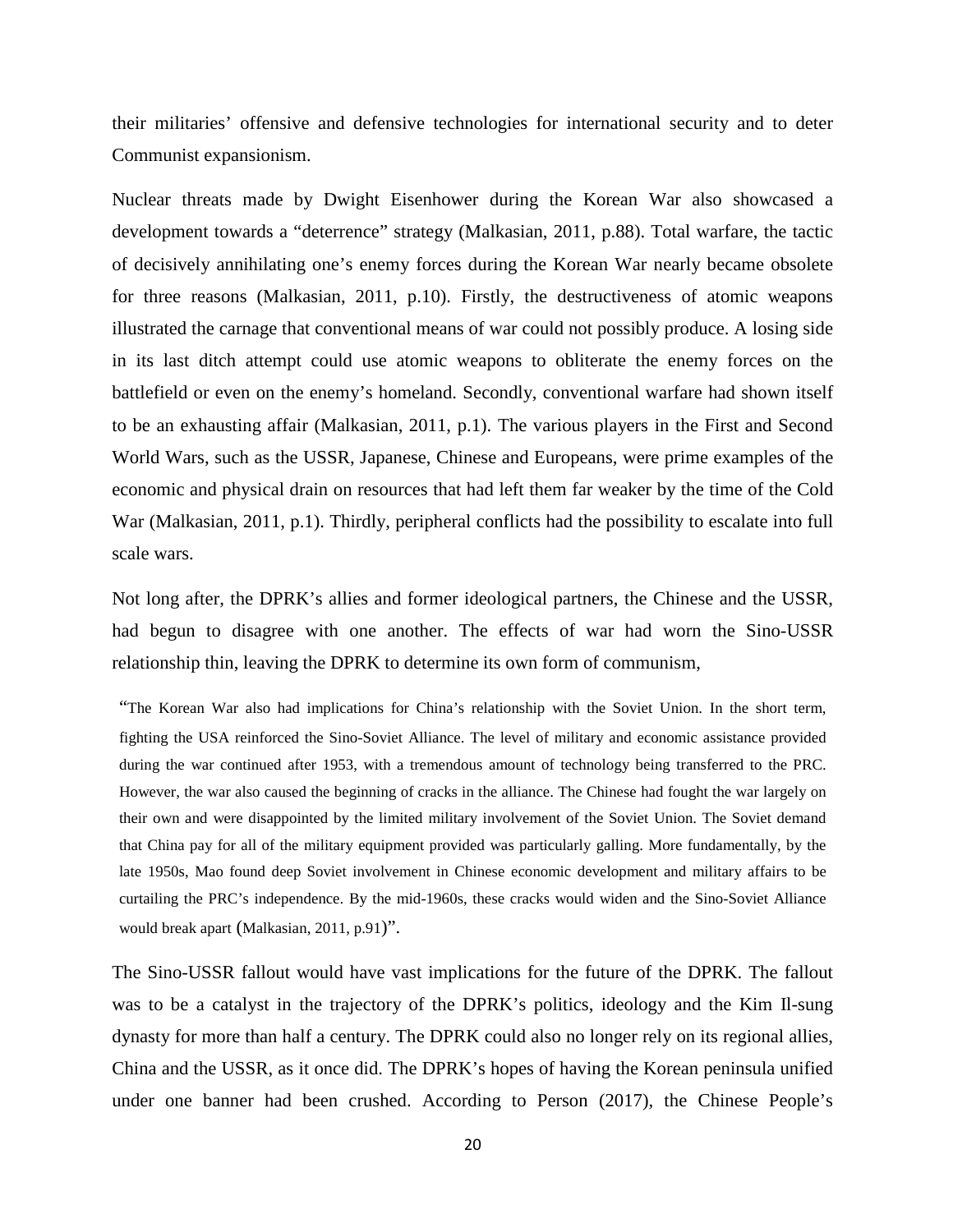their militaries' offensive and defensive technologies for international security and to deter Communist expansionism.

Nuclear threats made by Dwight Eisenhower during the Korean War also showcased a development towards a "deterrence" strategy (Malkasian, 2011, p.88). Total warfare, the tactic of decisively annihilating one's enemy forces during the Korean War nearly became obsolete for three reasons (Malkasian, 2011, p.10). Firstly, the destructiveness of atomic weapons illustrated the carnage that conventional means of war could not possibly produce. A losing side in its last ditch attempt could use atomic weapons to obliterate the enemy forces on the battlefield or even on the enemy's homeland. Secondly, conventional warfare had shown itself to be an exhausting affair (Malkasian, 2011, p.1). The various players in the First and Second World Wars, such as the USSR, Japanese, Chinese and Europeans, were prime examples of the economic and physical drain on resources that had left them far weaker by the time of the Cold War (Malkasian, 2011, p.1). Thirdly, peripheral conflicts had the possibility to escalate into full scale wars.

Not long after, the DPRK's allies and former ideological partners, the Chinese and the USSR, had begun to disagree with one another. The effects of war had worn the Sino-USSR relationship thin, leaving the DPRK to determine its own form of communism,

> "The Korean War also had implications for China's relationship with the Soviet Union. In the short term, fighting the USA reinforced the Sino-Soviet Alliance. The level of military and economic assistance provided during the war continued after 1953, with a tremendous amount of technology being transferred to the PRC. However, the war also caused the beginning of cracks in the alliance. The Chinese had fought the war largely on their own and were disappointed by the limited military involvement of the Soviet Union. The Soviet demand that China pay for all of the military equipment provided was particularly galling. More fundamentally, by the late 1950s, Mao found deep Soviet involvement in Chinese economic development and military affairs to be curtailing the PRC's independence. By the mid-1960s, these cracks would widen and the Sino-Soviet Alliance would break apart (Malkasian, 2011, p.91)".

The Sino-USSR fallout would have vast implications for the future of the DPRK. The fallout was to be a catalyst in the trajectory of the DPRK's politics, ideology and the Kim Il-sung dynasty for more than half a century. The DPRK could also no longer rely on its regional allies, China and the USSR, as it once did. The DPRK's hopes of having the Korean peninsula unified under one banner had been crushed. According to Person (2017), the Chinese People's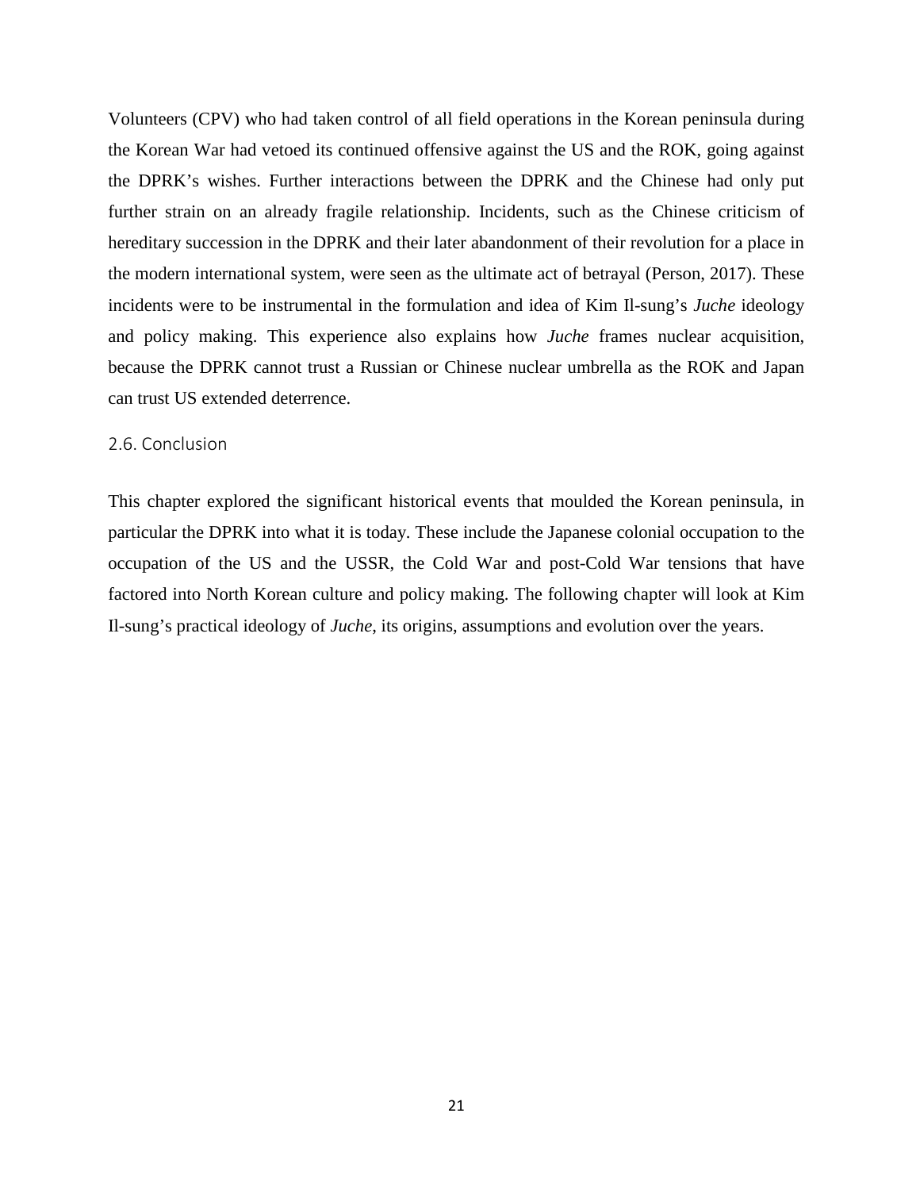Volunteers (CPV) who had taken control of all field operations in the Korean peninsula during the Korean War had vetoed its continued offensive against the US and the ROK, going against the DPRK's wishes. Further interactions between the DPRK and the Chinese had only put further strain on an already fragile relationship. Incidents, such as the Chinese criticism of hereditary succession in the DPRK and their later abandonment of their revolution for a place in the modern international system, were seen as the ultimate act of betrayal (Person, 2017). These incidents were to be instrumental in the formulation and idea of Kim Il-sung's *Juche* ideology and policy making. This experience also explains how *Juche* frames nuclear acquisition, because the DPRK cannot trust a Russian or Chinese nuclear umbrella as the ROK and Japan can trust US extended deterrence.

### 2.6. Conclusion

This chapter explored the significant historical events that moulded the Korean peninsula, in particular the DPRK into what it is today. These include the Japanese colonial occupation to the occupation of the US and the USSR, the Cold War and post-Cold War tensions that have factored into North Korean culture and policy making. The following chapter will look at Kim Il-sung's practical ideology of *Juche*, its origins, assumptions and evolution over the years.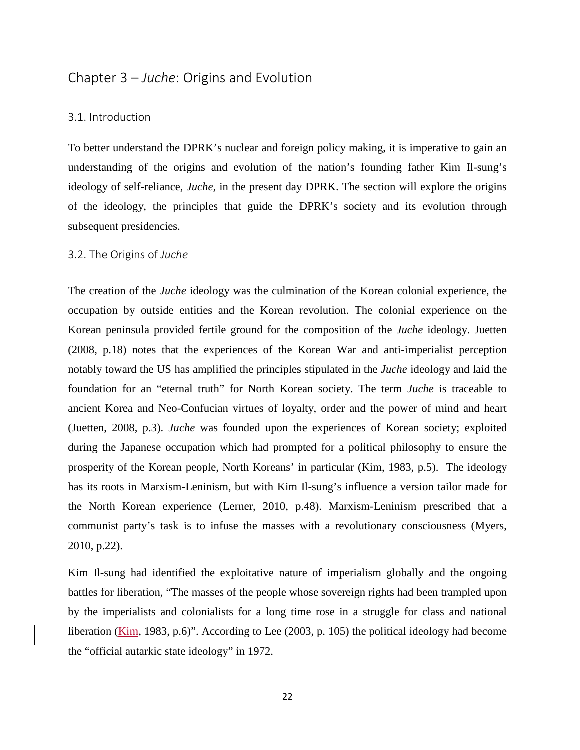## Chapter 3 – *Juche*: Origins and Evolution

### 3.1. Introduction

To better understand the DPRK's nuclear and foreign policy making, it is imperative to gain an understanding of the origins and evolution of the nation's founding father Kim Il-sung's ideology of self-reliance, *Juche,* in the present day DPRK. The section will explore the origins of the ideology, the principles that guide the DPRK's society and its evolution through subsequent presidencies.

### 3.2. The Origins of *Juche*

The creation of the *Juche* ideology was the culmination of the Korean colonial experience, the occupation by outside entities and the Korean revolution. The colonial experience on the Korean peninsula provided fertile ground for the composition of the *Juche* ideology. Juetten (2008, p.18) notes that the experiences of the Korean War and anti-imperialist perception notably toward the US has amplified the principles stipulated in the *Juche* ideology and laid the foundation for an "eternal truth" for North Korean society. The term *Juche* is traceable to ancient Korea and Neo-Confucian virtues of loyalty, order and the power of mind and heart (Juetten, 2008, p.3). *Juche* was founded upon the experiences of Korean society; exploited during the Japanese occupation which had prompted for a political philosophy to ensure the prosperity of the Korean people, North Koreans' in particular (Kim, 1983, p.5). The ideology has its roots in Marxism-Leninism, but with Kim Il-sung's influence a version tailor made for the North Korean experience (Lerner, 2010, p.48). Marxism-Leninism prescribed that a communist party's task is to infuse the masses with a revolutionary consciousness (Myers, 2010, p.22).

Kim Il-sung had identified the exploitative nature of imperialism globally and the ongoing battles for liberation, "The masses of the people whose sovereign rights had been trampled upon by the imperialists and colonialists for a long time rose in a struggle for class and national liberation (Kim, 1983, p.6)". According to Lee (2003, p. 105) the political ideology had become the "official autarkic state ideology" in 1972.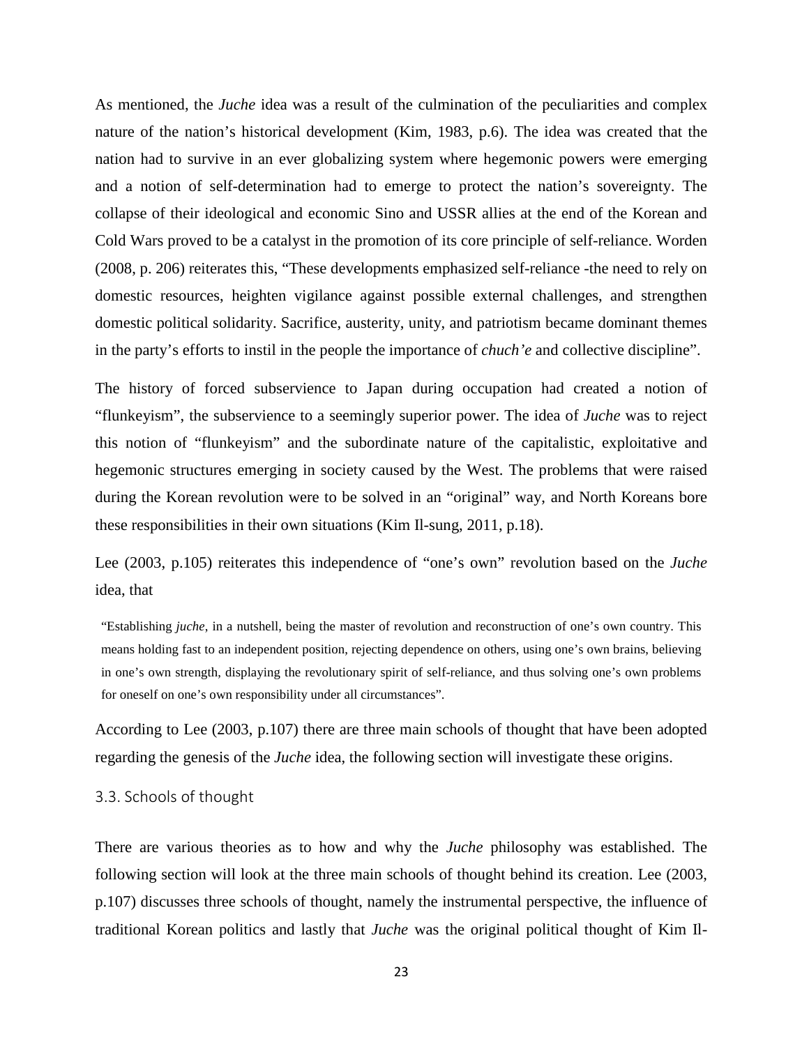As mentioned, the *Juche* idea was a result of the culmination of the peculiarities and complex nature of the nation's historical development (Kim, 1983, p.6). The idea was created that the nation had to survive in an ever globalizing system where hegemonic powers were emerging and a notion of self-determination had to emerge to protect the nation's sovereignty. The collapse of their ideological and economic Sino and USSR allies at the end of the Korean and Cold Wars proved to be a catalyst in the promotion of its core principle of self-reliance. Worden (2008, p. 206) reiterates this, "These developments emphasized self-reliance -the need to rely on domestic resources, heighten vigilance against possible external challenges, and strengthen domestic political solidarity. Sacrifice, austerity, unity, and patriotism became dominant themes in the party's efforts to instil in the people the importance of *chuch'e* and collective discipline".

The history of forced subservience to Japan during occupation had created a notion of "flunkeyism", the subservience to a seemingly superior power. The idea of *Juche* was to reject this notion of "flunkeyism" and the subordinate nature of the capitalistic, exploitative and hegemonic structures emerging in society caused by the West. The problems that were raised during the Korean revolution were to be solved in an "original" way, and North Koreans bore these responsibilities in their own situations (Kim Il-sung, 2011, p.18).

Lee (2003, p.105) reiterates this independence of "one's own" revolution based on the *Juche* idea, that

> "Establishing *juche*, in a nutshell, being the master of revolution and reconstruction of one's own country. This means holding fast to an independent position, rejecting dependence on others, using one's own brains, believing in one's own strength, displaying the revolutionary spirit of self-reliance, and thus solving one's own problems for oneself on one's own responsibility under all circumstances".

According to Lee (2003, p.107) there are three main schools of thought that have been adopted regarding the genesis of the *Juche* idea, the following section will investigate these origins.

### 3.3. Schools of thought

There are various theories as to how and why the *Juche* philosophy was established. The following section will look at the three main schools of thought behind its creation. Lee (2003, p.107) discusses three schools of thought, namely the instrumental perspective, the influence of traditional Korean politics and lastly that *Juche* was the original political thought of Kim Il-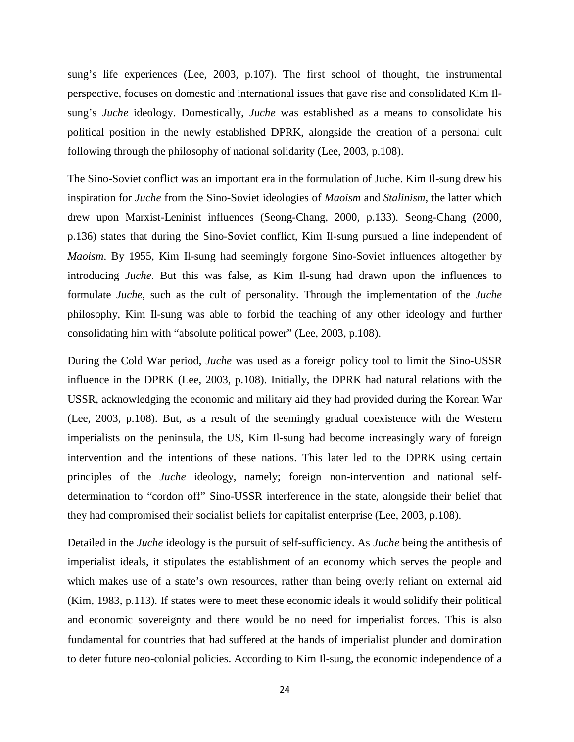sung's life experiences (Lee, 2003, p.107). The first school of thought, the instrumental perspective, focuses on domestic and international issues that gave rise and consolidated Kim Il-sung's *Juche* ideology. Domestically, *Juche* was established as a means to consolidate his political position in the newly established DPRK, alongside the creation of a personal cult following through the philosophy of national solidarity (Lee, 2003, p.108).

The Sino-Soviet conflict was an important era in the formulation of Juche. Kim Il-sung drew his inspiration for *Juche* from the Sino-Soviet ideologies of *Maoism* and *Stalinism*, the latter which drew upon Marxist-Leninist influences (Seong-Chang, 2000, p.133). Seong-Chang (2000, p.136) states that during the Sino-Soviet conflict, Kim Il-sung pursued a line independent of *Maoism*. By 1955, Kim Il-sung had seemingly forgone Sino-Soviet influences altogether by introducing *Juche*. But this was false, as Kim Il-sung had drawn upon the influences to formulate *Juche*, such as the cult of personality. Through the implementation of the *Juche* philosophy, Kim Il-sung was able to forbid the teaching of any other ideology and further consolidating him with "absolute political power" (Lee, 2003, p.108).

During the Cold War period, *Juche* was used as a foreign policy tool to limit the Sino-USSR influence in the DPRK (Lee, 2003, p.108). Initially, the DPRK had natural relations with the USSR, acknowledging the economic and military aid they had provided during the Korean War (Lee, 2003, p.108). But, as a result of the seemingly gradual coexistence with the Western imperialists on the peninsula, the US, Kim Il-sung had become increasingly wary of foreign intervention and the intentions of these nations. This later led to the DPRK using certain principles of the *Juche* ideology, namely; foreign non-intervention and national self-determination to "cordon off" Sino-USSR interference in the state, alongside their belief that they had compromised their socialist beliefs for capitalist enterprise (Lee, 2003, p.108).

Detailed in the *Juche* ideology is the pursuit of self-sufficiency. As *Juche* being the antithesis of imperialist ideals, it stipulates the establishment of an economy which serves the people and which makes use of a state's own resources, rather than being overly reliant on external aid (Kim, 1983, p.113). If states were to meet these economic ideals it would solidify their political and economic sovereignty and there would be no need for imperialist forces. This is also fundamental for countries that had suffered at the hands of imperialist plunder and domination to deter future neo-colonial policies. According to Kim Il-sung, the economic independence of a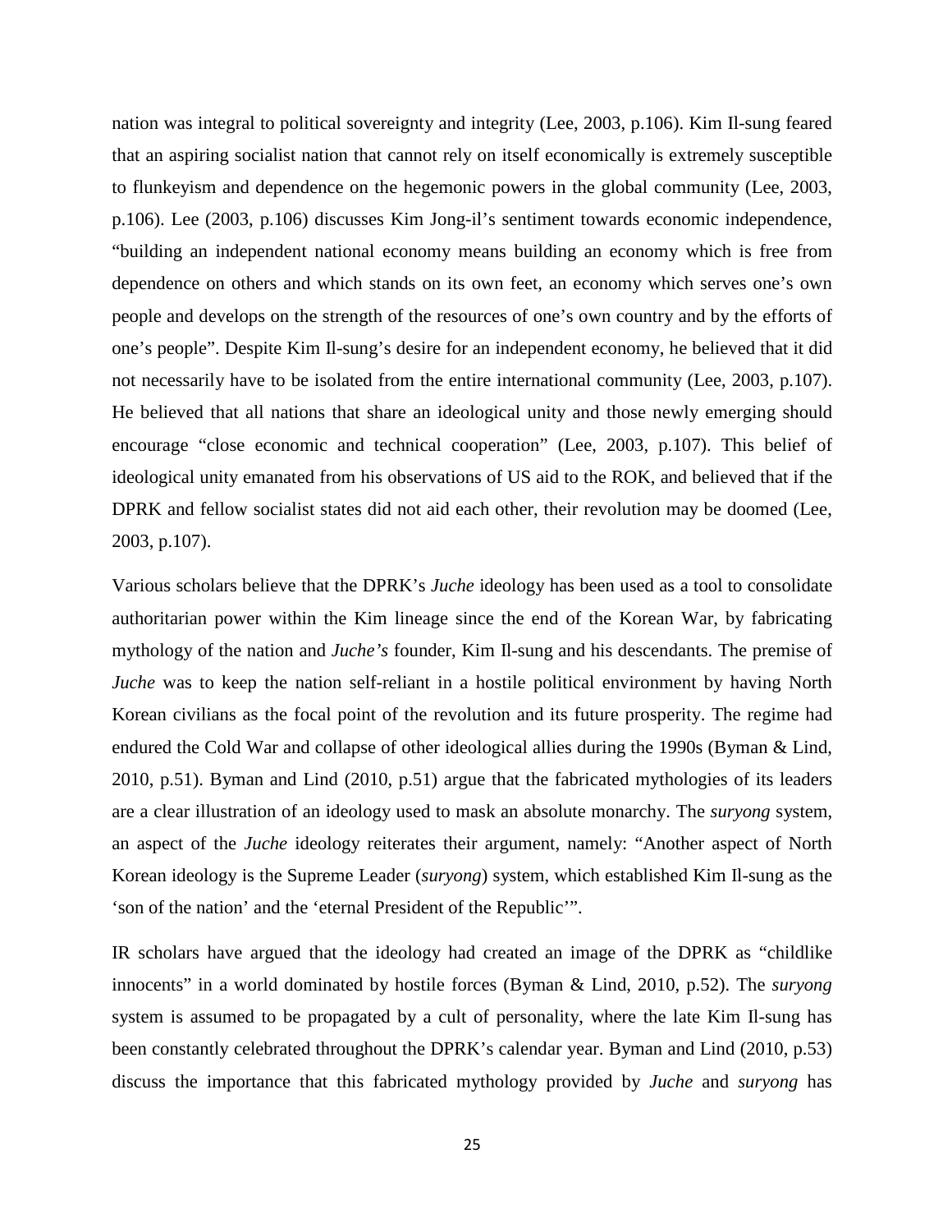nation was integral to political sovereignty and integrity (Lee, 2003, p.106). Kim Il-sung feared that an aspiring socialist nation that cannot rely on itself economically is extremely susceptible to flunkeyism and dependence on the hegemonic powers in the global community (Lee, 2003, p.106). Lee (2003, p.106) discusses Kim Jong-il's sentiment towards economic independence, "building an independent national economy means building an economy which is free from dependence on others and which stands on its own feet, an economy which serves one's own people and develops on the strength of the resources of one's own country and by the efforts of one's people". Despite Kim Il-sung's desire for an independent economy, he believed that it did not necessarily have to be isolated from the entire international community (Lee, 2003, p.107). He believed that all nations that share an ideological unity and those newly emerging should encourage "close economic and technical cooperation" (Lee, 2003, p.107). This belief of ideological unity emanated from his observations of US aid to the ROK, and believed that if the DPRK and fellow socialist states did not aid each other, their revolution may be doomed (Lee, 2003, p.107).

Various scholars believe that the DPRK's *Juche* ideology has been used as a tool to consolidate authoritarian power within the Kim lineage since the end of the Korean War, by fabricating mythology of the nation and *Juche's* founder, Kim Il-sung and his descendants. The premise of *Juche* was to keep the nation self-reliant in a hostile political environment by having North Korean civilians as the focal point of the revolution and its future prosperity. The regime had endured the Cold War and collapse of other ideological allies during the 1990s (Byman & Lind, 2010, p.51). Byman and Lind (2010, p.51) argue that the fabricated mythologies of its leaders are a clear illustration of an ideology used to mask an absolute monarchy. The *suryong* system, an aspect of the *Juche* ideology reiterates their argument, namely: "Another aspect of North Korean ideology is the Supreme Leader (*suryong*) system, which established Kim Il-sung as the 'son of the nation' and the 'eternal President of the Republic'".

IR scholars have argued that the ideology had created an image of the DPRK as "childlike innocents" in a world dominated by hostile forces (Byman & Lind, 2010, p.52). The *suryong* system is assumed to be propagated by a cult of personality, where the late Kim Il-sung has been constantly celebrated throughout the DPRK's calendar year. Byman and Lind (2010, p.53) discuss the importance that this fabricated mythology provided by *Juche* and *suryong* has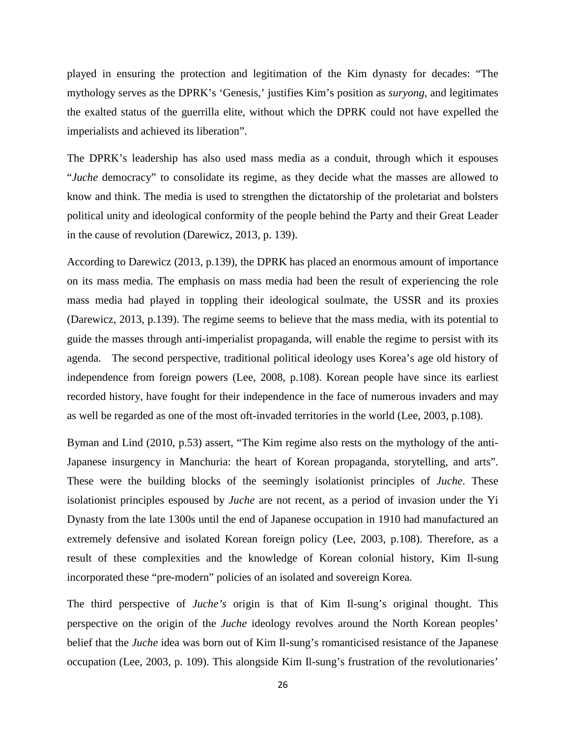played in ensuring the protection and legitimation of the Kim dynasty for decades: "The mythology serves as the DPRK's 'Genesis,' justifies Kim's position as *suryong*, and legitimates the exalted status of the guerrilla elite, without which the DPRK could not have expelled the imperialists and achieved its liberation".

The DPRK's leadership has also used mass media as a conduit, through which it espouses "*Juche* democracy" to consolidate its regime, as they decide what the masses are allowed to know and think. The media is used to strengthen the dictatorship of the proletariat and bolsters political unity and ideological conformity of the people behind the Party and their Great Leader in the cause of revolution (Darewicz, 2013, p. 139).

According to Darewicz (2013, p.139), the DPRK has placed an enormous amount of importance on its mass media. The emphasis on mass media had been the result of experiencing the role mass media had played in toppling their ideological soulmate, the USSR and its proxies (Darewicz, 2013, p.139). The regime seems to believe that the mass media, with its potential to guide the masses through anti-imperialist propaganda, will enable the regime to persist with its agenda. The second perspective, traditional political ideology uses Korea's age old history of independence from foreign powers (Lee, 2008, p.108). Korean people have since its earliest recorded history, have fought for their independence in the face of numerous invaders and may as well be regarded as one of the most oft-invaded territories in the world (Lee, 2003, p.108).

Byman and Lind (2010, p.53) assert, "The Kim regime also rests on the mythology of the anti-Japanese insurgency in Manchuria: the heart of Korean propaganda, storytelling, and arts". These were the building blocks of the seemingly isolationist principles of *Juche*. These isolationist principles espoused by *Juche* are not recent, as a period of invasion under the Yi Dynasty from the late 1300s until the end of Japanese occupation in 1910 had manufactured an extremely defensive and isolated Korean foreign policy (Lee, 2003, p.108). Therefore, as a result of these complexities and the knowledge of Korean colonial history, Kim Il-sung incorporated these "pre-modern" policies of an isolated and sovereign Korea.

The third perspective of *Juche's* origin is that of Kim Il-sung's original thought. This perspective on the origin of the *Juche* ideology revolves around the North Korean peoples' belief that the *Juche* idea was born out of Kim Il-sung's romanticised resistance of the Japanese occupation (Lee, 2003, p. 109). This alongside Kim Il-sung's frustration of the revolutionaries'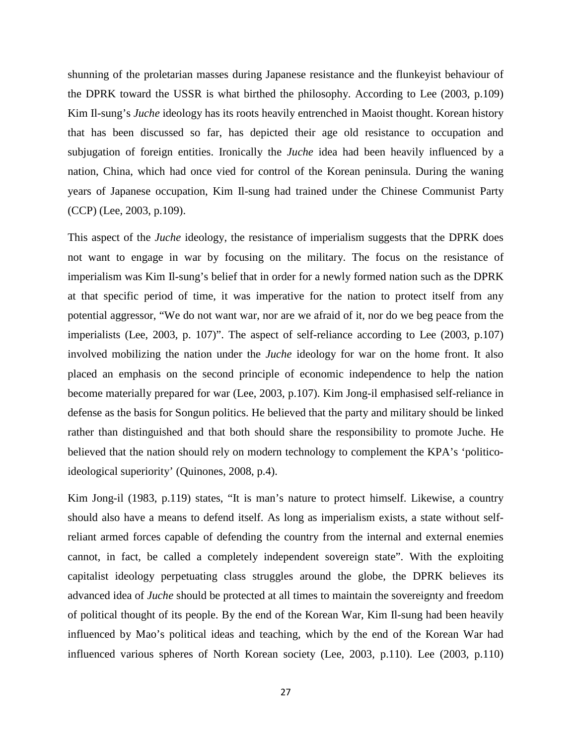shunning of the proletarian masses during Japanese resistance and the flunkeyist behaviour of the DPRK toward the USSR is what birthed the philosophy. According to Lee (2003, p.109) Kim Il-sung's *Juche* ideology has its roots heavily entrenched in Maoist thought. Korean history that has been discussed so far, has depicted their age old resistance to occupation and subjugation of foreign entities. Ironically the *Juche* idea had been heavily influenced by a nation, China, which had once vied for control of the Korean peninsula. During the waning years of Japanese occupation, Kim Il-sung had trained under the Chinese Communist Party (CCP) (Lee, 2003, p.109).

This aspect of the *Juche* ideology, the resistance of imperialism suggests that the DPRK does not want to engage in war by focusing on the military. The focus on the resistance of imperialism was Kim Il-sung's belief that in order for a newly formed nation such as the DPRK at that specific period of time, it was imperative for the nation to protect itself from any potential aggressor, "We do not want war, nor are we afraid of it, nor do we beg peace from the imperialists (Lee, 2003, p. 107)". The aspect of self-reliance according to Lee (2003, p.107) involved mobilizing the nation under the *Juche* ideology for war on the home front. It also placed an emphasis on the second principle of economic independence to help the nation become materially prepared for war (Lee, 2003, p.107). Kim Jong-il emphasised self-reliance in defense as the basis for Songun politics. He believed that the party and military should be linked rather than distinguished and that both should share the responsibility to promote Juche. He believed that the nation should rely on modern technology to complement the KPA's 'politico-ideological superiority' (Quinones, 2008, p.4).

Kim Jong-il (1983, p.119) states, "It is man's nature to protect himself. Likewise, a country should also have a means to defend itself. As long as imperialism exists, a state without self-reliant armed forces capable of defending the country from the internal and external enemies cannot, in fact, be called a completely independent sovereign state". With the exploiting capitalist ideology perpetuating class struggles around the globe, the DPRK believes its advanced idea of *Juche* should be protected at all times to maintain the sovereignty and freedom of political thought of its people. By the end of the Korean War, Kim Il-sung had been heavily influenced by Mao's political ideas and teaching, which by the end of the Korean War had influenced various spheres of North Korean society (Lee, 2003, p.110). Lee (2003, p.110)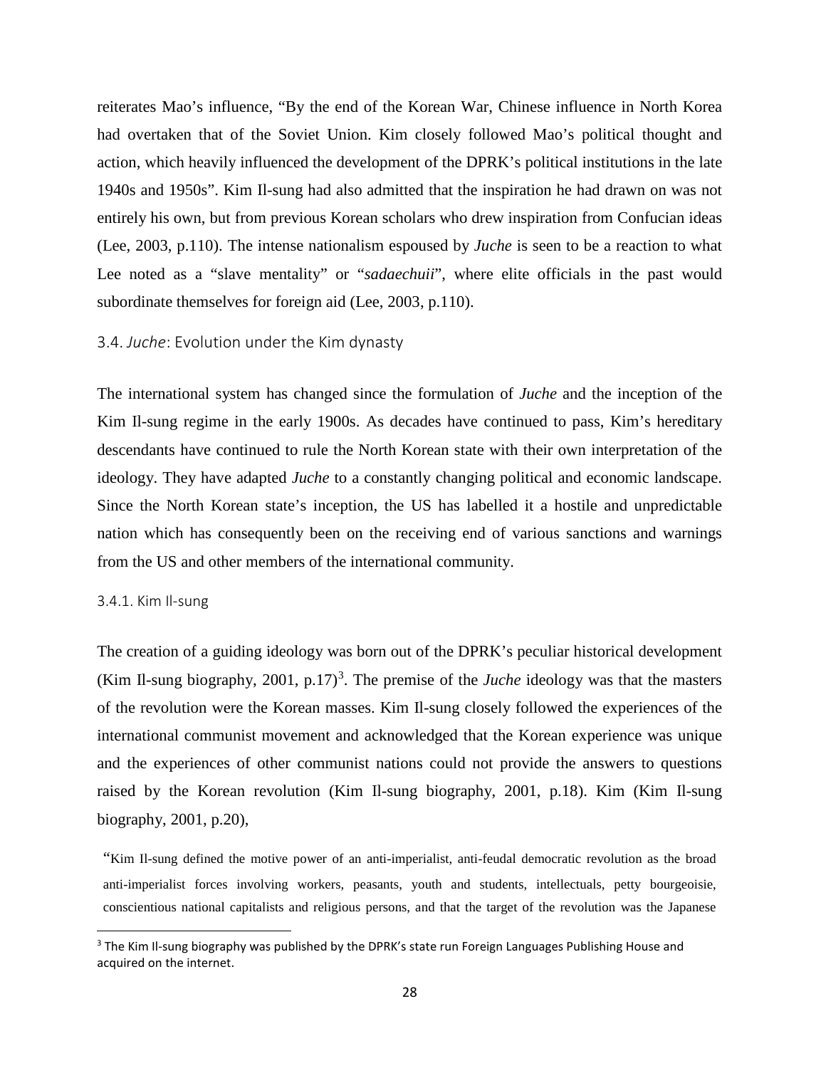reiterates Mao's influence, "By the end of the Korean War, Chinese influence in North Korea had overtaken that of the Soviet Union. Kim closely followed Mao's political thought and action, which heavily influenced the development of the DPRK's political institutions in the late 1940s and 1950s". Kim Il-sung had also admitted that the inspiration he had drawn on was not entirely his own, but from previous Korean scholars who drew inspiration from Confucian ideas (Lee, 2003, p.110). The intense nationalism espoused by *Juche* is seen to be a reaction to what Lee noted as a "slave mentality" or "*sadaechuii*", where elite officials in the past would subordinate themselves for foreign aid (Lee, 2003, p.110).

### 3.4. *Juche*: Evolution under the Kim dynasty

The international system has changed since the formulation of *Juche* and the inception of the Kim Il-sung regime in the early 1900s. As decades have continued to pass, Kim's hereditary descendants have continued to rule the North Korean state with their own interpretation of the ideology. They have adapted *Juche* to a constantly changing political and economic landscape. Since the North Korean state's inception, the US has labelled it a hostile and unpredictable nation which has consequently been on the receiving end of various sanctions and warnings from the US and other members of the international community.

#### 3.4.1. Kim Il-sung

The creation of a guiding ideology was born out of the DPRK's peculiar historical development (Kim Il-sung biography, 2001, p.17)[3]. The premise of the *Juche* ideology was that the masters of the revolution were the Korean masses. Kim Il-sung closely followed the experiences of the international communist movement and acknowledged that the Korean experience was unique and the experiences of other communist nations could not provide the answers to questions raised by the Korean revolution (Kim Il-sung biography, 2001, p.18). Kim (Kim Il-sung biography, 2001, p.20),

> "Kim Il-sung defined the motive power of an anti-imperialist, anti-feudal democratic revolution as the broad anti-imperialist forces involving workers, peasants, youth and students, intellectuals, petty bourgeoisie, conscientious national capitalists and religious persons, and that the target of the revolution was the Japanese

[3] The Kim Il-sung biography was published by the DPRK's state run Foreign Languages Publishing House and acquired on the internet.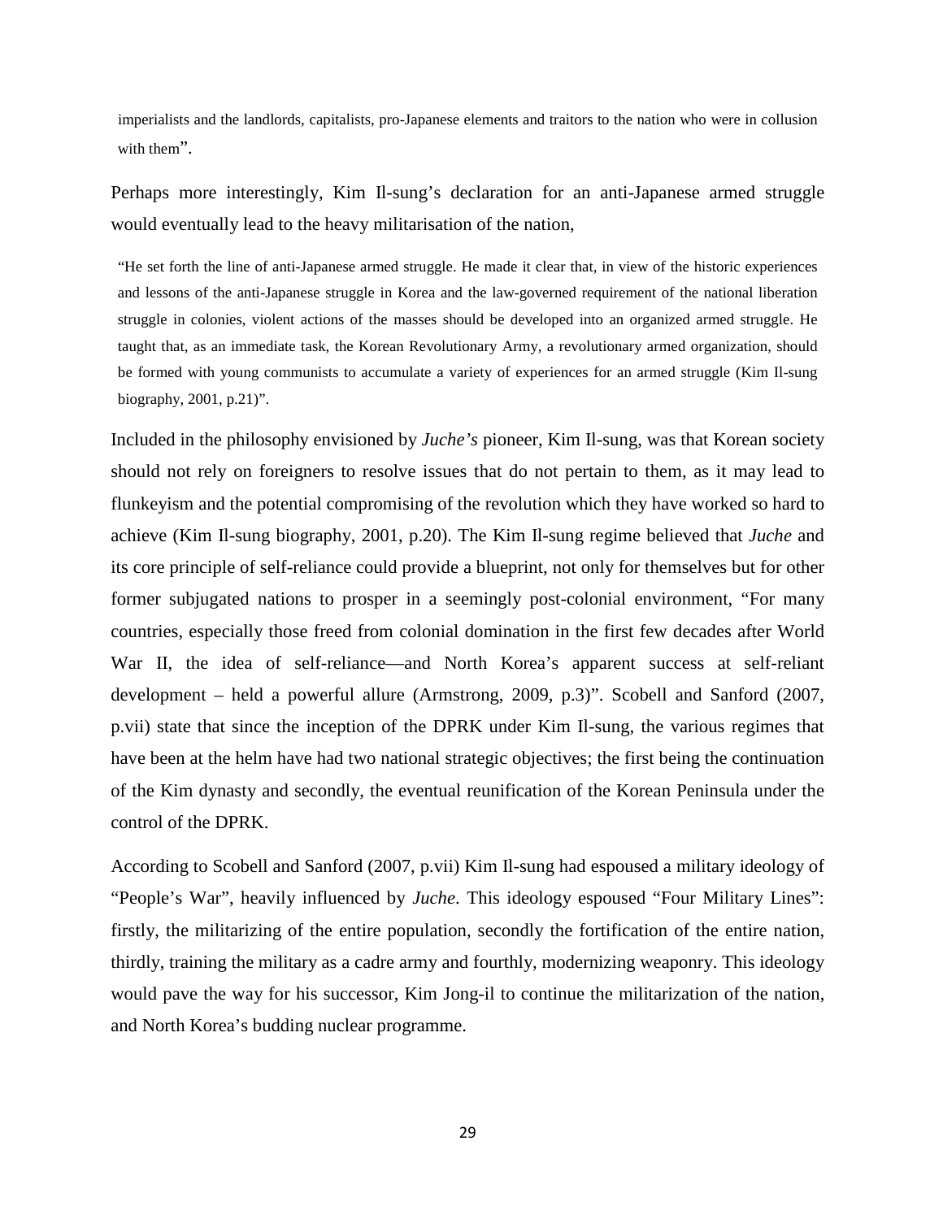> imperialists and the landlords, capitalists, pro-Japanese elements and traitors to the nation who were in collusion with them".

Perhaps more interestingly, Kim Il-sung's declaration for an anti-Japanese armed struggle would eventually lead to the heavy militarisation of the nation,

> "He set forth the line of anti-Japanese armed struggle. He made it clear that, in view of the historic experiences and lessons of the anti-Japanese struggle in Korea and the law-governed requirement of the national liberation struggle in colonies, violent actions of the masses should be developed into an organized armed struggle. He taught that, as an immediate task, the Korean Revolutionary Army, a revolutionary armed organization, should be formed with young communists to accumulate a variety of experiences for an armed struggle (Kim Il-sung biography, 2001, p.21)".

Included in the philosophy envisioned by *Juche's* pioneer, Kim Il-sung, was that Korean society should not rely on foreigners to resolve issues that do not pertain to them, as it may lead to flunkeyism and the potential compromising of the revolution which they have worked so hard to achieve (Kim Il-sung biography, 2001, p.20). The Kim Il-sung regime believed that *Juche* and its core principle of self-reliance could provide a blueprint, not only for themselves but for other former subjugated nations to prosper in a seemingly post-colonial environment, "For many countries, especially those freed from colonial domination in the first few decades after World War II, the idea of self-reliance—and North Korea's apparent success at self-reliant development – held a powerful allure (Armstrong, 2009, p.3)". Scobell and Sanford (2007, p.vii) state that since the inception of the DPRK under Kim Il-sung, the various regimes that have been at the helm have had two national strategic objectives; the first being the continuation of the Kim dynasty and secondly, the eventual reunification of the Korean Peninsula under the control of the DPRK.

According to Scobell and Sanford (2007, p.vii) Kim Il-sung had espoused a military ideology of "People's War", heavily influenced by *Juche*. This ideology espoused "Four Military Lines": firstly, the militarizing of the entire population, secondly the fortification of the entire nation, thirdly, training the military as a cadre army and fourthly, modernizing weaponry. This ideology would pave the way for his successor, Kim Jong-il to continue the militarization of the nation, and North Korea's budding nuclear programme.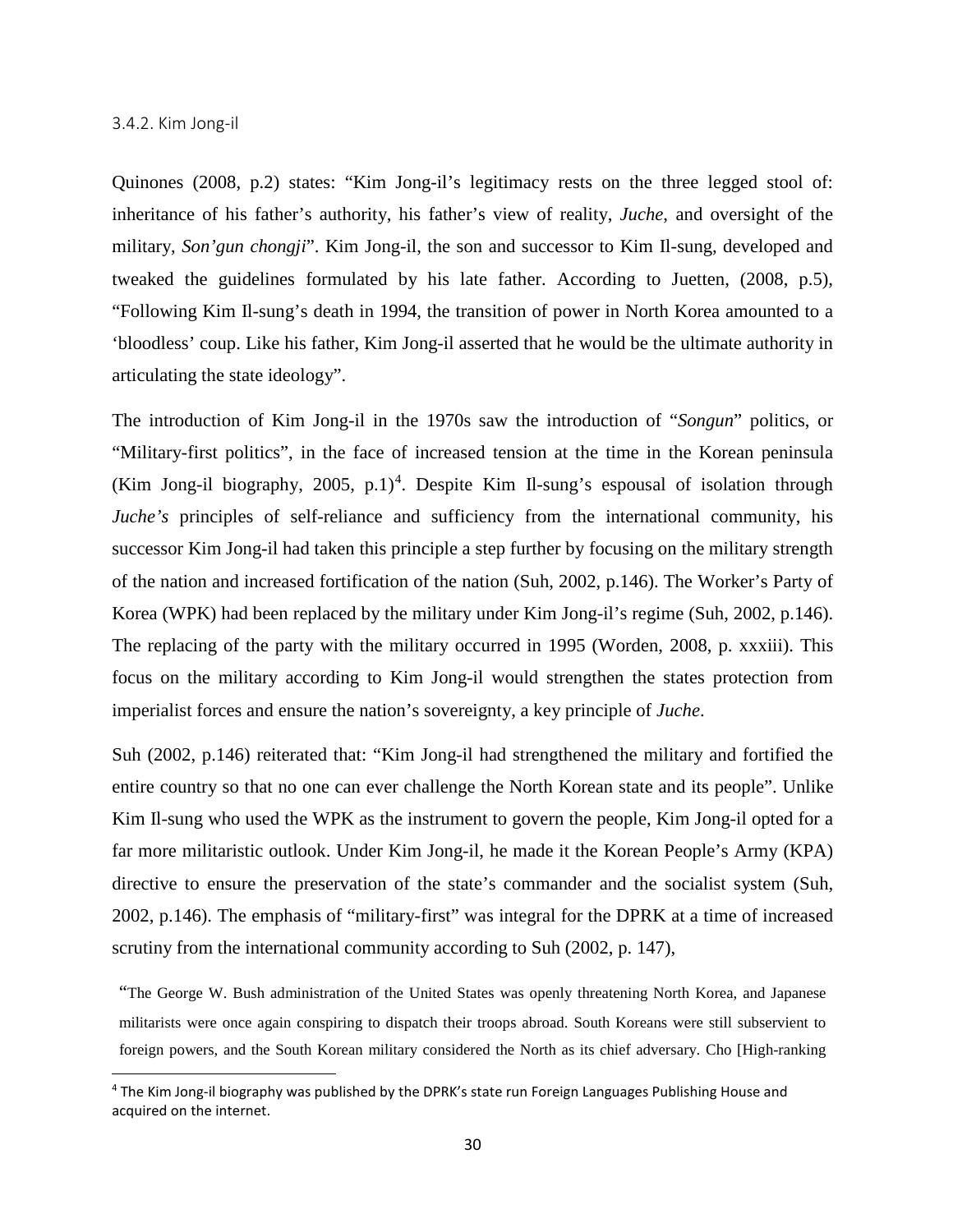### 3.4.2. Kim Jong-il

Quinones (2008, p.2) states: "Kim Jong-il's legitimacy rests on the three legged stool of: inheritance of his father's authority, his father's view of reality, *Juche*, and oversight of the military, *Son'gun chongji*". Kim Jong-il, the son and successor to Kim Il-sung, developed and tweaked the guidelines formulated by his late father. According to Juetten, (2008, p.5), "Following Kim Il-sung's death in 1994, the transition of power in North Korea amounted to a 'bloodless' coup. Like his father, Kim Jong-il asserted that he would be the ultimate authority in articulating the state ideology".

The introduction of Kim Jong-il in the 1970s saw the introduction of "*Songun*" politics, or "Military-first politics", in the face of increased tension at the time in the Korean peninsula (Kim Jong-il biography, 2005, p.1)[4]. Despite Kim Il-sung's espousal of isolation through *Juche's* principles of self-reliance and sufficiency from the international community, his successor Kim Jong-il had taken this principle a step further by focusing on the military strength of the nation and increased fortification of the nation (Suh, 2002, p.146). The Worker's Party of Korea (WPK) had been replaced by the military under Kim Jong-il's regime (Suh, 2002, p.146). The replacing of the party with the military occurred in 1995 (Worden, 2008, p. xxxiii). This focus on the military according to Kim Jong-il would strengthen the states protection from imperialist forces and ensure the nation's sovereignty, a key principle of *Juche*.

Suh (2002, p.146) reiterated that: "Kim Jong-il had strengthened the military and fortified the entire country so that no one can ever challenge the North Korean state and its people". Unlike Kim Il-sung who used the WPK as the instrument to govern the people, Kim Jong-il opted for a far more militaristic outlook. Under Kim Jong-il, he made it the Korean People's Army (KPA) directive to ensure the preservation of the state's commander and the socialist system (Suh, 2002, p.146). The emphasis of "military-first" was integral for the DPRK at a time of increased scrutiny from the international community according to Suh (2002, p. 147),

> "The George W. Bush administration of the United States was openly threatening North Korea, and Japanese militarists were once again conspiring to dispatch their troops abroad. South Koreans were still subservient to foreign powers, and the South Korean military considered the North as its chief adversary. Cho [High-ranking

[4] The Kim Jong-il biography was published by the DPRK's state run Foreign Languages Publishing House and acquired on the internet.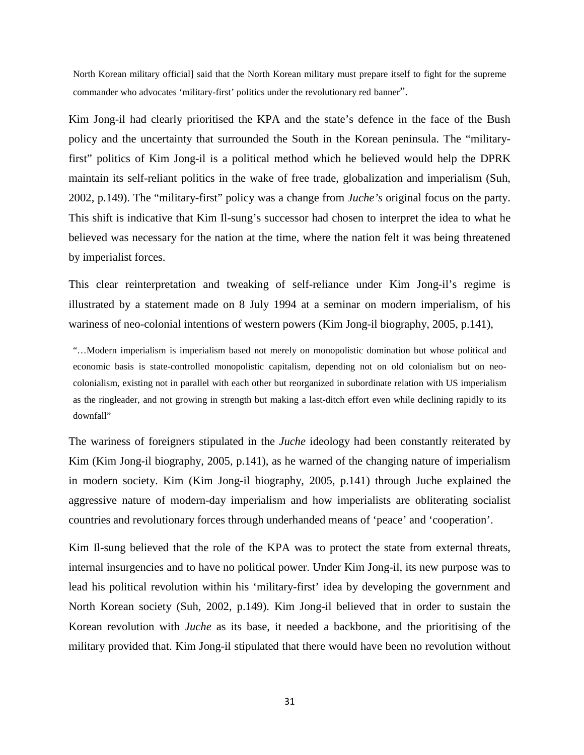North Korean military official] said that the North Korean military must prepare itself to fight for the supreme commander who advocates 'military-first' politics under the revolutionary red banner".

Kim Jong-il had clearly prioritised the KPA and the state's defence in the face of the Bush policy and the uncertainty that surrounded the South in the Korean peninsula. The "military-first" politics of Kim Jong-il is a political method which he believed would help the DPRK maintain its self-reliant politics in the wake of free trade, globalization and imperialism (Suh, 2002, p.149). The "military-first" policy was a change from *Juche's* original focus on the party. This shift is indicative that Kim Il-sung's successor had chosen to interpret the idea to what he believed was necessary for the nation at the time, where the nation felt it was being threatened by imperialist forces.

This clear reinterpretation and tweaking of self-reliance under Kim Jong-il's regime is illustrated by a statement made on 8 July 1994 at a seminar on modern imperialism, of his wariness of neo-colonial intentions of western powers (Kim Jong-il biography, 2005, p.141),

> "…Modern imperialism is imperialism based not merely on monopolistic domination but whose political and economic basis is state-controlled monopolistic capitalism, depending not on old colonialism but on neo-colonialism, existing not in parallel with each other but reorganized in subordinate relation with US imperialism as the ringleader, and not growing in strength but making a last-ditch effort even while declining rapidly to its downfall"

The wariness of foreigners stipulated in the *Juche* ideology had been constantly reiterated by Kim (Kim Jong-il biography, 2005, p.141), as he warned of the changing nature of imperialism in modern society. Kim (Kim Jong-il biography, 2005, p.141) through Juche explained the aggressive nature of modern-day imperialism and how imperialists are obliterating socialist countries and revolutionary forces through underhanded means of 'peace' and 'cooperation'.

Kim Il-sung believed that the role of the KPA was to protect the state from external threats, internal insurgencies and to have no political power. Under Kim Jong-il, its new purpose was to lead his political revolution within his 'military-first' idea by developing the government and North Korean society (Suh, 2002, p.149). Kim Jong-il believed that in order to sustain the Korean revolution with *Juche* as its base, it needed a backbone, and the prioritising of the military provided that. Kim Jong-il stipulated that there would have been no revolution without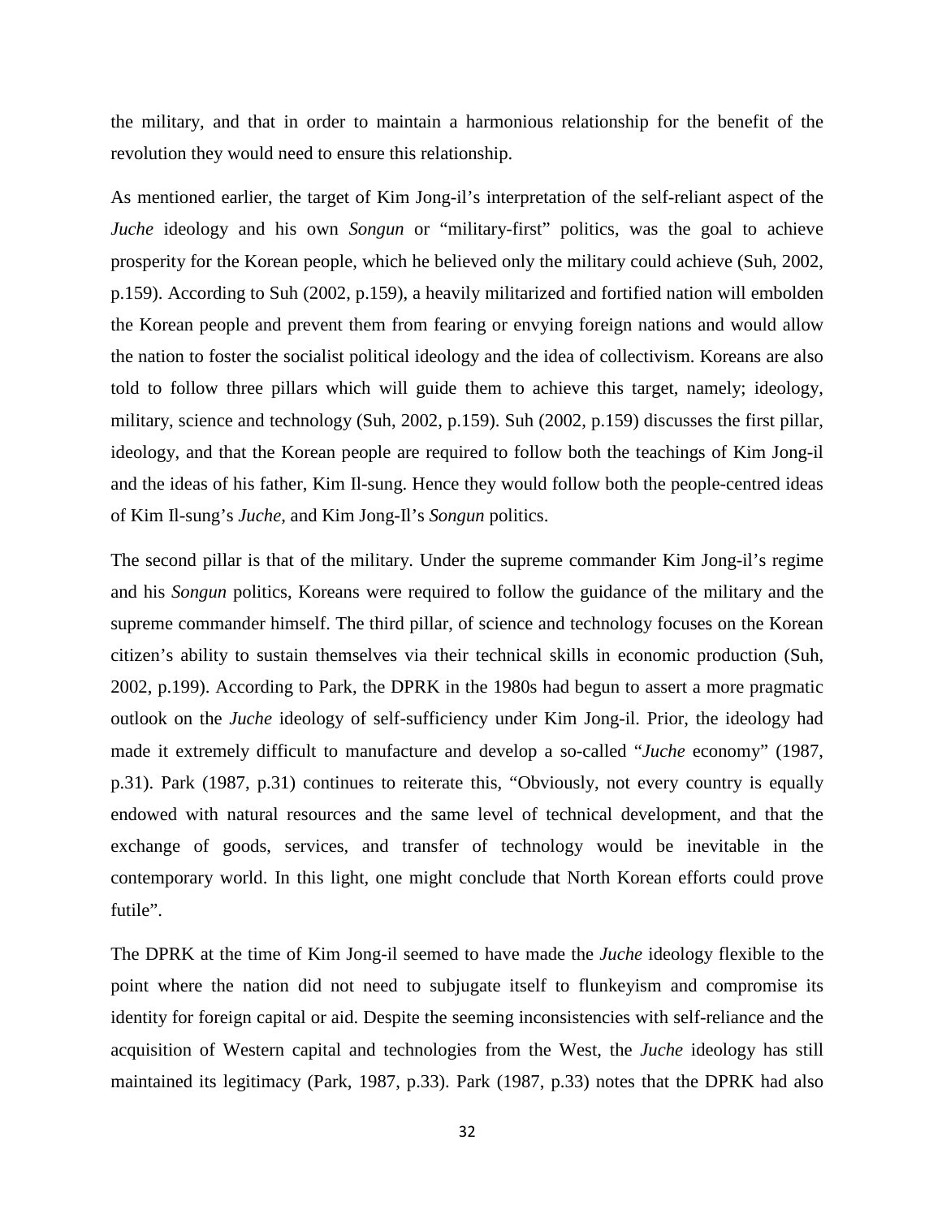the military, and that in order to maintain a harmonious relationship for the benefit of the revolution they would need to ensure this relationship.

As mentioned earlier, the target of Kim Jong-il's interpretation of the self-reliant aspect of the *Juche* ideology and his own *Songun* or "military-first" politics, was the goal to achieve prosperity for the Korean people, which he believed only the military could achieve (Suh, 2002, p.159). According to Suh (2002, p.159), a heavily militarized and fortified nation will embolden the Korean people and prevent them from fearing or envying foreign nations and would allow the nation to foster the socialist political ideology and the idea of collectivism. Koreans are also told to follow three pillars which will guide them to achieve this target, namely; ideology, military, science and technology (Suh, 2002, p.159). Suh (2002, p.159) discusses the first pillar, ideology, and that the Korean people are required to follow both the teachings of Kim Jong-il and the ideas of his father, Kim Il-sung. Hence they would follow both the people-centred ideas of Kim Il-sung's *Juche*, and Kim Jong-Il's *Songun* politics.

The second pillar is that of the military. Under the supreme commander Kim Jong-il's regime and his *Songun* politics, Koreans were required to follow the guidance of the military and the supreme commander himself. The third pillar, of science and technology focuses on the Korean citizen's ability to sustain themselves via their technical skills in economic production (Suh, 2002, p.199). According to Park, the DPRK in the 1980s had begun to assert a more pragmatic outlook on the *Juche* ideology of self-sufficiency under Kim Jong-il. Prior, the ideology had made it extremely difficult to manufacture and develop a so-called "*Juche* economy" (1987, p.31). Park (1987, p.31) continues to reiterate this, "Obviously, not every country is equally endowed with natural resources and the same level of technical development, and that the exchange of goods, services, and transfer of technology would be inevitable in the contemporary world. In this light, one might conclude that North Korean efforts could prove futile".

The DPRK at the time of Kim Jong-il seemed to have made the *Juche* ideology flexible to the point where the nation did not need to subjugate itself to flunkeyism and compromise its identity for foreign capital or aid. Despite the seeming inconsistencies with self-reliance and the acquisition of Western capital and technologies from the West, the *Juche* ideology has still maintained its legitimacy (Park, 1987, p.33). Park (1987, p.33) notes that the DPRK had also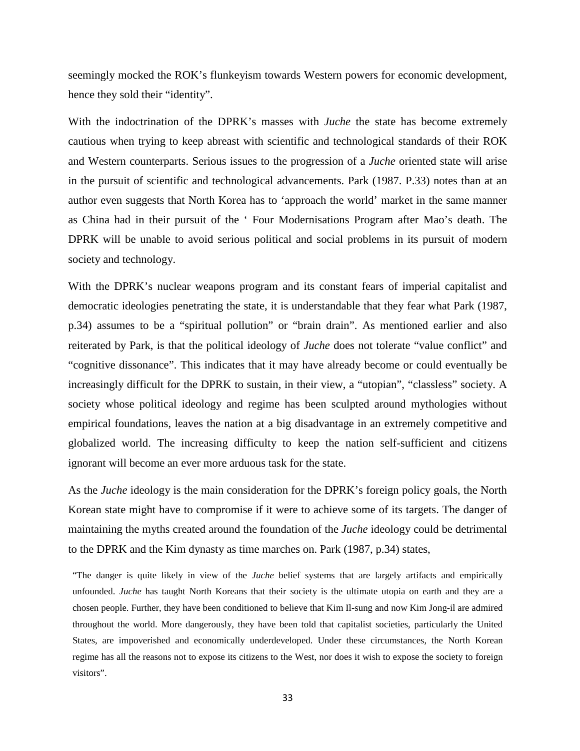seemingly mocked the ROK's flunkeyism towards Western powers for economic development, hence they sold their "identity".

With the indoctrination of the DPRK's masses with *Juche* the state has become extremely cautious when trying to keep abreast with scientific and technological standards of their ROK and Western counterparts. Serious issues to the progression of a *Juche* oriented state will arise in the pursuit of scientific and technological advancements. Park (1987. P.33) notes than at an author even suggests that North Korea has to 'approach the world' market in the same manner as China had in their pursuit of the ' Four Modernisations Program after Mao's death. The DPRK will be unable to avoid serious political and social problems in its pursuit of modern society and technology.

With the DPRK's nuclear weapons program and its constant fears of imperial capitalist and democratic ideologies penetrating the state, it is understandable that they fear what Park (1987, p.34) assumes to be a "spiritual pollution" or "brain drain". As mentioned earlier and also reiterated by Park, is that the political ideology of *Juche* does not tolerate "value conflict" and "cognitive dissonance". This indicates that it may have already become or could eventually be increasingly difficult for the DPRK to sustain, in their view, a "utopian", "classless" society. A society whose political ideology and regime has been sculpted around mythologies without empirical foundations, leaves the nation at a big disadvantage in an extremely competitive and globalized world. The increasing difficulty to keep the nation self-sufficient and citizens ignorant will become an ever more arduous task for the state.

As the *Juche* ideology is the main consideration for the DPRK's foreign policy goals, the North Korean state might have to compromise if it were to achieve some of its targets. The danger of maintaining the myths created around the foundation of the *Juche* ideology could be detrimental to the DPRK and the Kim dynasty as time marches on. Park (1987, p.34) states,

> "The danger is quite likely in view of the *Juche* belief systems that are largely artifacts and empirically unfounded. *Juche* has taught North Koreans that their society is the ultimate utopia on earth and they are a chosen people. Further, they have been conditioned to believe that Kim Il-sung and now Kim Jong-il are admired throughout the world. More dangerously, they have been told that capitalist societies, particularly the United States, are impoverished and economically underdeveloped. Under these circumstances, the North Korean regime has all the reasons not to expose its citizens to the West, nor does it wish to expose the society to foreign visitors".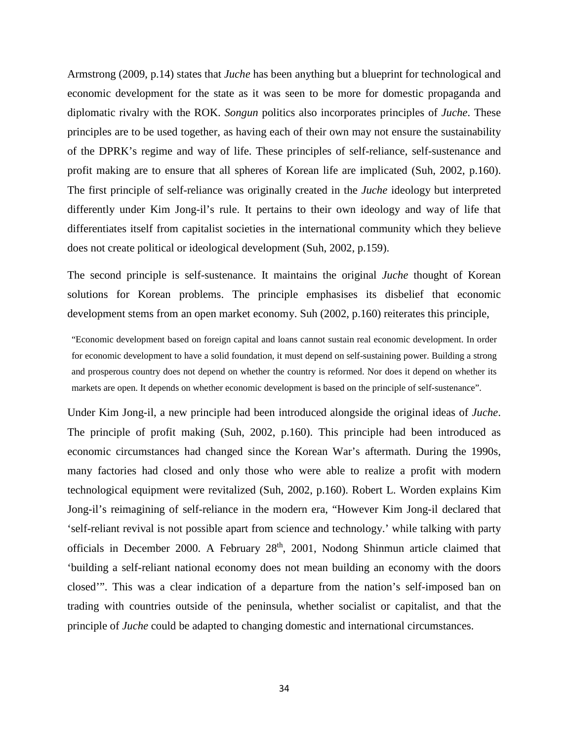Armstrong (2009, p.14) states that *Juche* has been anything but a blueprint for technological and economic development for the state as it was seen to be more for domestic propaganda and diplomatic rivalry with the ROK. *Songun* politics also incorporates principles of *Juche*. These principles are to be used together, as having each of their own may not ensure the sustainability of the DPRK's regime and way of life. These principles of self-reliance, self-sustenance and profit making are to ensure that all spheres of Korean life are implicated (Suh, 2002, p.160). The first principle of self-reliance was originally created in the *Juche* ideology but interpreted differently under Kim Jong-il's rule. It pertains to their own ideology and way of life that differentiates itself from capitalist societies in the international community which they believe does not create political or ideological development (Suh, 2002, p.159).

The second principle is self-sustenance. It maintains the original *Juche* thought of Korean solutions for Korean problems. The principle emphasises its disbelief that economic development stems from an open market economy. Suh (2002, p.160) reiterates this principle,

> "Economic development based on foreign capital and loans cannot sustain real economic development. In order for economic development to have a solid foundation, it must depend on self-sustaining power. Building a strong and prosperous country does not depend on whether the country is reformed. Nor does it depend on whether its markets are open. It depends on whether economic development is based on the principle of self-sustenance".

Under Kim Jong-il, a new principle had been introduced alongside the original ideas of *Juche*. The principle of profit making (Suh, 2002, p.160). This principle had been introduced as economic circumstances had changed since the Korean War's aftermath. During the 1990s, many factories had closed and only those who were able to realize a profit with modern technological equipment were revitalized (Suh, 2002, p.160). Robert L. Worden explains Kim Jong-il's reimagining of self-reliance in the modern era, "However Kim Jong-il declared that 'self-reliant revival is not possible apart from science and technology.' while talking with party officials in December 2000. A February 28th, 2001, Nodong Shinmun article claimed that 'building a self-reliant national economy does not mean building an economy with the doors closed'". This was a clear indication of a departure from the nation's self-imposed ban on trading with countries outside of the peninsula, whether socialist or capitalist, and that the principle of *Juche* could be adapted to changing domestic and international circumstances.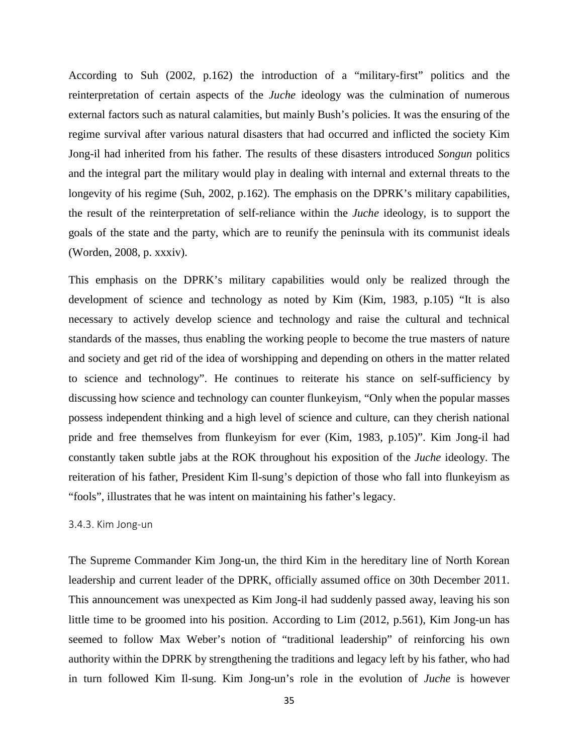According to Suh (2002, p.162) the introduction of a "military-first" politics and the reinterpretation of certain aspects of the *Juche* ideology was the culmination of numerous external factors such as natural calamities, but mainly Bush's policies. It was the ensuring of the regime survival after various natural disasters that had occurred and inflicted the society Kim Jong-il had inherited from his father. The results of these disasters introduced *Songun* politics and the integral part the military would play in dealing with internal and external threats to the longevity of his regime (Suh, 2002, p.162). The emphasis on the DPRK's military capabilities, the result of the reinterpretation of self-reliance within the *Juche* ideology, is to support the goals of the state and the party, which are to reunify the peninsula with its communist ideals (Worden, 2008, p. xxxiv).

This emphasis on the DPRK's military capabilities would only be realized through the development of science and technology as noted by Kim (Kim, 1983, p.105) "It is also necessary to actively develop science and technology and raise the cultural and technical standards of the masses, thus enabling the working people to become the true masters of nature and society and get rid of the idea of worshipping and depending on others in the matter related to science and technology". He continues to reiterate his stance on self-sufficiency by discussing how science and technology can counter flunkeyism, "Only when the popular masses possess independent thinking and a high level of science and culture, can they cherish national pride and free themselves from flunkeyism for ever (Kim, 1983, p.105)". Kim Jong-il had constantly taken subtle jabs at the ROK throughout his exposition of the *Juche* ideology. The reiteration of his father, President Kim Il-sung's depiction of those who fall into flunkeyism as "fools", illustrates that he was intent on maintaining his father's legacy.

### 3.4.3. Kim Jong-un

The Supreme Commander Kim Jong-un, the third Kim in the hereditary line of North Korean leadership and current leader of the DPRK, officially assumed office on 30th December 2011. This announcement was unexpected as Kim Jong-il had suddenly passed away, leaving his son little time to be groomed into his position. According to Lim (2012, p.561), Kim Jong-un has seemed to follow Max Weber's notion of "traditional leadership" of reinforcing his own authority within the DPRK by strengthening the traditions and legacy left by his father, who had in turn followed Kim Il-sung. Kim Jong-un's role in the evolution of *Juche* is however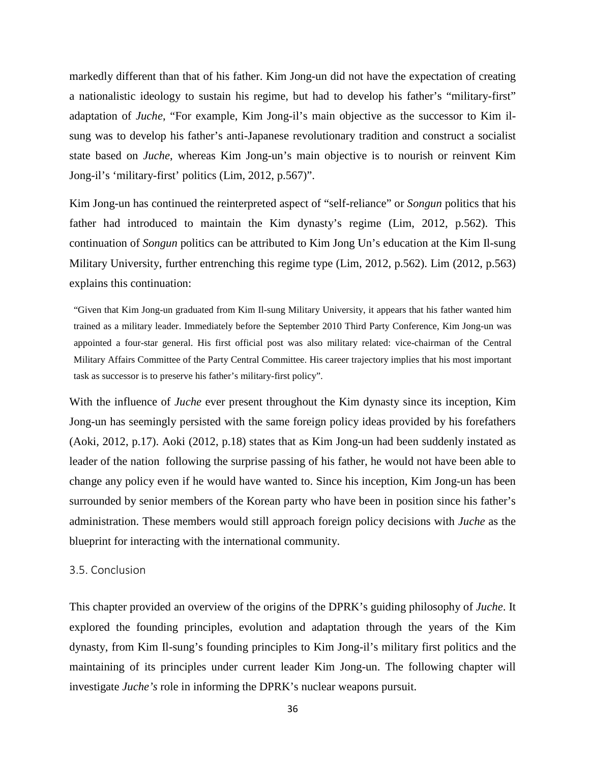markedly different than that of his father. Kim Jong-un did not have the expectation of creating a nationalistic ideology to sustain his regime, but had to develop his father's "military-first" adaptation of *Juche*, "For example, Kim Jong-il's main objective as the successor to Kim il-sung was to develop his father's anti-Japanese revolutionary tradition and construct a socialist state based on *Juche*, whereas Kim Jong-un's main objective is to nourish or reinvent Kim Jong-il's 'military-first' politics (Lim, 2012, p.567)".

Kim Jong-un has continued the reinterpreted aspect of "self-reliance" or *Songun* politics that his father had introduced to maintain the Kim dynasty's regime (Lim, 2012, p.562). This continuation of *Songun* politics can be attributed to Kim Jong Un's education at the Kim Il-sung Military University, further entrenching this regime type (Lim, 2012, p.562). Lim (2012, p.563) explains this continuation:

> "Given that Kim Jong-un graduated from Kim Il-sung Military University, it appears that his father wanted him trained as a military leader. Immediately before the September 2010 Third Party Conference, Kim Jong-un was appointed a four-star general. His first official post was also military related: vice-chairman of the Central Military Affairs Committee of the Party Central Committee. His career trajectory implies that his most important task as successor is to preserve his father's military-first policy".

With the influence of *Juche* ever present throughout the Kim dynasty since its inception, Kim Jong-un has seemingly persisted with the same foreign policy ideas provided by his forefathers (Aoki, 2012, p.17). Aoki (2012, p.18) states that as Kim Jong-un had been suddenly instated as leader of the nation following the surprise passing of his father, he would not have been able to change any policy even if he would have wanted to. Since his inception, Kim Jong-un has been surrounded by senior members of the Korean party who have been in position since his father's administration. These members would still approach foreign policy decisions with *Juche* as the blueprint for interacting with the international community.

### 3.5. Conclusion

This chapter provided an overview of the origins of the DPRK's guiding philosophy of *Juche*. It explored the founding principles, evolution and adaptation through the years of the Kim dynasty, from Kim Il-sung's founding principles to Kim Jong-il's military first politics and the maintaining of its principles under current leader Kim Jong-un. The following chapter will investigate *Juche's* role in informing the DPRK's nuclear weapons pursuit.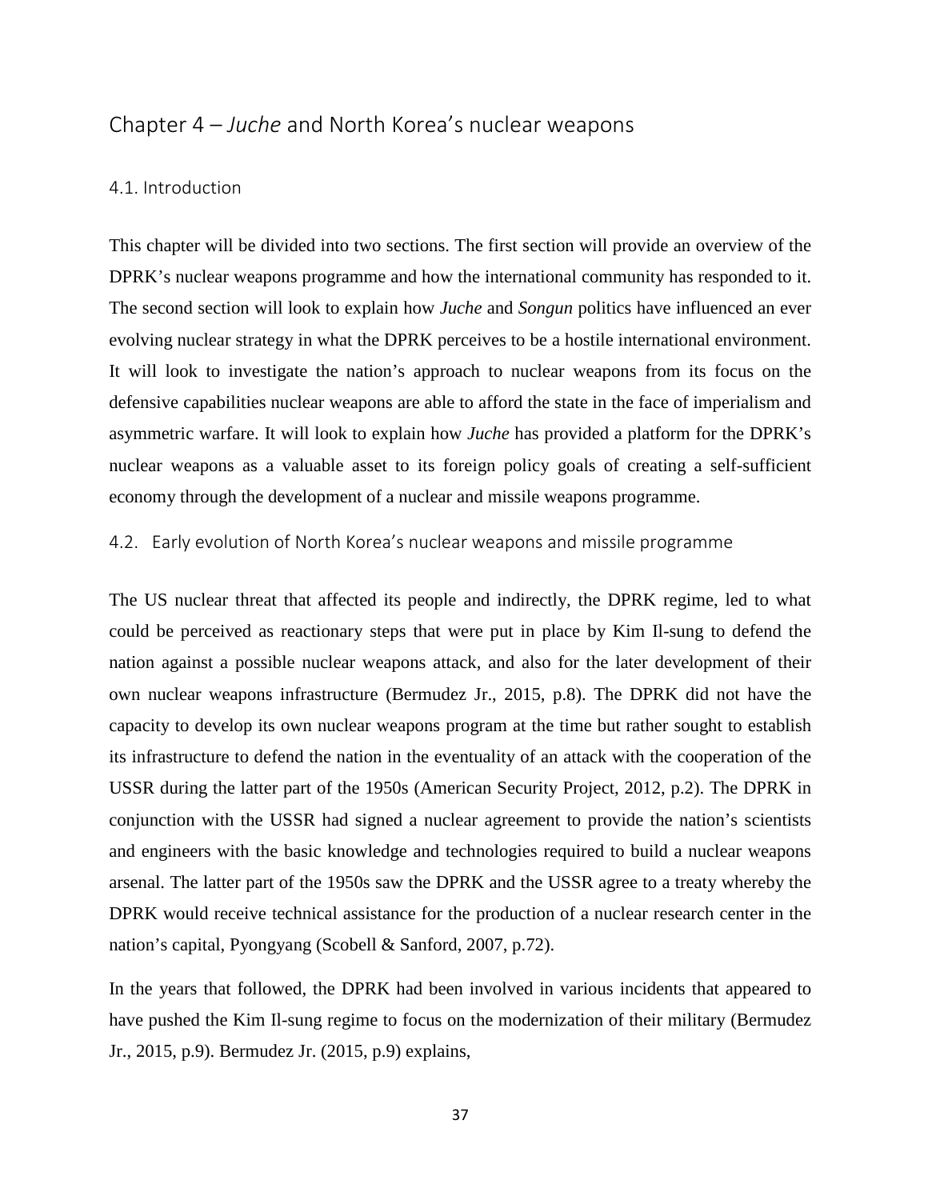# Chapter 4 – *Juche* and North Korea's nuclear weapons

## 4.1. Introduction

This chapter will be divided into two sections. The first section will provide an overview of the DPRK's nuclear weapons programme and how the international community has responded to it. The second section will look to explain how *Juche* and *Songun* politics have influenced an ever evolving nuclear strategy in what the DPRK perceives to be a hostile international environment. It will look to investigate the nation's approach to nuclear weapons from its focus on the defensive capabilities nuclear weapons are able to afford the state in the face of imperialism and asymmetric warfare. It will look to explain how *Juche* has provided a platform for the DPRK's nuclear weapons as a valuable asset to its foreign policy goals of creating a self-sufficient economy through the development of a nuclear and missile weapons programme.

## 4.2. Early evolution of North Korea's nuclear weapons and missile programme

The US nuclear threat that affected its people and indirectly, the DPRK regime, led to what could be perceived as reactionary steps that were put in place by Kim Il-sung to defend the nation against a possible nuclear weapons attack, and also for the later development of their own nuclear weapons infrastructure (Bermudez Jr., 2015, p.8). The DPRK did not have the capacity to develop its own nuclear weapons program at the time but rather sought to establish its infrastructure to defend the nation in the eventuality of an attack with the cooperation of the USSR during the latter part of the 1950s (American Security Project, 2012, p.2). The DPRK in conjunction with the USSR had signed a nuclear agreement to provide the nation's scientists and engineers with the basic knowledge and technologies required to build a nuclear weapons arsenal. The latter part of the 1950s saw the DPRK and the USSR agree to a treaty whereby the DPRK would receive technical assistance for the production of a nuclear research center in the nation's capital, Pyongyang (Scobell & Sanford, 2007, p.72).

In the years that followed, the DPRK had been involved in various incidents that appeared to have pushed the Kim Il-sung regime to focus on the modernization of their military (Bermudez Jr., 2015, p.9). Bermudez Jr. (2015, p.9) explains,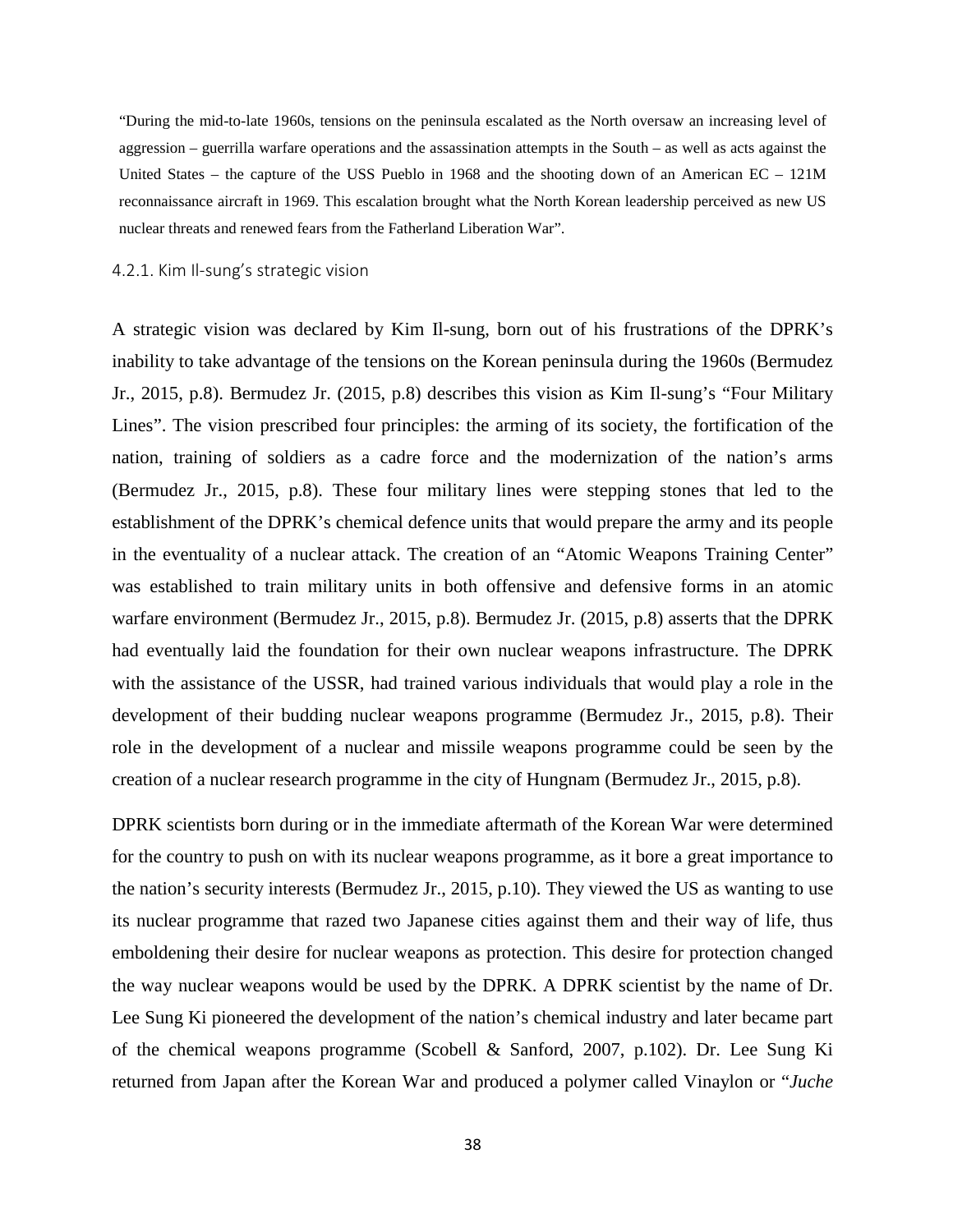"During the mid-to-late 1960s, tensions on the peninsula escalated as the North oversaw an increasing level of aggression – guerrilla warfare operations and the assassination attempts in the South – as well as acts against the United States – the capture of the USS Pueblo in 1968 and the shooting down of an American EC – 121M reconnaissance aircraft in 1969. This escalation brought what the North Korean leadership perceived as new US nuclear threats and renewed fears from the Fatherland Liberation War".

#### 4.2.1. Kim Il-sung's strategic vision

A strategic vision was declared by Kim Il-sung, born out of his frustrations of the DPRK's inability to take advantage of the tensions on the Korean peninsula during the 1960s (Bermudez Jr., 2015, p.8). Bermudez Jr. (2015, p.8) describes this vision as Kim Il-sung's "Four Military Lines". The vision prescribed four principles: the arming of its society, the fortification of the nation, training of soldiers as a cadre force and the modernization of the nation's arms (Bermudez Jr., 2015, p.8). These four military lines were stepping stones that led to the establishment of the DPRK's chemical defence units that would prepare the army and its people in the eventuality of a nuclear attack. The creation of an "Atomic Weapons Training Center" was established to train military units in both offensive and defensive forms in an atomic warfare environment (Bermudez Jr., 2015, p.8). Bermudez Jr. (2015, p.8) asserts that the DPRK had eventually laid the foundation for their own nuclear weapons infrastructure. The DPRK with the assistance of the USSR, had trained various individuals that would play a role in the development of their budding nuclear weapons programme (Bermudez Jr., 2015, p.8). Their role in the development of a nuclear and missile weapons programme could be seen by the creation of a nuclear research programme in the city of Hungnam (Bermudez Jr., 2015, p.8).

DPRK scientists born during or in the immediate aftermath of the Korean War were determined for the country to push on with its nuclear weapons programme, as it bore a great importance to the nation's security interests (Bermudez Jr., 2015, p.10). They viewed the US as wanting to use its nuclear programme that razed two Japanese cities against them and their way of life, thus emboldening their desire for nuclear weapons as protection. This desire for protection changed the way nuclear weapons would be used by the DPRK. A DPRK scientist by the name of Dr. Lee Sung Ki pioneered the development of the nation's chemical industry and later became part of the chemical weapons programme (Scobell & Sanford, 2007, p.102). Dr. Lee Sung Ki returned from Japan after the Korean War and produced a polymer called Vinaylon or "*Juche*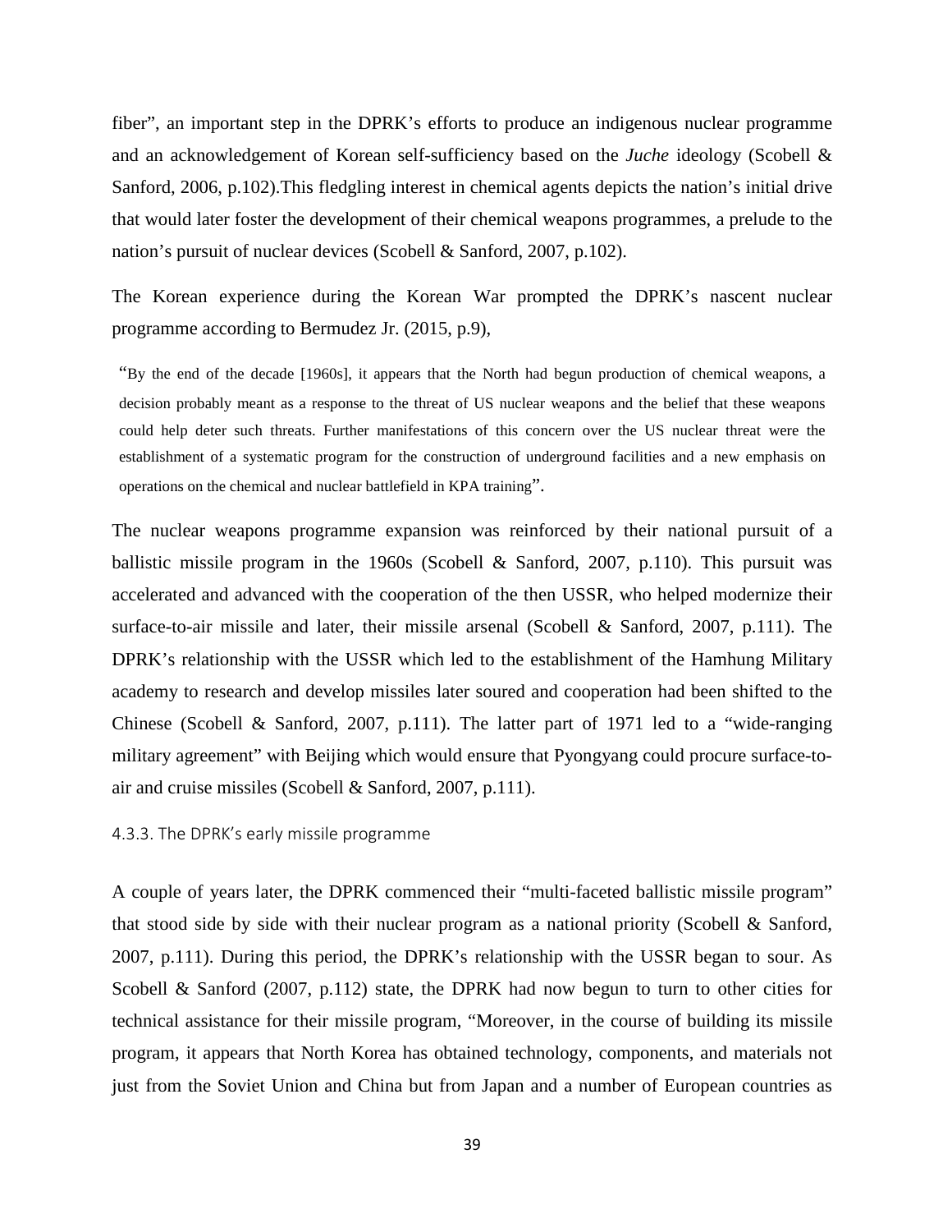fiber", an important step in the DPRK's efforts to produce an indigenous nuclear programme and an acknowledgement of Korean self-sufficiency based on the *Juche* ideology (Scobell & Sanford, 2006, p.102).This fledgling interest in chemical agents depicts the nation's initial drive that would later foster the development of their chemical weapons programmes, a prelude to the nation's pursuit of nuclear devices (Scobell & Sanford, 2007, p.102).

The Korean experience during the Korean War prompted the DPRK's nascent nuclear programme according to Bermudez Jr. (2015, p.9),

> "By the end of the decade [1960s], it appears that the North had begun production of chemical weapons, a decision probably meant as a response to the threat of US nuclear weapons and the belief that these weapons could help deter such threats. Further manifestations of this concern over the US nuclear threat were the establishment of a systematic program for the construction of underground facilities and a new emphasis on operations on the chemical and nuclear battlefield in KPA training".

The nuclear weapons programme expansion was reinforced by their national pursuit of a ballistic missile program in the 1960s (Scobell & Sanford, 2007, p.110). This pursuit was accelerated and advanced with the cooperation of the then USSR, who helped modernize their surface-to-air missile and later, their missile arsenal (Scobell & Sanford, 2007, p.111). The DPRK's relationship with the USSR which led to the establishment of the Hamhung Military academy to research and develop missiles later soured and cooperation had been shifted to the Chinese (Scobell & Sanford, 2007, p.111). The latter part of 1971 led to a "wide-ranging military agreement" with Beijing which would ensure that Pyongyang could procure surface-to-air and cruise missiles (Scobell & Sanford, 2007, p.111).

#### 4.3.3. The DPRK's early missile programme

A couple of years later, the DPRK commenced their "multi-faceted ballistic missile program" that stood side by side with their nuclear program as a national priority (Scobell & Sanford, 2007, p.111). During this period, the DPRK's relationship with the USSR began to sour. As Scobell & Sanford (2007, p.112) state, the DPRK had now begun to turn to other cities for technical assistance for their missile program, "Moreover, in the course of building its missile program, it appears that North Korea has obtained technology, components, and materials not just from the Soviet Union and China but from Japan and a number of European countries as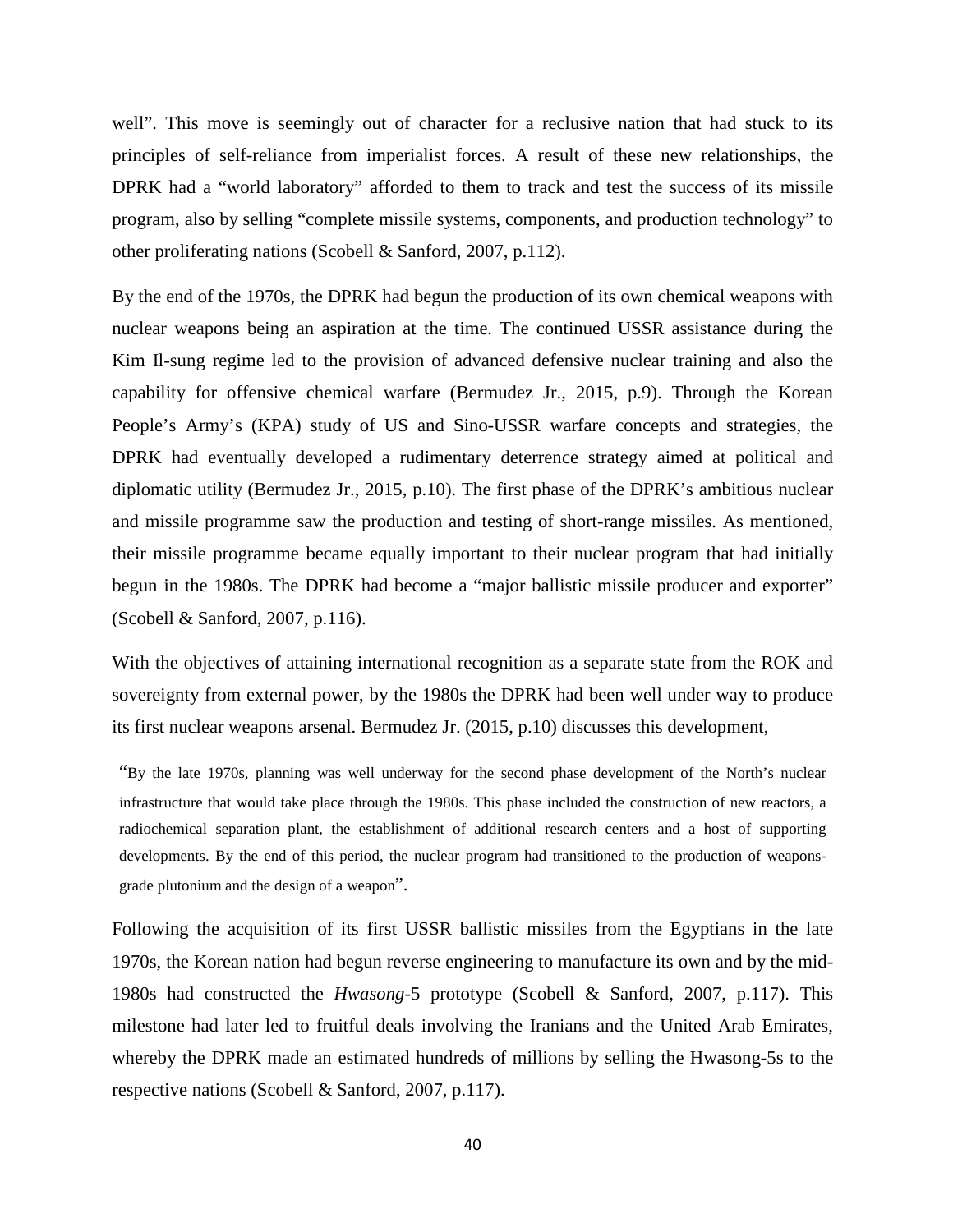well". This move is seemingly out of character for a reclusive nation that had stuck to its principles of self-reliance from imperialist forces. A result of these new relationships, the DPRK had a "world laboratory" afforded to them to track and test the success of its missile program, also by selling "complete missile systems, components, and production technology" to other proliferating nations (Scobell & Sanford, 2007, p.112).

By the end of the 1970s, the DPRK had begun the production of its own chemical weapons with nuclear weapons being an aspiration at the time. The continued USSR assistance during the Kim Il-sung regime led to the provision of advanced defensive nuclear training and also the capability for offensive chemical warfare (Bermudez Jr., 2015, p.9). Through the Korean People's Army's (KPA) study of US and Sino-USSR warfare concepts and strategies, the DPRK had eventually developed a rudimentary deterrence strategy aimed at political and diplomatic utility (Bermudez Jr., 2015, p.10). The first phase of the DPRK's ambitious nuclear and missile programme saw the production and testing of short-range missiles. As mentioned, their missile programme became equally important to their nuclear program that had initially begun in the 1980s. The DPRK had become a "major ballistic missile producer and exporter" (Scobell & Sanford, 2007, p.116).

With the objectives of attaining international recognition as a separate state from the ROK and sovereignty from external power, by the 1980s the DPRK had been well under way to produce its first nuclear weapons arsenal. Bermudez Jr. (2015, p.10) discusses this development,

> "By the late 1970s, planning was well underway for the second phase development of the North's nuclear infrastructure that would take place through the 1980s. This phase included the construction of new reactors, a radiochemical separation plant, the establishment of additional research centers and a host of supporting developments. By the end of this period, the nuclear program had transitioned to the production of weapons-grade plutonium and the design of a weapon".

Following the acquisition of its first USSR ballistic missiles from the Egyptians in the late 1970s, the Korean nation had begun reverse engineering to manufacture its own and by the mid-1980s had constructed the *Hwasong*-5 prototype (Scobell & Sanford, 2007, p.117). This milestone had later led to fruitful deals involving the Iranians and the United Arab Emirates, whereby the DPRK made an estimated hundreds of millions by selling the Hwasong-5s to the respective nations (Scobell & Sanford, 2007, p.117).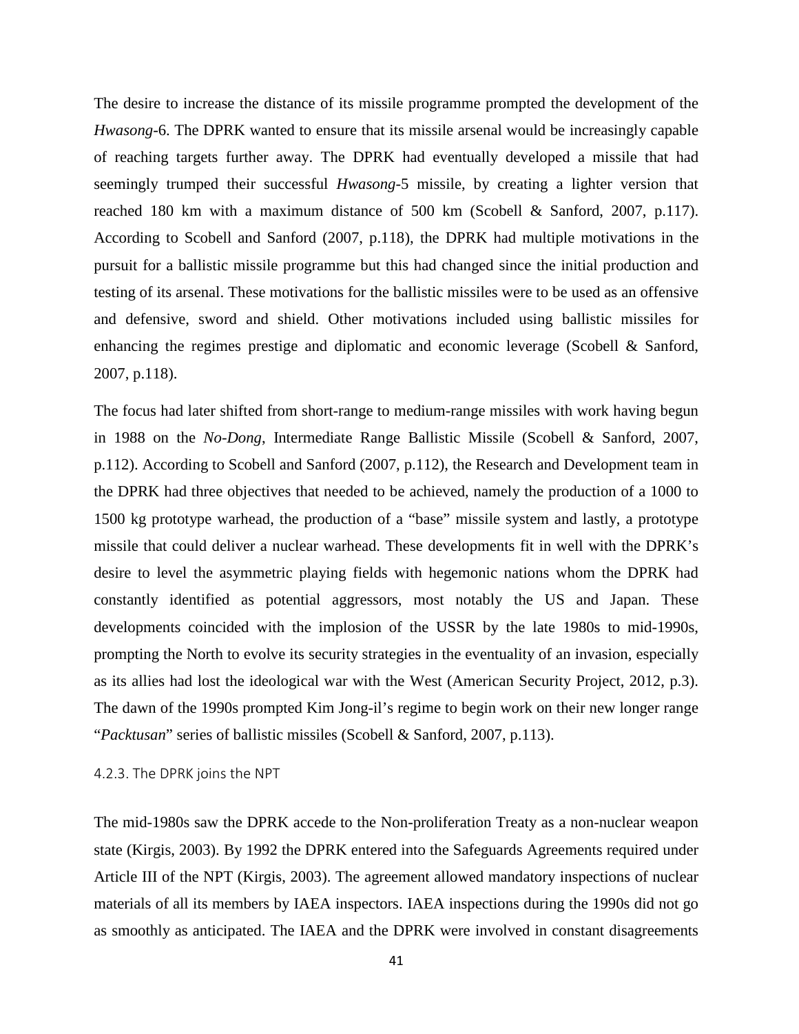The desire to increase the distance of its missile programme prompted the development of the *Hwasong*-6. The DPRK wanted to ensure that its missile arsenal would be increasingly capable of reaching targets further away. The DPRK had eventually developed a missile that had seemingly trumped their successful *Hwasong*-5 missile, by creating a lighter version that reached 180 km with a maximum distance of 500 km (Scobell & Sanford, 2007, p.117). According to Scobell and Sanford (2007, p.118), the DPRK had multiple motivations in the pursuit for a ballistic missile programme but this had changed since the initial production and testing of its arsenal. These motivations for the ballistic missiles were to be used as an offensive and defensive, sword and shield. Other motivations included using ballistic missiles for enhancing the regimes prestige and diplomatic and economic leverage (Scobell & Sanford, 2007, p.118).

The focus had later shifted from short-range to medium-range missiles with work having begun in 1988 on the *No-Dong*, Intermediate Range Ballistic Missile (Scobell & Sanford, 2007, p.112). According to Scobell and Sanford (2007, p.112), the Research and Development team in the DPRK had three objectives that needed to be achieved, namely the production of a 1000 to 1500 kg prototype warhead, the production of a "base" missile system and lastly, a prototype missile that could deliver a nuclear warhead. These developments fit in well with the DPRK's desire to level the asymmetric playing fields with hegemonic nations whom the DPRK had constantly identified as potential aggressors, most notably the US and Japan. These developments coincided with the implosion of the USSR by the late 1980s to mid-1990s, prompting the North to evolve its security strategies in the eventuality of an invasion, especially as its allies had lost the ideological war with the West (American Security Project, 2012, p.3). The dawn of the 1990s prompted Kim Jong-il's regime to begin work on their new longer range "*Packtusan*" series of ballistic missiles (Scobell & Sanford, 2007, p.113).

#### 4.2.3. The DPRK joins the NPT

The mid-1980s saw the DPRK accede to the Non-proliferation Treaty as a non-nuclear weapon state (Kirgis, 2003). By 1992 the DPRK entered into the Safeguards Agreements required under Article III of the NPT (Kirgis, 2003). The agreement allowed mandatory inspections of nuclear materials of all its members by IAEA inspectors. IAEA inspections during the 1990s did not go as smoothly as anticipated. The IAEA and the DPRK were involved in constant disagreements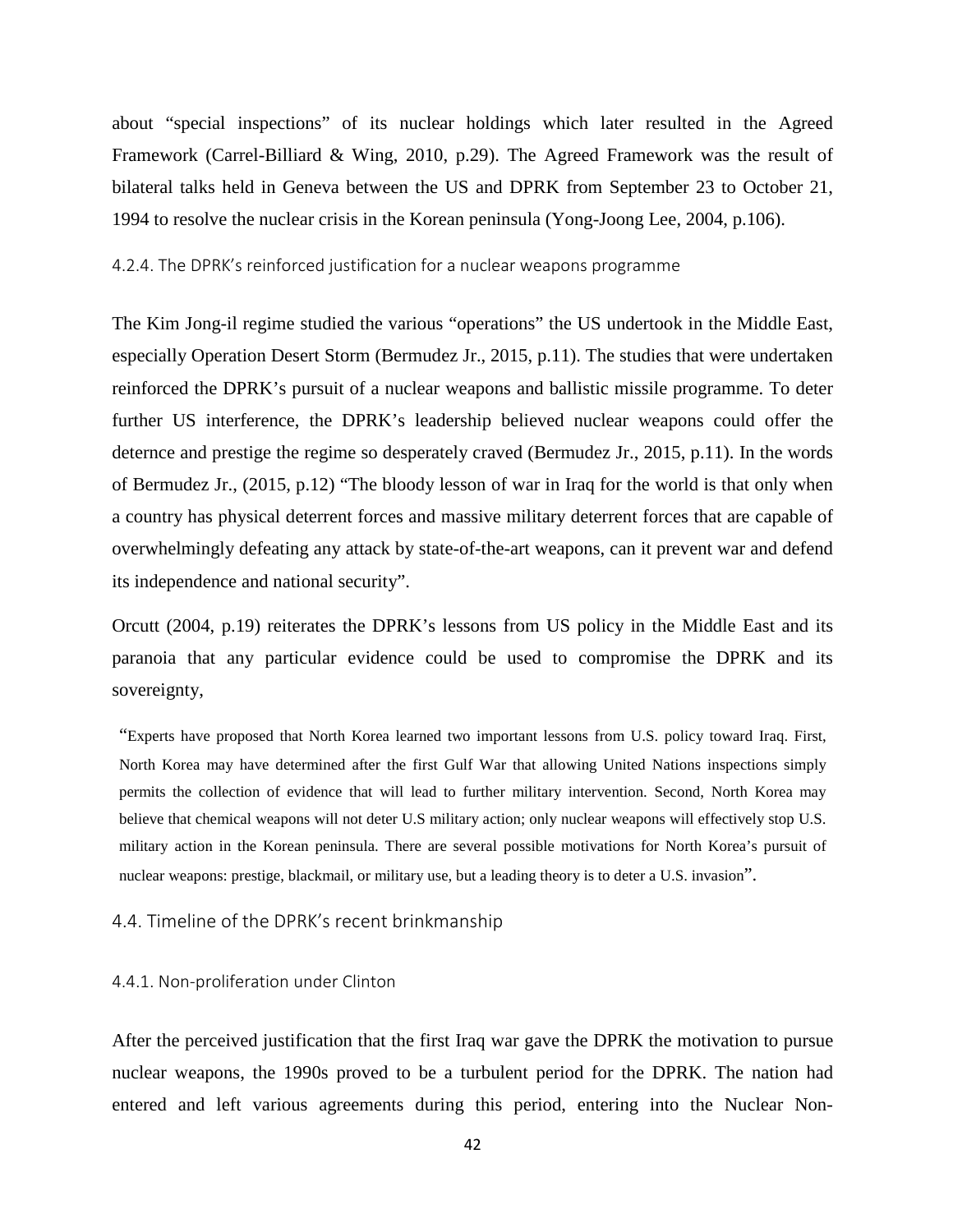about "special inspections" of its nuclear holdings which later resulted in the Agreed Framework (Carrel-Billiard & Wing, 2010, p.29). The Agreed Framework was the result of bilateral talks held in Geneva between the US and DPRK from September 23 to October 21, 1994 to resolve the nuclear crisis in the Korean peninsula (Yong-Joong Lee, 2004, p.106).

#### 4.2.4. The DPRK's reinforced justification for a nuclear weapons programme

The Kim Jong-il regime studied the various "operations" the US undertook in the Middle East, especially Operation Desert Storm (Bermudez Jr., 2015, p.11). The studies that were undertaken reinforced the DPRK's pursuit of a nuclear weapons and ballistic missile programme. To deter further US interference, the DPRK's leadership believed nuclear weapons could offer the deternce and prestige the regime so desperately craved (Bermudez Jr., 2015, p.11). In the words of Bermudez Jr., (2015, p.12) "The bloody lesson of war in Iraq for the world is that only when a country has physical deterrent forces and massive military deterrent forces that are capable of overwhelmingly defeating any attack by state-of-the-art weapons, can it prevent war and defend its independence and national security".

Orcutt (2004, p.19) reiterates the DPRK's lessons from US policy in the Middle East and its paranoia that any particular evidence could be used to compromise the DPRK and its sovereignty,

> "Experts have proposed that North Korea learned two important lessons from U.S. policy toward Iraq. First, North Korea may have determined after the first Gulf War that allowing United Nations inspections simply permits the collection of evidence that will lead to further military intervention. Second, North Korea may believe that chemical weapons will not deter U.S military action; only nuclear weapons will effectively stop U.S. military action in the Korean peninsula. There are several possible motivations for North Korea's pursuit of nuclear weapons: prestige, blackmail, or military use, but a leading theory is to deter a U.S. invasion".

### 4.4. Timeline of the DPRK's recent brinkmanship

#### 4.4.1. Non-proliferation under Clinton

After the perceived justification that the first Iraq war gave the DPRK the motivation to pursue nuclear weapons, the 1990s proved to be a turbulent period for the DPRK. The nation had entered and left various agreements during this period, entering into the Nuclear Non-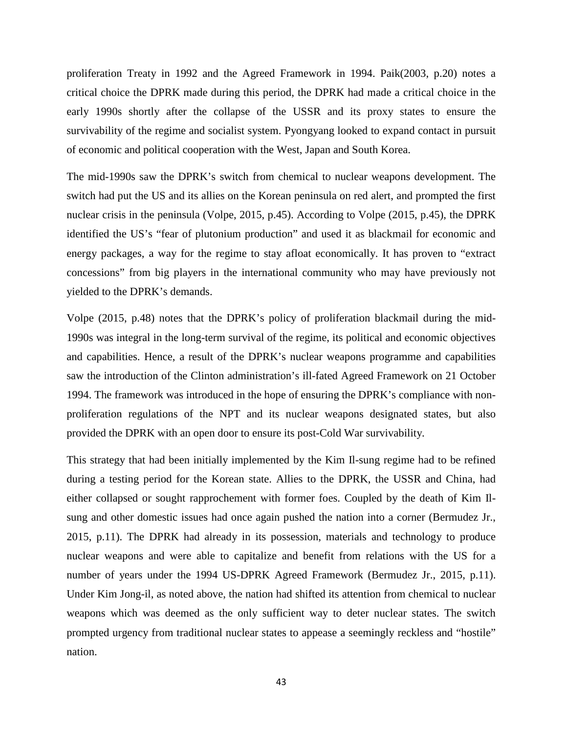proliferation Treaty in 1992 and the Agreed Framework in 1994. Paik(2003, p.20) notes a critical choice the DPRK made during this period, the DPRK had made a critical choice in the early 1990s shortly after the collapse of the USSR and its proxy states to ensure the survivability of the regime and socialist system. Pyongyang looked to expand contact in pursuit of economic and political cooperation with the West, Japan and South Korea.

The mid-1990s saw the DPRK's switch from chemical to nuclear weapons development. The switch had put the US and its allies on the Korean peninsula on red alert, and prompted the first nuclear crisis in the peninsula (Volpe, 2015, p.45). According to Volpe (2015, p.45), the DPRK identified the US's "fear of plutonium production" and used it as blackmail for economic and energy packages, a way for the regime to stay afloat economically. It has proven to "extract concessions" from big players in the international community who may have previously not yielded to the DPRK's demands.

Volpe (2015, p.48) notes that the DPRK's policy of proliferation blackmail during the mid-1990s was integral in the long-term survival of the regime, its political and economic objectives and capabilities. Hence, a result of the DPRK's nuclear weapons programme and capabilities saw the introduction of the Clinton administration's ill-fated Agreed Framework on 21 October 1994. The framework was introduced in the hope of ensuring the DPRK's compliance with non-proliferation regulations of the NPT and its nuclear weapons designated states, but also provided the DPRK with an open door to ensure its post-Cold War survivability.

This strategy that had been initially implemented by the Kim Il-sung regime had to be refined during a testing period for the Korean state. Allies to the DPRK, the USSR and China, had either collapsed or sought rapprochement with former foes. Coupled by the death of Kim Il-sung and other domestic issues had once again pushed the nation into a corner (Bermudez Jr., 2015, p.11). The DPRK had already in its possession, materials and technology to produce nuclear weapons and were able to capitalize and benefit from relations with the US for a number of years under the 1994 US-DPRK Agreed Framework (Bermudez Jr., 2015, p.11). Under Kim Jong-il, as noted above, the nation had shifted its attention from chemical to nuclear weapons which was deemed as the only sufficient way to deter nuclear states. The switch prompted urgency from traditional nuclear states to appease a seemingly reckless and "hostile" nation.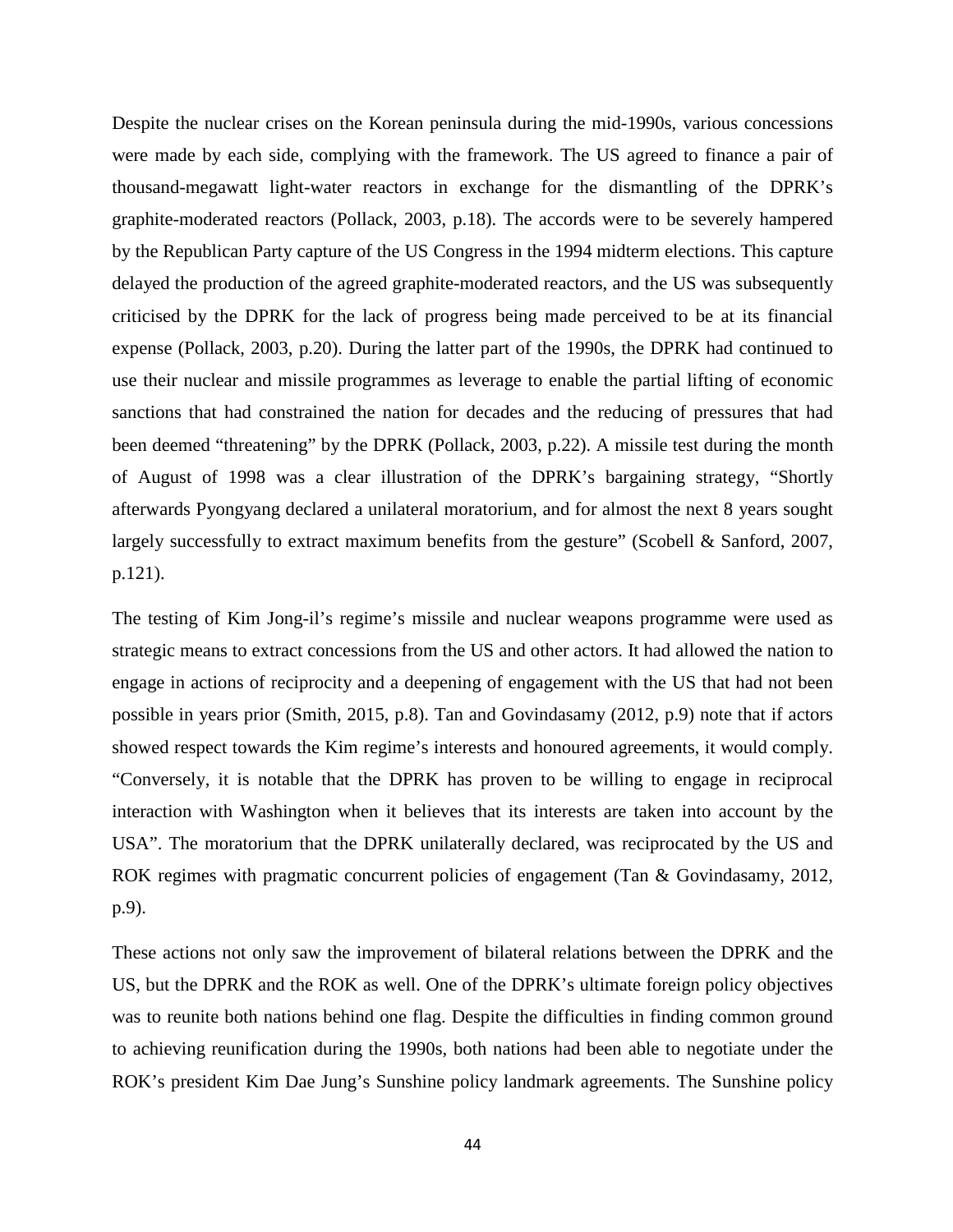Despite the nuclear crises on the Korean peninsula during the mid-1990s, various concessions were made by each side, complying with the framework. The US agreed to finance a pair of thousand-megawatt light-water reactors in exchange for the dismantling of the DPRK's graphite-moderated reactors (Pollack, 2003, p.18). The accords were to be severely hampered by the Republican Party capture of the US Congress in the 1994 midterm elections. This capture delayed the production of the agreed graphite-moderated reactors, and the US was subsequently criticised by the DPRK for the lack of progress being made perceived to be at its financial expense (Pollack, 2003, p.20). During the latter part of the 1990s, the DPRK had continued to use their nuclear and missile programmes as leverage to enable the partial lifting of economic sanctions that had constrained the nation for decades and the reducing of pressures that had been deemed "threatening" by the DPRK (Pollack, 2003, p.22). A missile test during the month of August of 1998 was a clear illustration of the DPRK's bargaining strategy, "Shortly afterwards Pyongyang declared a unilateral moratorium, and for almost the next 8 years sought largely successfully to extract maximum benefits from the gesture" (Scobell & Sanford, 2007, p.121).

The testing of Kim Jong-il's regime's missile and nuclear weapons programme were used as strategic means to extract concessions from the US and other actors. It had allowed the nation to engage in actions of reciprocity and a deepening of engagement with the US that had not been possible in years prior (Smith, 2015, p.8). Tan and Govindasamy (2012, p.9) note that if actors showed respect towards the Kim regime's interests and honoured agreements, it would comply. "Conversely, it is notable that the DPRK has proven to be willing to engage in reciprocal interaction with Washington when it believes that its interests are taken into account by the USA". The moratorium that the DPRK unilaterally declared, was reciprocated by the US and ROK regimes with pragmatic concurrent policies of engagement (Tan & Govindasamy, 2012, p.9).

These actions not only saw the improvement of bilateral relations between the DPRK and the US, but the DPRK and the ROK as well. One of the DPRK's ultimate foreign policy objectives was to reunite both nations behind one flag. Despite the difficulties in finding common ground to achieving reunification during the 1990s, both nations had been able to negotiate under the ROK's president Kim Dae Jung's Sunshine policy landmark agreements. The Sunshine policy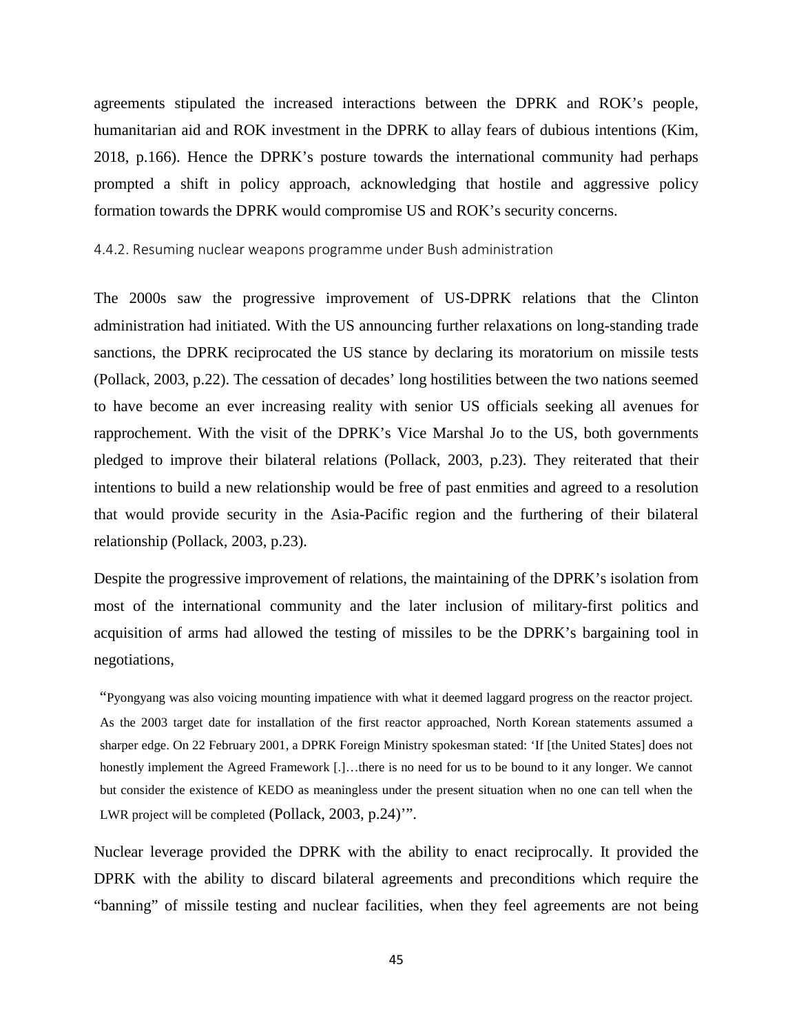agreements stipulated the increased interactions between the DPRK and ROK's people, humanitarian aid and ROK investment in the DPRK to allay fears of dubious intentions (Kim, 2018, p.166). Hence the DPRK's posture towards the international community had perhaps prompted a shift in policy approach, acknowledging that hostile and aggressive policy formation towards the DPRK would compromise US and ROK's security concerns.

#### 4.4.2. Resuming nuclear weapons programme under Bush administration

The 2000s saw the progressive improvement of US-DPRK relations that the Clinton administration had initiated. With the US announcing further relaxations on long-standing trade sanctions, the DPRK reciprocated the US stance by declaring its moratorium on missile tests (Pollack, 2003, p.22). The cessation of decades' long hostilities between the two nations seemed to have become an ever increasing reality with senior US officials seeking all avenues for rapprochement. With the visit of the DPRK's Vice Marshal Jo to the US, both governments pledged to improve their bilateral relations (Pollack, 2003, p.23). They reiterated that their intentions to build a new relationship would be free of past enmities and agreed to a resolution that would provide security in the Asia-Pacific region and the furthering of their bilateral relationship (Pollack, 2003, p.23).

Despite the progressive improvement of relations, the maintaining of the DPRK's isolation from most of the international community and the later inclusion of military-first politics and acquisition of arms had allowed the testing of missiles to be the DPRK's bargaining tool in negotiations,

> "Pyongyang was also voicing mounting impatience with what it deemed laggard progress on the reactor project. As the 2003 target date for installation of the first reactor approached, North Korean statements assumed a sharper edge. On 22 February 2001, a DPRK Foreign Ministry spokesman stated: 'If [the United States] does not honestly implement the Agreed Framework [.]…there is no need for us to be bound to it any longer. We cannot but consider the existence of KEDO as meaningless under the present situation when no one can tell when the LWR project will be completed (Pollack, 2003, p.24)'".

Nuclear leverage provided the DPRK with the ability to enact reciprocally. It provided the DPRK with the ability to discard bilateral agreements and preconditions which require the "banning" of missile testing and nuclear facilities, when they feel agreements are not being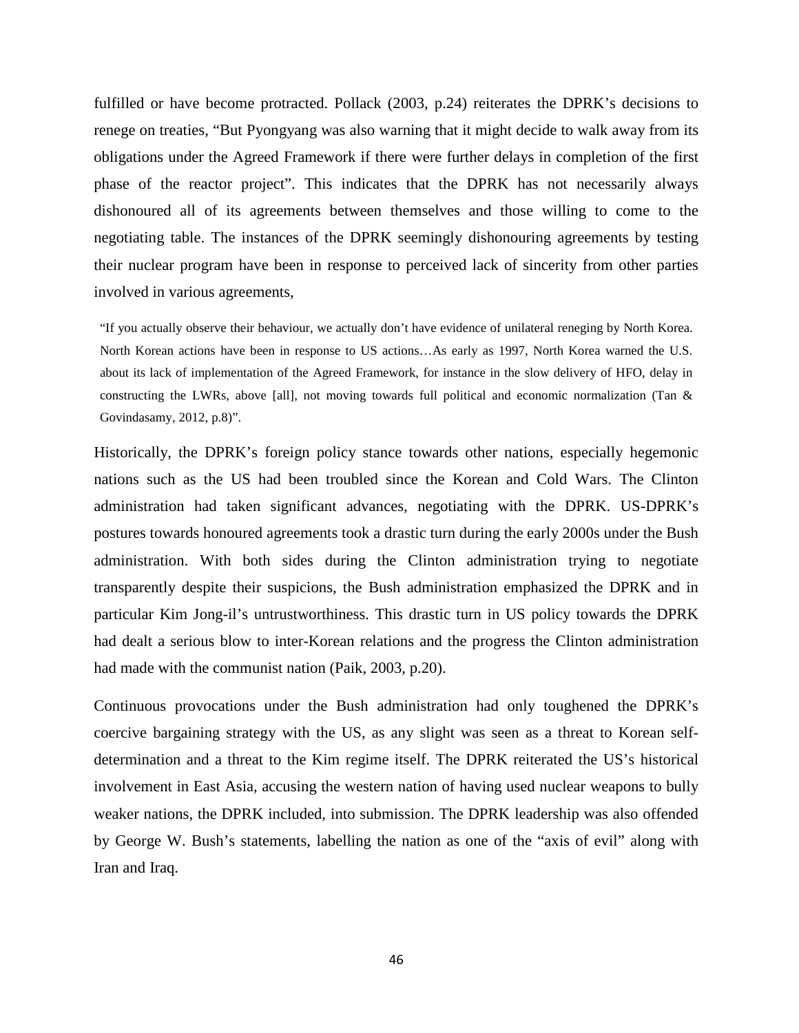fulfilled or have become protracted. Pollack (2003, p.24) reiterates the DPRK's decisions to renege on treaties, "But Pyongyang was also warning that it might decide to walk away from its obligations under the Agreed Framework if there were further delays in completion of the first phase of the reactor project". This indicates that the DPRK has not necessarily always dishonoured all of its agreements between themselves and those willing to come to the negotiating table. The instances of the DPRK seemingly dishonouring agreements by testing their nuclear program have been in response to perceived lack of sincerity from other parties involved in various agreements,

> "If you actually observe their behaviour, we actually don't have evidence of unilateral reneging by North Korea. North Korean actions have been in response to US actions…As early as 1997, North Korea warned the U.S. about its lack of implementation of the Agreed Framework, for instance in the slow delivery of HFO, delay in constructing the LWRs, above [all], not moving towards full political and economic normalization (Tan & Govindasamy, 2012, p.8)".

Historically, the DPRK's foreign policy stance towards other nations, especially hegemonic nations such as the US had been troubled since the Korean and Cold Wars. The Clinton administration had taken significant advances, negotiating with the DPRK. US-DPRK's postures towards honoured agreements took a drastic turn during the early 2000s under the Bush administration. With both sides during the Clinton administration trying to negotiate transparently despite their suspicions, the Bush administration emphasized the DPRK and in particular Kim Jong-il's untrustworthiness. This drastic turn in US policy towards the DPRK had dealt a serious blow to inter-Korean relations and the progress the Clinton administration had made with the communist nation (Paik, 2003, p.20).

Continuous provocations under the Bush administration had only toughened the DPRK's coercive bargaining strategy with the US, as any slight was seen as a threat to Korean self-determination and a threat to the Kim regime itself. The DPRK reiterated the US's historical involvement in East Asia, accusing the western nation of having used nuclear weapons to bully weaker nations, the DPRK included, into submission. The DPRK leadership was also offended by George W. Bush's statements, labelling the nation as one of the "axis of evil" along with Iran and Iraq.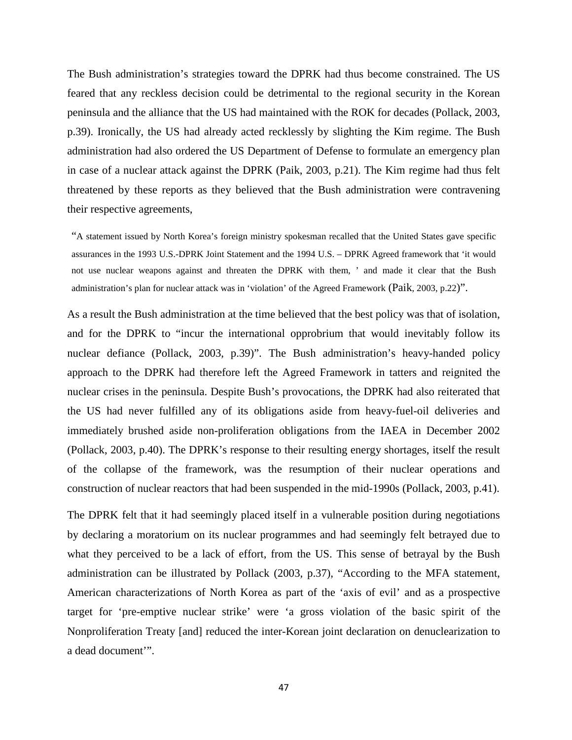The Bush administration's strategies toward the DPRK had thus become constrained. The US feared that any reckless decision could be detrimental to the regional security in the Korean peninsula and the alliance that the US had maintained with the ROK for decades (Pollack, 2003, p.39). Ironically, the US had already acted recklessly by slighting the Kim regime. The Bush administration had also ordered the US Department of Defense to formulate an emergency plan in case of a nuclear attack against the DPRK (Paik, 2003, p.21). The Kim regime had thus felt threatened by these reports as they believed that the Bush administration were contravening their respective agreements,

> "A statement issued by North Korea's foreign ministry spokesman recalled that the United States gave specific assurances in the 1993 U.S.-DPRK Joint Statement and the 1994 U.S. – DPRK Agreed framework that 'it would not use nuclear weapons against and threaten the DPRK with them, ' and made it clear that the Bush administration's plan for nuclear attack was in 'violation' of the Agreed Framework (Paik, 2003, p.22)".

As a result the Bush administration at the time believed that the best policy was that of isolation, and for the DPRK to "incur the international opprobrium that would inevitably follow its nuclear defiance (Pollack, 2003, p.39)". The Bush administration's heavy-handed policy approach to the DPRK had therefore left the Agreed Framework in tatters and reignited the nuclear crises in the peninsula. Despite Bush's provocations, the DPRK had also reiterated that the US had never fulfilled any of its obligations aside from heavy-fuel-oil deliveries and immediately brushed aside non-proliferation obligations from the IAEA in December 2002 (Pollack, 2003, p.40). The DPRK's response to their resulting energy shortages, itself the result of the collapse of the framework, was the resumption of their nuclear operations and construction of nuclear reactors that had been suspended in the mid-1990s (Pollack, 2003, p.41).

The DPRK felt that it had seemingly placed itself in a vulnerable position during negotiations by declaring a moratorium on its nuclear programmes and had seemingly felt betrayed due to what they perceived to be a lack of effort, from the US. This sense of betrayal by the Bush administration can be illustrated by Pollack (2003, p.37), "According to the MFA statement, American characterizations of North Korea as part of the 'axis of evil' and as a prospective target for 'pre-emptive nuclear strike' were 'a gross violation of the basic spirit of the Nonproliferation Treaty [and] reduced the inter-Korean joint declaration on denuclearization to a dead document'".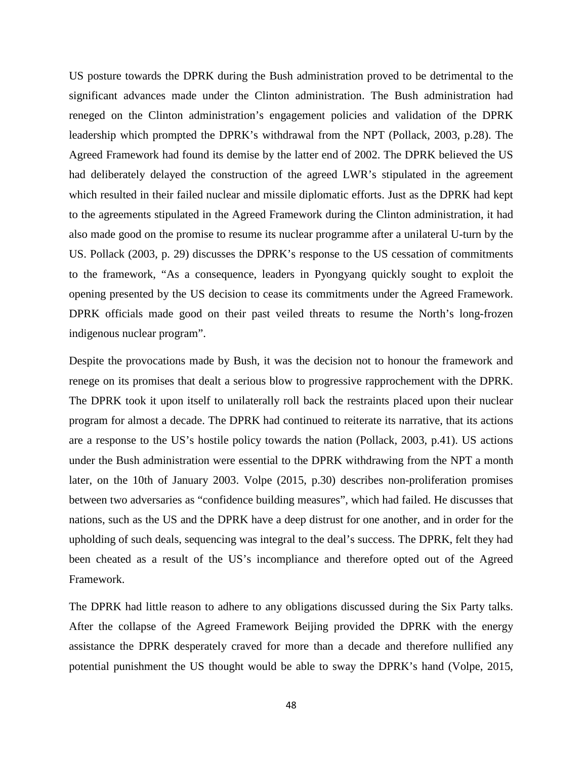US posture towards the DPRK during the Bush administration proved to be detrimental to the significant advances made under the Clinton administration. The Bush administration had reneged on the Clinton administration's engagement policies and validation of the DPRK leadership which prompted the DPRK's withdrawal from the NPT (Pollack, 2003, p.28). The Agreed Framework had found its demise by the latter end of 2002. The DPRK believed the US had deliberately delayed the construction of the agreed LWR's stipulated in the agreement which resulted in their failed nuclear and missile diplomatic efforts. Just as the DPRK had kept to the agreements stipulated in the Agreed Framework during the Clinton administration, it had also made good on the promise to resume its nuclear programme after a unilateral U-turn by the US. Pollack (2003, p. 29) discusses the DPRK's response to the US cessation of commitments to the framework, "As a consequence, leaders in Pyongyang quickly sought to exploit the opening presented by the US decision to cease its commitments under the Agreed Framework. DPRK officials made good on their past veiled threats to resume the North's long-frozen indigenous nuclear program".

Despite the provocations made by Bush, it was the decision not to honour the framework and renege on its promises that dealt a serious blow to progressive rapprochement with the DPRK. The DPRK took it upon itself to unilaterally roll back the restraints placed upon their nuclear program for almost a decade. The DPRK had continued to reiterate its narrative, that its actions are a response to the US's hostile policy towards the nation (Pollack, 2003, p.41). US actions under the Bush administration were essential to the DPRK withdrawing from the NPT a month later, on the 10th of January 2003. Volpe (2015, p.30) describes non-proliferation promises between two adversaries as "confidence building measures", which had failed. He discusses that nations, such as the US and the DPRK have a deep distrust for one another, and in order for the upholding of such deals, sequencing was integral to the deal's success. The DPRK, felt they had been cheated as a result of the US's incompliance and therefore opted out of the Agreed Framework.

The DPRK had little reason to adhere to any obligations discussed during the Six Party talks. After the collapse of the Agreed Framework Beijing provided the DPRK with the energy assistance the DPRK desperately craved for more than a decade and therefore nullified any potential punishment the US thought would be able to sway the DPRK's hand (Volpe, 2015,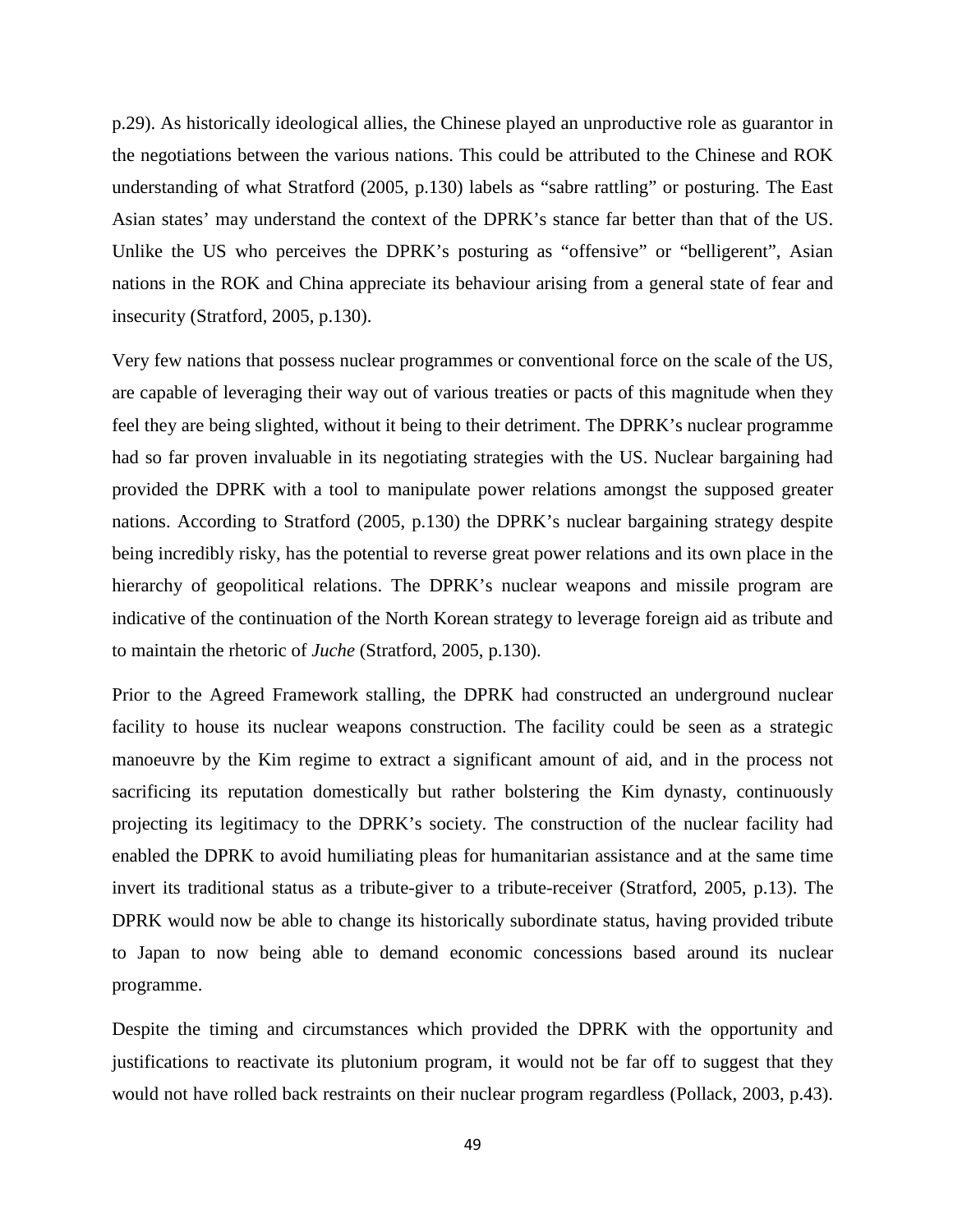p.29). As historically ideological allies, the Chinese played an unproductive role as guarantor in the negotiations between the various nations. This could be attributed to the Chinese and ROK understanding of what Stratford (2005, p.130) labels as "sabre rattling" or posturing. The East Asian states' may understand the context of the DPRK's stance far better than that of the US. Unlike the US who perceives the DPRK's posturing as "offensive" or "belligerent", Asian nations in the ROK and China appreciate its behaviour arising from a general state of fear and insecurity (Stratford, 2005, p.130).

Very few nations that possess nuclear programmes or conventional force on the scale of the US, are capable of leveraging their way out of various treaties or pacts of this magnitude when they feel they are being slighted, without it being to their detriment. The DPRK's nuclear programme had so far proven invaluable in its negotiating strategies with the US. Nuclear bargaining had provided the DPRK with a tool to manipulate power relations amongst the supposed greater nations. According to Stratford (2005, p.130) the DPRK's nuclear bargaining strategy despite being incredibly risky, has the potential to reverse great power relations and its own place in the hierarchy of geopolitical relations. The DPRK's nuclear weapons and missile program are indicative of the continuation of the North Korean strategy to leverage foreign aid as tribute and to maintain the rhetoric of *Juche* (Stratford, 2005, p.130).

Prior to the Agreed Framework stalling, the DPRK had constructed an underground nuclear facility to house its nuclear weapons construction. The facility could be seen as a strategic manoeuvre by the Kim regime to extract a significant amount of aid, and in the process not sacrificing its reputation domestically but rather bolstering the Kim dynasty, continuously projecting its legitimacy to the DPRK's society. The construction of the nuclear facility had enabled the DPRK to avoid humiliating pleas for humanitarian assistance and at the same time invert its traditional status as a tribute-giver to a tribute-receiver (Stratford, 2005, p.13). The DPRK would now be able to change its historically subordinate status, having provided tribute to Japan to now being able to demand economic concessions based around its nuclear programme.

Despite the timing and circumstances which provided the DPRK with the opportunity and justifications to reactivate its plutonium program, it would not be far off to suggest that they would not have rolled back restraints on their nuclear program regardless (Pollack, 2003, p.43).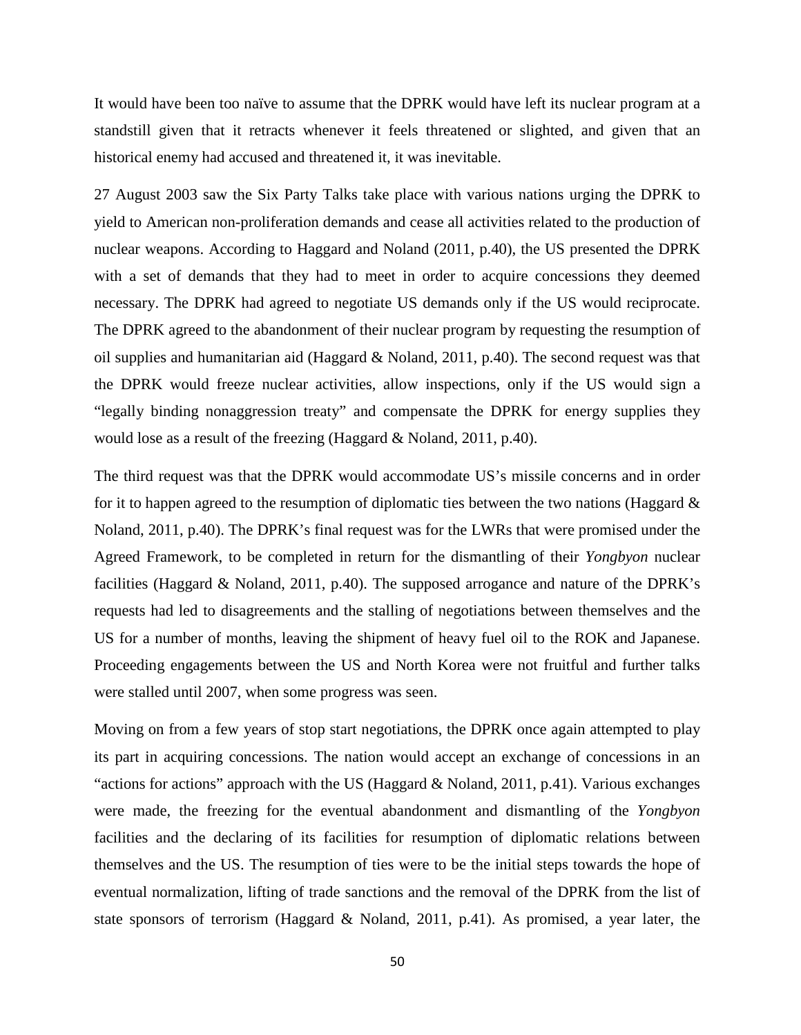It would have been too naïve to assume that the DPRK would have left its nuclear program at a standstill given that it retracts whenever it feels threatened or slighted, and given that an historical enemy had accused and threatened it, it was inevitable.

27 August 2003 saw the Six Party Talks take place with various nations urging the DPRK to yield to American non-proliferation demands and cease all activities related to the production of nuclear weapons. According to Haggard and Noland (2011, p.40), the US presented the DPRK with a set of demands that they had to meet in order to acquire concessions they deemed necessary. The DPRK had agreed to negotiate US demands only if the US would reciprocate. The DPRK agreed to the abandonment of their nuclear program by requesting the resumption of oil supplies and humanitarian aid (Haggard & Noland, 2011, p.40). The second request was that the DPRK would freeze nuclear activities, allow inspections, only if the US would sign a "legally binding nonaggression treaty" and compensate the DPRK for energy supplies they would lose as a result of the freezing (Haggard & Noland, 2011, p.40).

The third request was that the DPRK would accommodate US's missile concerns and in order for it to happen agreed to the resumption of diplomatic ties between the two nations (Haggard & Noland, 2011, p.40). The DPRK's final request was for the LWRs that were promised under the Agreed Framework, to be completed in return for the dismantling of their *Yongbyon* nuclear facilities (Haggard & Noland, 2011, p.40). The supposed arrogance and nature of the DPRK's requests had led to disagreements and the stalling of negotiations between themselves and the US for a number of months, leaving the shipment of heavy fuel oil to the ROK and Japanese. Proceeding engagements between the US and North Korea were not fruitful and further talks were stalled until 2007, when some progress was seen.

Moving on from a few years of stop start negotiations, the DPRK once again attempted to play its part in acquiring concessions. The nation would accept an exchange of concessions in an "actions for actions" approach with the US (Haggard & Noland, 2011, p.41). Various exchanges were made, the freezing for the eventual abandonment and dismantling of the *Yongbyon* facilities and the declaring of its facilities for resumption of diplomatic relations between themselves and the US. The resumption of ties were to be the initial steps towards the hope of eventual normalization, lifting of trade sanctions and the removal of the DPRK from the list of state sponsors of terrorism (Haggard & Noland, 2011, p.41). As promised, a year later, the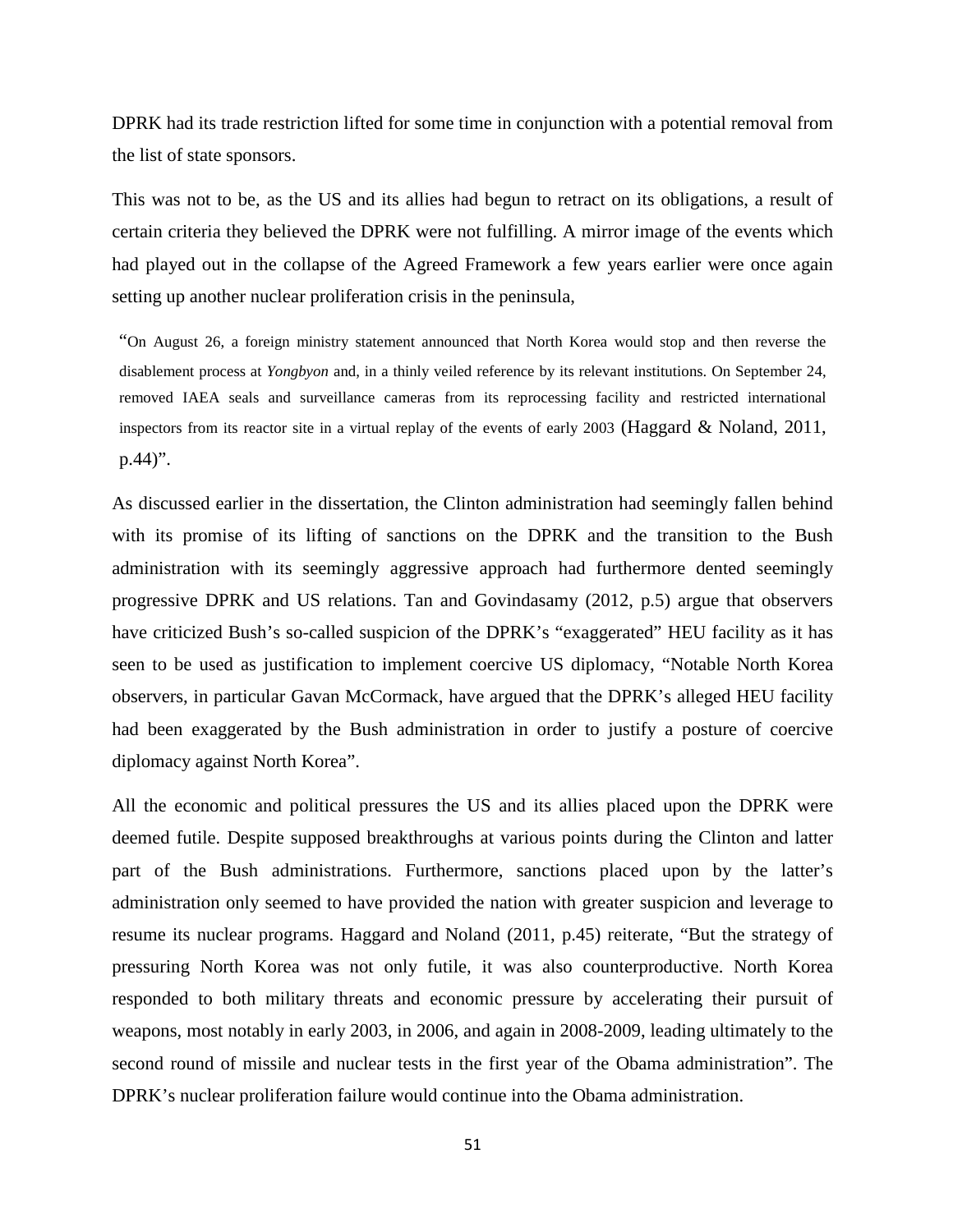DPRK had its trade restriction lifted for some time in conjunction with a potential removal from the list of state sponsors.

This was not to be, as the US and its allies had begun to retract on its obligations, a result of certain criteria they believed the DPRK were not fulfilling. A mirror image of the events which had played out in the collapse of the Agreed Framework a few years earlier were once again setting up another nuclear proliferation crisis in the peninsula,

> "On August 26, a foreign ministry statement announced that North Korea would stop and then reverse the disablement process at *Yongbyon* and, in a thinly veiled reference by its relevant institutions. On September 24, removed IAEA seals and surveillance cameras from its reprocessing facility and restricted international inspectors from its reactor site in a virtual replay of the events of early 2003 (Haggard & Noland, 2011, p.44)".

As discussed earlier in the dissertation, the Clinton administration had seemingly fallen behind with its promise of its lifting of sanctions on the DPRK and the transition to the Bush administration with its seemingly aggressive approach had furthermore dented seemingly progressive DPRK and US relations. Tan and Govindasamy (2012, p.5) argue that observers have criticized Bush's so-called suspicion of the DPRK's "exaggerated" HEU facility as it has seen to be used as justification to implement coercive US diplomacy, "Notable North Korea observers, in particular Gavan McCormack, have argued that the DPRK's alleged HEU facility had been exaggerated by the Bush administration in order to justify a posture of coercive diplomacy against North Korea".

All the economic and political pressures the US and its allies placed upon the DPRK were deemed futile. Despite supposed breakthroughs at various points during the Clinton and latter part of the Bush administrations. Furthermore, sanctions placed upon by the latter's administration only seemed to have provided the nation with greater suspicion and leverage to resume its nuclear programs. Haggard and Noland (2011, p.45) reiterate, "But the strategy of pressuring North Korea was not only futile, it was also counterproductive. North Korea responded to both military threats and economic pressure by accelerating their pursuit of weapons, most notably in early 2003, in 2006, and again in 2008-2009, leading ultimately to the second round of missile and nuclear tests in the first year of the Obama administration". The DPRK's nuclear proliferation failure would continue into the Obama administration.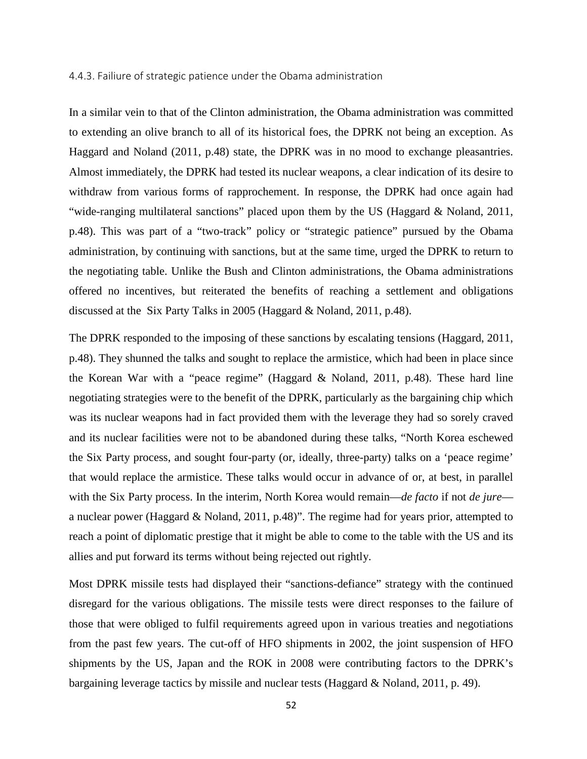### 4.4.3. Failiure of strategic patience under the Obama administration

In a similar vein to that of the Clinton administration, the Obama administration was committed to extending an olive branch to all of its historical foes, the DPRK not being an exception. As Haggard and Noland (2011, p.48) state, the DPRK was in no mood to exchange pleasantries. Almost immediately, the DPRK had tested its nuclear weapons, a clear indication of its desire to withdraw from various forms of rapprochement. In response, the DPRK had once again had "wide-ranging multilateral sanctions" placed upon them by the US (Haggard & Noland, 2011, p.48). This was part of a "two-track" policy or "strategic patience" pursued by the Obama administration, by continuing with sanctions, but at the same time, urged the DPRK to return to the negotiating table. Unlike the Bush and Clinton administrations, the Obama administrations offered no incentives, but reiterated the benefits of reaching a settlement and obligations discussed at the Six Party Talks in 2005 (Haggard & Noland, 2011, p.48).

The DPRK responded to the imposing of these sanctions by escalating tensions (Haggard, 2011, p.48). They shunned the talks and sought to replace the armistice, which had been in place since the Korean War with a "peace regime" (Haggard & Noland, 2011, p.48). These hard line negotiating strategies were to the benefit of the DPRK, particularly as the bargaining chip which was its nuclear weapons had in fact provided them with the leverage they had so sorely craved and its nuclear facilities were not to be abandoned during these talks, "North Korea eschewed the Six Party process, and sought four-party (or, ideally, three-party) talks on a 'peace regime' that would replace the armistice. These talks would occur in advance of or, at best, in parallel with the Six Party process. In the interim, North Korea would remain—*de facto* if not *de jure*—a nuclear power (Haggard & Noland, 2011, p.48)". The regime had for years prior, attempted to reach a point of diplomatic prestige that it might be able to come to the table with the US and its allies and put forward its terms without being rejected out rightly.

Most DPRK missile tests had displayed their "sanctions-defiance" strategy with the continued disregard for the various obligations. The missile tests were direct responses to the failure of those that were obliged to fulfil requirements agreed upon in various treaties and negotiations from the past few years. The cut-off of HFO shipments in 2002, the joint suspension of HFO shipments by the US, Japan and the ROK in 2008 were contributing factors to the DPRK's bargaining leverage tactics by missile and nuclear tests (Haggard & Noland, 2011, p. 49).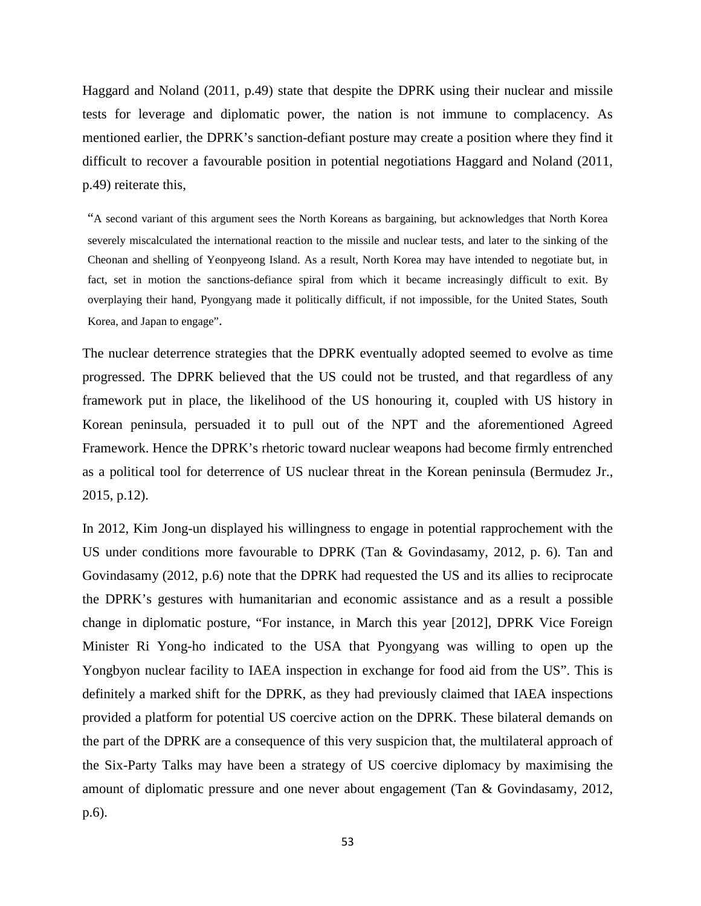Haggard and Noland (2011, p.49) state that despite the DPRK using their nuclear and missile tests for leverage and diplomatic power, the nation is not immune to complacency. As mentioned earlier, the DPRK's sanction-defiant posture may create a position where they find it difficult to recover a favourable position in potential negotiations Haggard and Noland (2011, p.49) reiterate this,

> "A second variant of this argument sees the North Koreans as bargaining, but acknowledges that North Korea severely miscalculated the international reaction to the missile and nuclear tests, and later to the sinking of the Cheonan and shelling of Yeonpyeong Island. As a result, North Korea may have intended to negotiate but, in fact, set in motion the sanctions-defiance spiral from which it became increasingly difficult to exit. By overplaying their hand, Pyongyang made it politically difficult, if not impossible, for the United States, South Korea, and Japan to engage".

The nuclear deterrence strategies that the DPRK eventually adopted seemed to evolve as time progressed. The DPRK believed that the US could not be trusted, and that regardless of any framework put in place, the likelihood of the US honouring it, coupled with US history in Korean peninsula, persuaded it to pull out of the NPT and the aforementioned Agreed Framework. Hence the DPRK's rhetoric toward nuclear weapons had become firmly entrenched as a political tool for deterrence of US nuclear threat in the Korean peninsula (Bermudez Jr., 2015, p.12).

In 2012, Kim Jong-un displayed his willingness to engage in potential rapprochement with the US under conditions more favourable to DPRK (Tan & Govindasamy, 2012, p. 6). Tan and Govindasamy (2012, p.6) note that the DPRK had requested the US and its allies to reciprocate the DPRK's gestures with humanitarian and economic assistance and as a result a possible change in diplomatic posture, "For instance, in March this year [2012], DPRK Vice Foreign Minister Ri Yong-ho indicated to the USA that Pyongyang was willing to open up the Yongbyon nuclear facility to IAEA inspection in exchange for food aid from the US". This is definitely a marked shift for the DPRK, as they had previously claimed that IAEA inspections provided a platform for potential US coercive action on the DPRK. These bilateral demands on the part of the DPRK are a consequence of this very suspicion that, the multilateral approach of the Six-Party Talks may have been a strategy of US coercive diplomacy by maximising the amount of diplomatic pressure and one never about engagement (Tan & Govindasamy, 2012, p.6).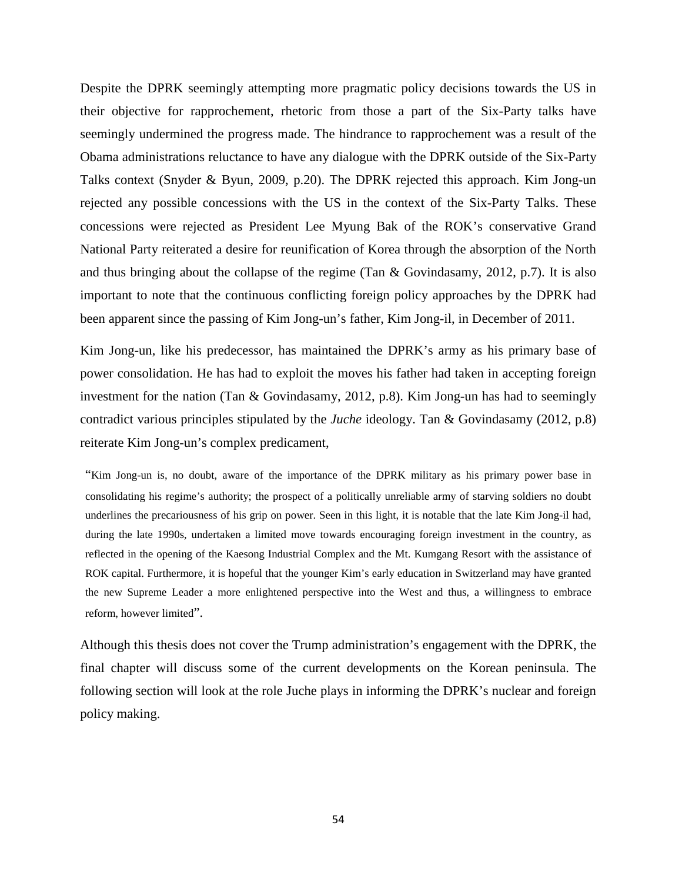Despite the DPRK seemingly attempting more pragmatic policy decisions towards the US in their objective for rapprochement, rhetoric from those a part of the Six-Party talks have seemingly undermined the progress made. The hindrance to rapprochement was a result of the Obama administrations reluctance to have any dialogue with the DPRK outside of the Six-Party Talks context (Snyder & Byun, 2009, p.20). The DPRK rejected this approach. Kim Jong-un rejected any possible concessions with the US in the context of the Six-Party Talks. These concessions were rejected as President Lee Myung Bak of the ROK's conservative Grand National Party reiterated a desire for reunification of Korea through the absorption of the North and thus bringing about the collapse of the regime (Tan & Govindasamy, 2012, p.7). It is also important to note that the continuous conflicting foreign policy approaches by the DPRK had been apparent since the passing of Kim Jong-un's father, Kim Jong-il, in December of 2011.

Kim Jong-un, like his predecessor, has maintained the DPRK's army as his primary base of power consolidation. He has had to exploit the moves his father had taken in accepting foreign investment for the nation (Tan & Govindasamy, 2012, p.8). Kim Jong-un has had to seemingly contradict various principles stipulated by the *Juche* ideology. Tan & Govindasamy (2012, p.8) reiterate Kim Jong-un's complex predicament,

> "Kim Jong-un is, no doubt, aware of the importance of the DPRK military as his primary power base in consolidating his regime's authority; the prospect of a politically unreliable army of starving soldiers no doubt underlines the precariousness of his grip on power. Seen in this light, it is notable that the late Kim Jong-il had, during the late 1990s, undertaken a limited move towards encouraging foreign investment in the country, as reflected in the opening of the Kaesong Industrial Complex and the Mt. Kumgang Resort with the assistance of ROK capital. Furthermore, it is hopeful that the younger Kim's early education in Switzerland may have granted the new Supreme Leader a more enlightened perspective into the West and thus, a willingness to embrace reform, however limited".

Although this thesis does not cover the Trump administration's engagement with the DPRK, the final chapter will discuss some of the current developments on the Korean peninsula. The following section will look at the role Juche plays in informing the DPRK's nuclear and foreign policy making.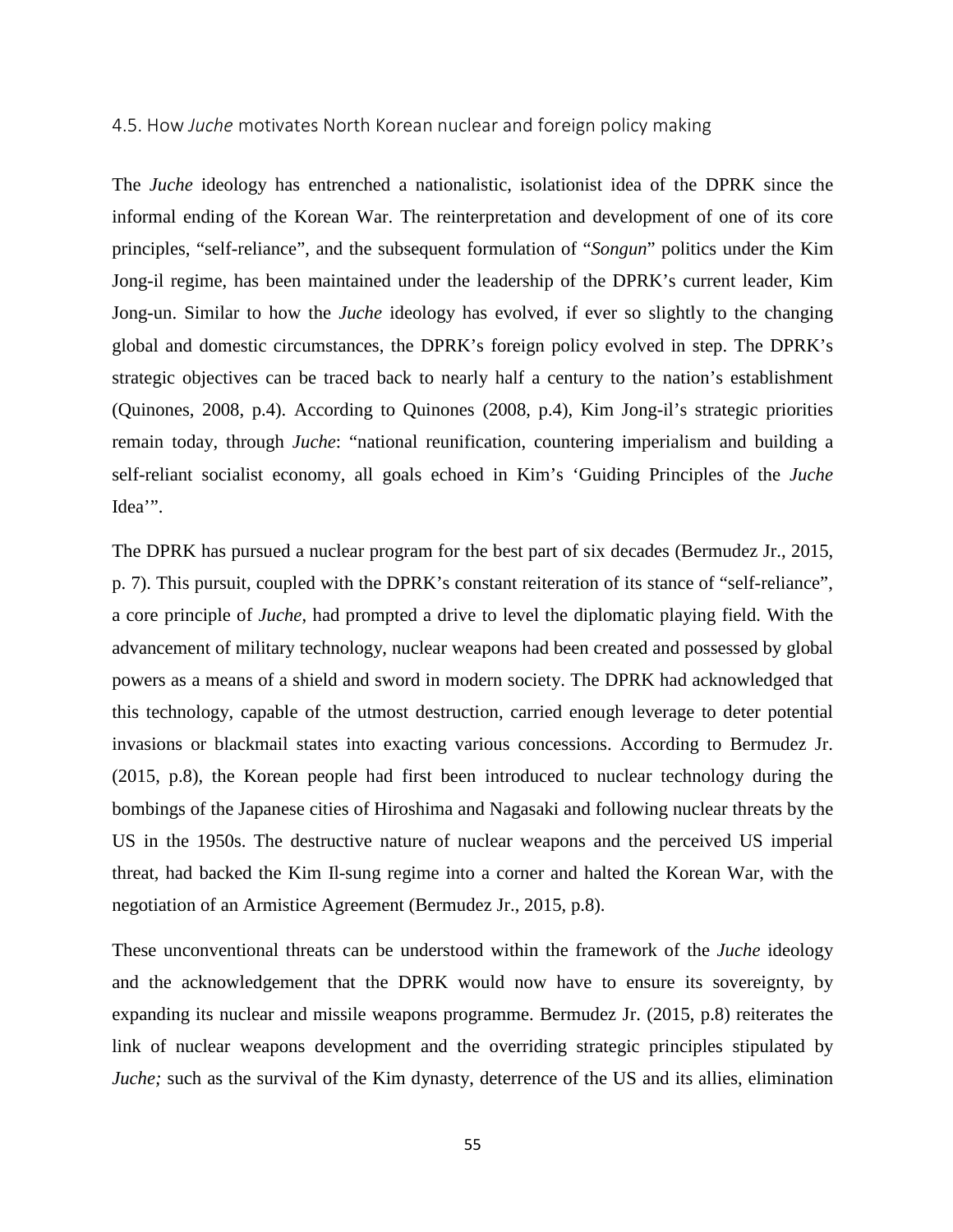### 4.5. How *Juche* motivates North Korean nuclear and foreign policy making

The *Juche* ideology has entrenched a nationalistic, isolationist idea of the DPRK since the informal ending of the Korean War. The reinterpretation and development of one of its core principles, "self-reliance", and the subsequent formulation of "*Songun*" politics under the Kim Jong-il regime, has been maintained under the leadership of the DPRK's current leader, Kim Jong-un. Similar to how the *Juche* ideology has evolved, if ever so slightly to the changing global and domestic circumstances, the DPRK's foreign policy evolved in step. The DPRK's strategic objectives can be traced back to nearly half a century to the nation's establishment (Quinones, 2008, p.4). According to Quinones (2008, p.4), Kim Jong-il's strategic priorities remain today, through *Juche*: "national reunification, countering imperialism and building a self-reliant socialist economy, all goals echoed in Kim's 'Guiding Principles of the *Juche* Idea'".

The DPRK has pursued a nuclear program for the best part of six decades (Bermudez Jr., 2015, p. 7). This pursuit, coupled with the DPRK's constant reiteration of its stance of "self-reliance", a core principle of *Juche*, had prompted a drive to level the diplomatic playing field. With the advancement of military technology, nuclear weapons had been created and possessed by global powers as a means of a shield and sword in modern society. The DPRK had acknowledged that this technology, capable of the utmost destruction, carried enough leverage to deter potential invasions or blackmail states into exacting various concessions. According to Bermudez Jr. (2015, p.8), the Korean people had first been introduced to nuclear technology during the bombings of the Japanese cities of Hiroshima and Nagasaki and following nuclear threats by the US in the 1950s. The destructive nature of nuclear weapons and the perceived US imperial threat, had backed the Kim Il-sung regime into a corner and halted the Korean War, with the negotiation of an Armistice Agreement (Bermudez Jr., 2015, p.8).

These unconventional threats can be understood within the framework of the *Juche* ideology and the acknowledgement that the DPRK would now have to ensure its sovereignty, by expanding its nuclear and missile weapons programme. Bermudez Jr. (2015, p.8) reiterates the link of nuclear weapons development and the overriding strategic principles stipulated by *Juche;* such as the survival of the Kim dynasty, deterrence of the US and its allies, elimination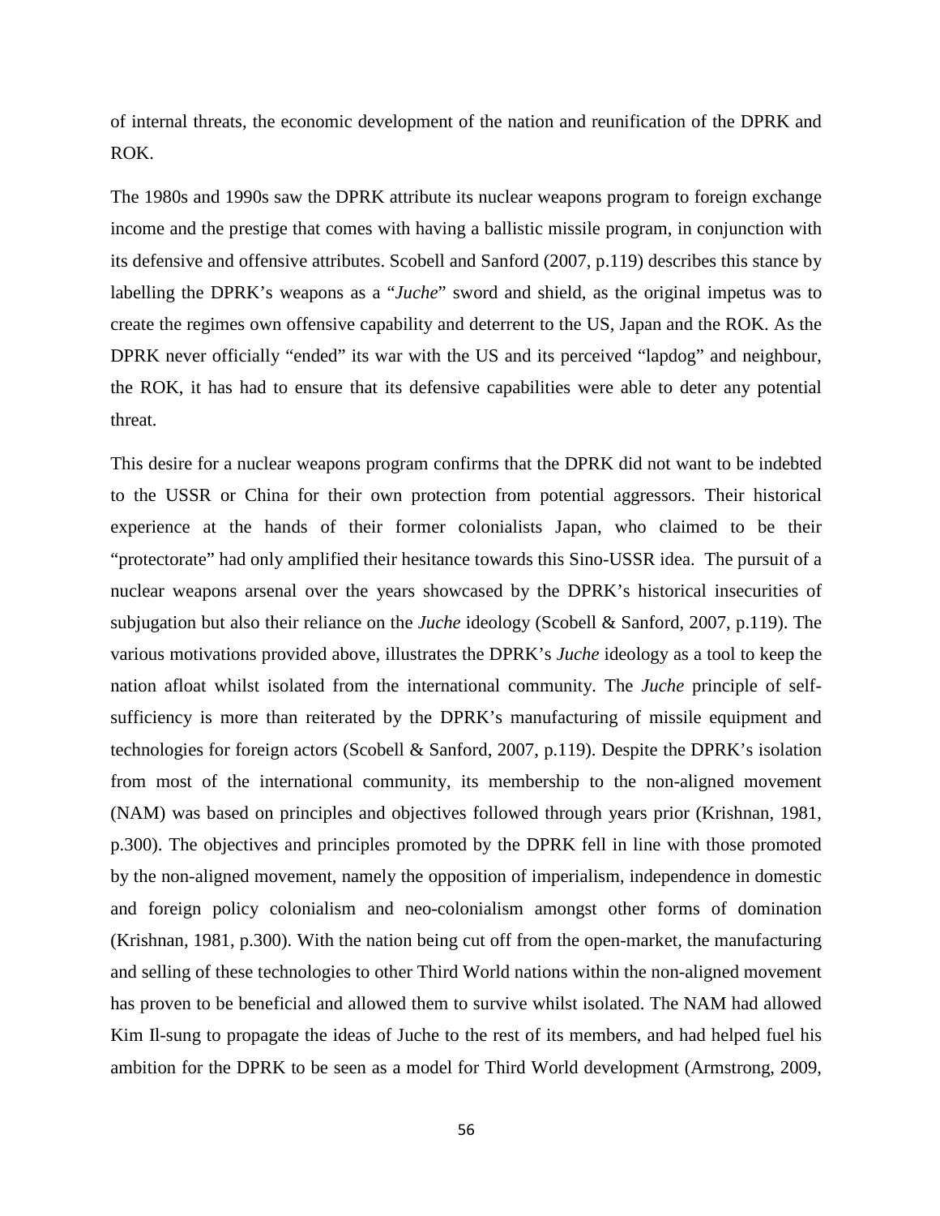of internal threats, the economic development of the nation and reunification of the DPRK and ROK.

The 1980s and 1990s saw the DPRK attribute its nuclear weapons program to foreign exchange income and the prestige that comes with having a ballistic missile program, in conjunction with its defensive and offensive attributes. Scobell and Sanford (2007, p.119) describes this stance by labelling the DPRK's weapons as a "*Juche*" sword and shield, as the original impetus was to create the regimes own offensive capability and deterrent to the US, Japan and the ROK. As the DPRK never officially "ended" its war with the US and its perceived "lapdog" and neighbour, the ROK, it has had to ensure that its defensive capabilities were able to deter any potential threat.

This desire for a nuclear weapons program confirms that the DPRK did not want to be indebted to the USSR or China for their own protection from potential aggressors. Their historical experience at the hands of their former colonialists Japan, who claimed to be their "protectorate" had only amplified their hesitance towards this Sino-USSR idea. The pursuit of a nuclear weapons arsenal over the years showcased by the DPRK's historical insecurities of subjugation but also their reliance on the *Juche* ideology (Scobell & Sanford, 2007, p.119). The various motivations provided above, illustrates the DPRK's *Juche* ideology as a tool to keep the nation afloat whilst isolated from the international community. The *Juche* principle of self-sufficiency is more than reiterated by the DPRK's manufacturing of missile equipment and technologies for foreign actors (Scobell & Sanford, 2007, p.119). Despite the DPRK's isolation from most of the international community, its membership to the non-aligned movement (NAM) was based on principles and objectives followed through years prior (Krishnan, 1981, p.300). The objectives and principles promoted by the DPRK fell in line with those promoted by the non-aligned movement, namely the opposition of imperialism, independence in domestic and foreign policy colonialism and neo-colonialism amongst other forms of domination (Krishnan, 1981, p.300). With the nation being cut off from the open-market, the manufacturing and selling of these technologies to other Third World nations within the non-aligned movement has proven to be beneficial and allowed them to survive whilst isolated. The NAM had allowed Kim Il-sung to propagate the ideas of Juche to the rest of its members, and had helped fuel his ambition for the DPRK to be seen as a model for Third World development (Armstrong, 2009,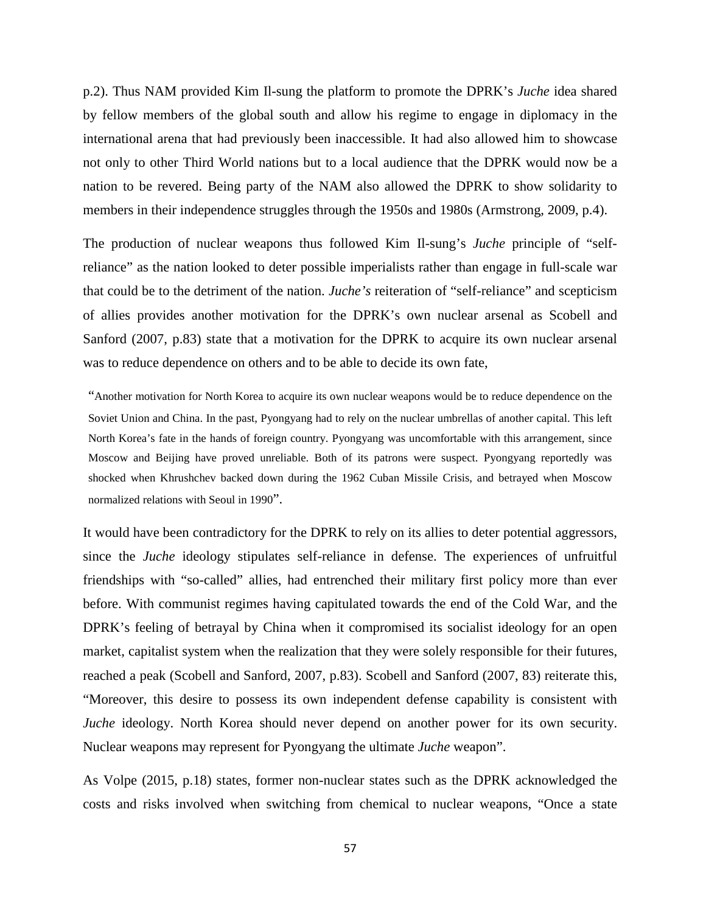p.2). Thus NAM provided Kim Il-sung the platform to promote the DPRK's *Juche* idea shared by fellow members of the global south and allow his regime to engage in diplomacy in the international arena that had previously been inaccessible. It had also allowed him to showcase not only to other Third World nations but to a local audience that the DPRK would now be a nation to be revered. Being party of the NAM also allowed the DPRK to show solidarity to members in their independence struggles through the 1950s and 1980s (Armstrong, 2009, p.4).

The production of nuclear weapons thus followed Kim Il-sung's *Juche* principle of "self-reliance" as the nation looked to deter possible imperialists rather than engage in full-scale war that could be to the detriment of the nation. *Juche's* reiteration of "self-reliance" and scepticism of allies provides another motivation for the DPRK's own nuclear arsenal as Scobell and Sanford (2007, p.83) state that a motivation for the DPRK to acquire its own nuclear arsenal was to reduce dependence on others and to be able to decide its own fate,

> "Another motivation for North Korea to acquire its own nuclear weapons would be to reduce dependence on the Soviet Union and China. In the past, Pyongyang had to rely on the nuclear umbrellas of another capital. This left North Korea's fate in the hands of foreign country. Pyongyang was uncomfortable with this arrangement, since Moscow and Beijing have proved unreliable. Both of its patrons were suspect. Pyongyang reportedly was shocked when Khrushchev backed down during the 1962 Cuban Missile Crisis, and betrayed when Moscow normalized relations with Seoul in 1990".

It would have been contradictory for the DPRK to rely on its allies to deter potential aggressors, since the *Juche* ideology stipulates self-reliance in defense. The experiences of unfruitful friendships with "so-called" allies, had entrenched their military first policy more than ever before. With communist regimes having capitulated towards the end of the Cold War, and the DPRK's feeling of betrayal by China when it compromised its socialist ideology for an open market, capitalist system when the realization that they were solely responsible for their futures, reached a peak (Scobell and Sanford, 2007, p.83). Scobell and Sanford (2007, 83) reiterate this, "Moreover, this desire to possess its own independent defense capability is consistent with *Juche* ideology. North Korea should never depend on another power for its own security. Nuclear weapons may represent for Pyongyang the ultimate *Juche* weapon".

As Volpe (2015, p.18) states, former non-nuclear states such as the DPRK acknowledged the costs and risks involved when switching from chemical to nuclear weapons, "Once a state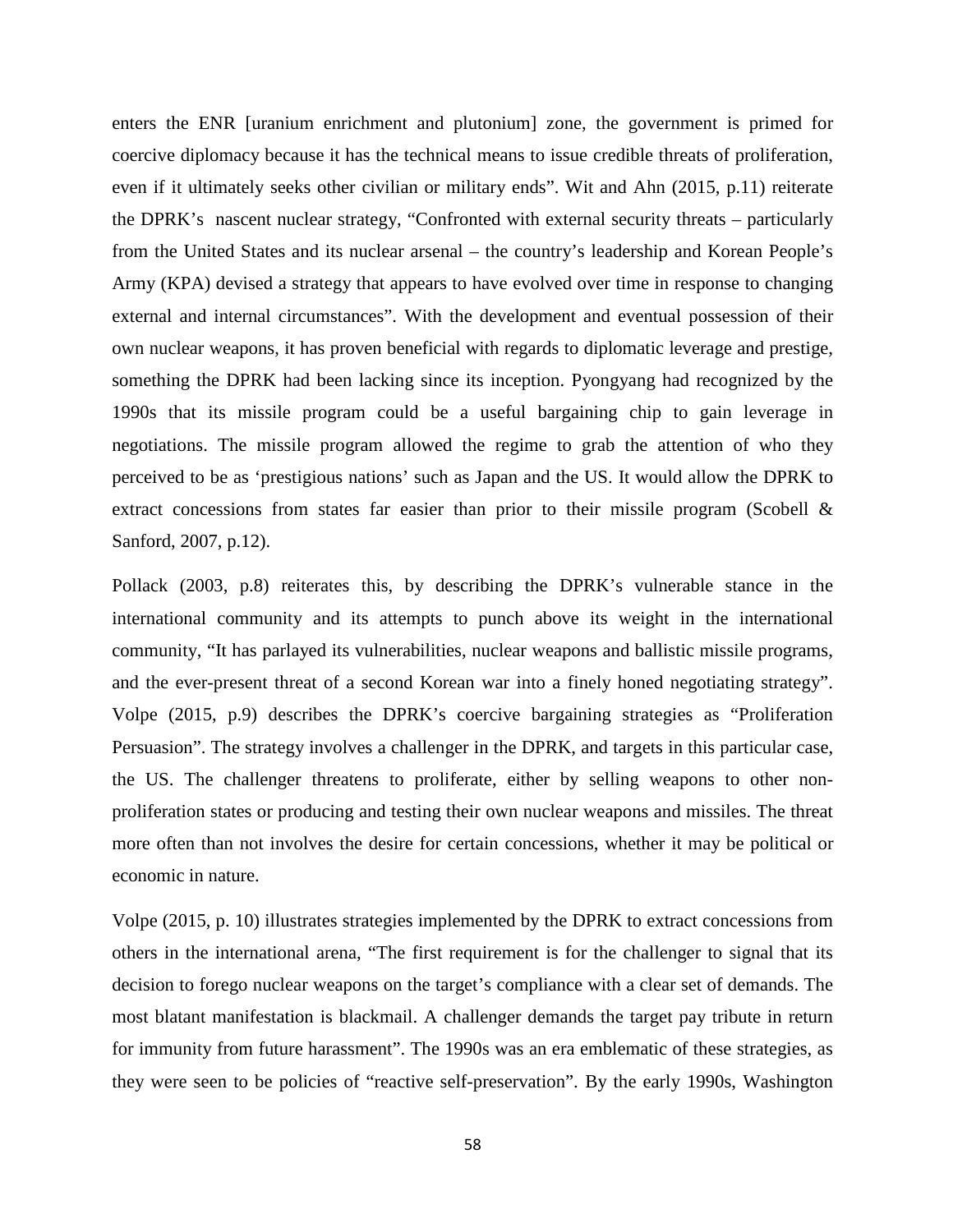enters the ENR [uranium enrichment and plutonium] zone, the government is primed for coercive diplomacy because it has the technical means to issue credible threats of proliferation, even if it ultimately seeks other civilian or military ends". Wit and Ahn (2015, p.11) reiterate the DPRK's nascent nuclear strategy, "Confronted with external security threats – particularly from the United States and its nuclear arsenal – the country's leadership and Korean People's Army (KPA) devised a strategy that appears to have evolved over time in response to changing external and internal circumstances". With the development and eventual possession of their own nuclear weapons, it has proven beneficial with regards to diplomatic leverage and prestige, something the DPRK had been lacking since its inception. Pyongyang had recognized by the 1990s that its missile program could be a useful bargaining chip to gain leverage in negotiations. The missile program allowed the regime to grab the attention of who they perceived to be as 'prestigious nations' such as Japan and the US. It would allow the DPRK to extract concessions from states far easier than prior to their missile program (Scobell & Sanford, 2007, p.12).

Pollack (2003, p.8) reiterates this, by describing the DPRK's vulnerable stance in the international community and its attempts to punch above its weight in the international community, "It has parlayed its vulnerabilities, nuclear weapons and ballistic missile programs, and the ever-present threat of a second Korean war into a finely honed negotiating strategy". Volpe (2015, p.9) describes the DPRK's coercive bargaining strategies as "Proliferation Persuasion". The strategy involves a challenger in the DPRK, and targets in this particular case, the US. The challenger threatens to proliferate, either by selling weapons to other non-proliferation states or producing and testing their own nuclear weapons and missiles. The threat more often than not involves the desire for certain concessions, whether it may be political or economic in nature.

Volpe (2015, p. 10) illustrates strategies implemented by the DPRK to extract concessions from others in the international arena, "The first requirement is for the challenger to signal that its decision to forego nuclear weapons on the target's compliance with a clear set of demands. The most blatant manifestation is blackmail. A challenger demands the target pay tribute in return for immunity from future harassment". The 1990s was an era emblematic of these strategies, as they were seen to be policies of "reactive self-preservation". By the early 1990s, Washington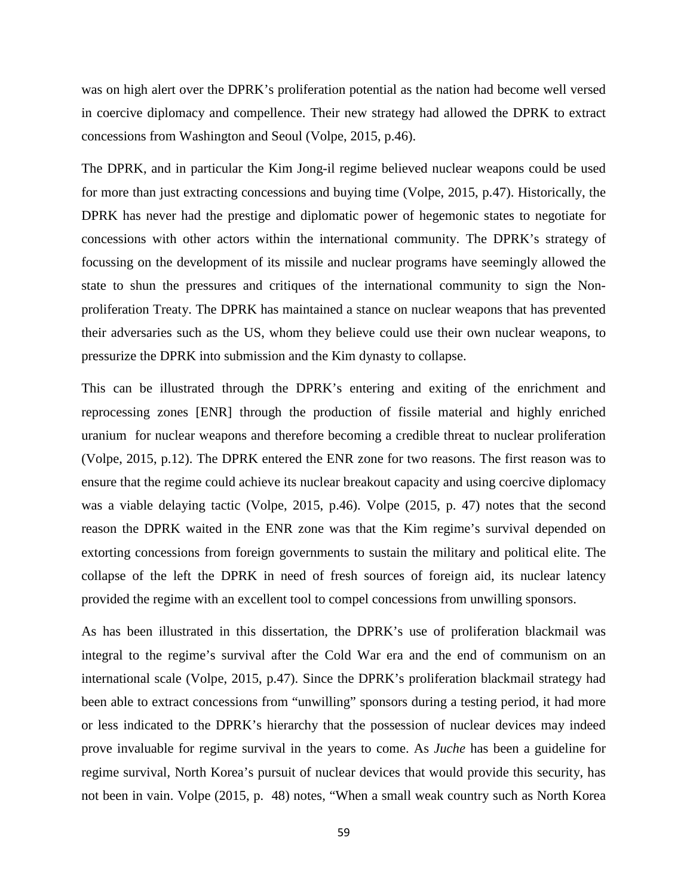was on high alert over the DPRK's proliferation potential as the nation had become well versed in coercive diplomacy and compellence. Their new strategy had allowed the DPRK to extract concessions from Washington and Seoul (Volpe, 2015, p.46).

The DPRK, and in particular the Kim Jong-il regime believed nuclear weapons could be used for more than just extracting concessions and buying time (Volpe, 2015, p.47). Historically, the DPRK has never had the prestige and diplomatic power of hegemonic states to negotiate for concessions with other actors within the international community. The DPRK's strategy of focussing on the development of its missile and nuclear programs have seemingly allowed the state to shun the pressures and critiques of the international community to sign the Non-proliferation Treaty. The DPRK has maintained a stance on nuclear weapons that has prevented their adversaries such as the US, whom they believe could use their own nuclear weapons, to pressurize the DPRK into submission and the Kim dynasty to collapse.

This can be illustrated through the DPRK's entering and exiting of the enrichment and reprocessing zones [ENR] through the production of fissile material and highly enriched uranium for nuclear weapons and therefore becoming a credible threat to nuclear proliferation (Volpe, 2015, p.12). The DPRK entered the ENR zone for two reasons. The first reason was to ensure that the regime could achieve its nuclear breakout capacity and using coercive diplomacy was a viable delaying tactic (Volpe, 2015, p.46). Volpe (2015, p. 47) notes that the second reason the DPRK waited in the ENR zone was that the Kim regime's survival depended on extorting concessions from foreign governments to sustain the military and political elite. The collapse of the left the DPRK in need of fresh sources of foreign aid, its nuclear latency provided the regime with an excellent tool to compel concessions from unwilling sponsors.

As has been illustrated in this dissertation, the DPRK's use of proliferation blackmail was integral to the regime's survival after the Cold War era and the end of communism on an international scale (Volpe, 2015, p.47). Since the DPRK's proliferation blackmail strategy had been able to extract concessions from "unwilling" sponsors during a testing period, it had more or less indicated to the DPRK's hierarchy that the possession of nuclear devices may indeed prove invaluable for regime survival in the years to come. As *Juche* has been a guideline for regime survival, North Korea's pursuit of nuclear devices that would provide this security, has not been in vain. Volpe (2015, p. 48) notes, "When a small weak country such as North Korea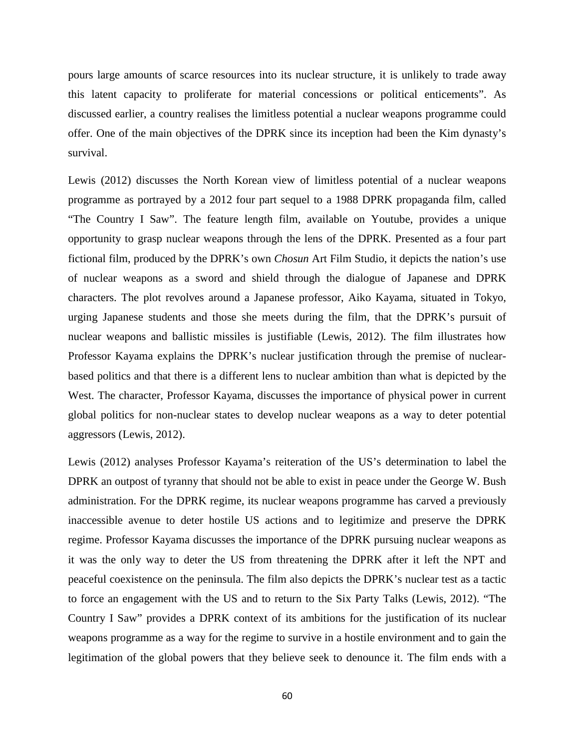pours large amounts of scarce resources into its nuclear structure, it is unlikely to trade away this latent capacity to proliferate for material concessions or political enticements". As discussed earlier, a country realises the limitless potential a nuclear weapons programme could offer. One of the main objectives of the DPRK since its inception had been the Kim dynasty's survival.

Lewis (2012) discusses the North Korean view of limitless potential of a nuclear weapons programme as portrayed by a 2012 four part sequel to a 1988 DPRK propaganda film, called "The Country I Saw". The feature length film, available on Youtube, provides a unique opportunity to grasp nuclear weapons through the lens of the DPRK. Presented as a four part fictional film, produced by the DPRK's own *Chosun* Art Film Studio, it depicts the nation's use of nuclear weapons as a sword and shield through the dialogue of Japanese and DPRK characters. The plot revolves around a Japanese professor, Aiko Kayama, situated in Tokyo, urging Japanese students and those she meets during the film, that the DPRK's pursuit of nuclear weapons and ballistic missiles is justifiable (Lewis, 2012). The film illustrates how Professor Kayama explains the DPRK's nuclear justification through the premise of nuclear-based politics and that there is a different lens to nuclear ambition than what is depicted by the West. The character, Professor Kayama, discusses the importance of physical power in current global politics for non-nuclear states to develop nuclear weapons as a way to deter potential aggressors (Lewis, 2012).

Lewis (2012) analyses Professor Kayama's reiteration of the US's determination to label the DPRK an outpost of tyranny that should not be able to exist in peace under the George W. Bush administration. For the DPRK regime, its nuclear weapons programme has carved a previously inaccessible avenue to deter hostile US actions and to legitimize and preserve the DPRK regime. Professor Kayama discusses the importance of the DPRK pursuing nuclear weapons as it was the only way to deter the US from threatening the DPRK after it left the NPT and peaceful coexistence on the peninsula. The film also depicts the DPRK's nuclear test as a tactic to force an engagement with the US and to return to the Six Party Talks (Lewis, 2012). "The Country I Saw" provides a DPRK context of its ambitions for the justification of its nuclear weapons programme as a way for the regime to survive in a hostile environment and to gain the legitimation of the global powers that they believe seek to denounce it. The film ends with a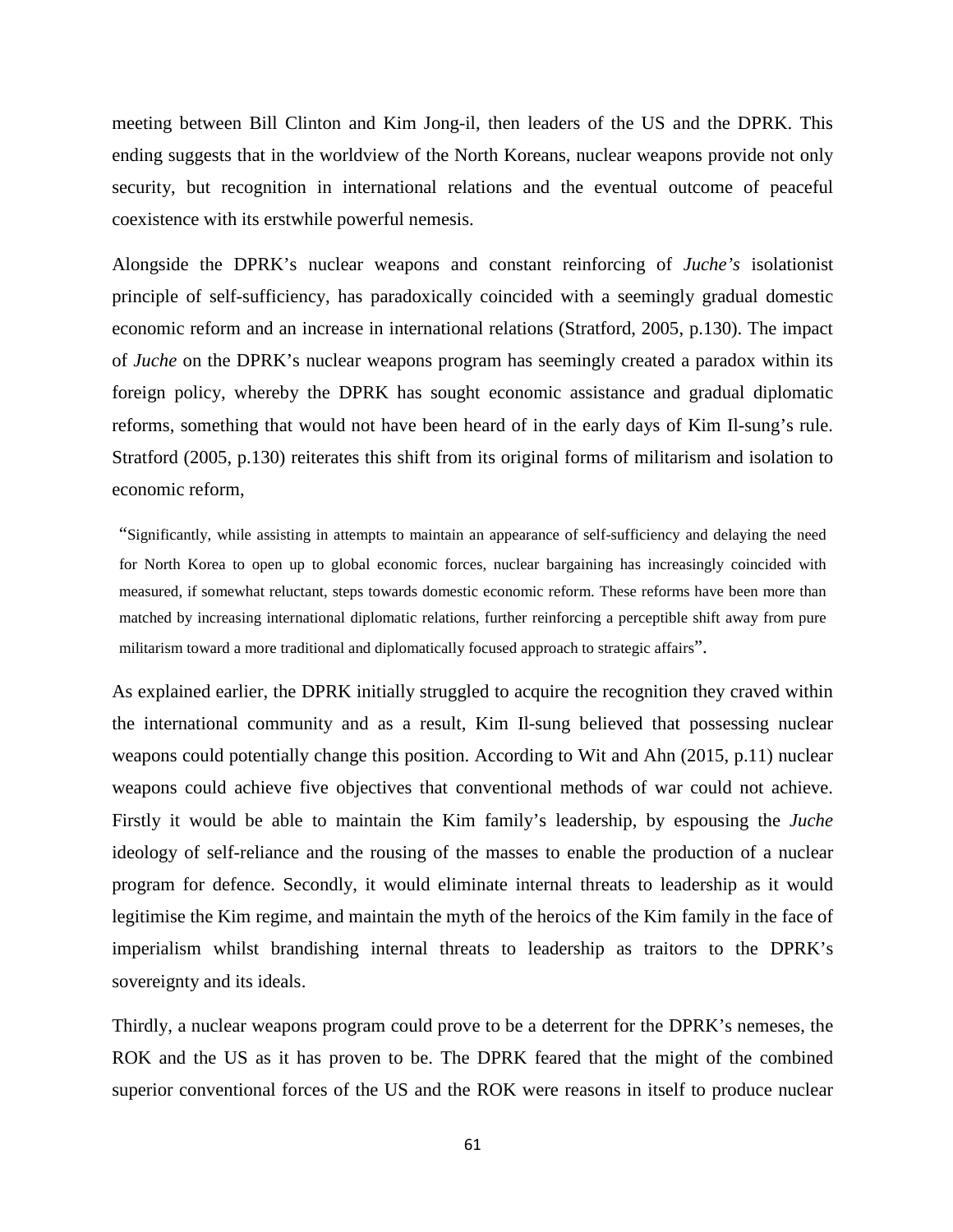meeting between Bill Clinton and Kim Jong-il, then leaders of the US and the DPRK. This ending suggests that in the worldview of the North Koreans, nuclear weapons provide not only security, but recognition in international relations and the eventual outcome of peaceful coexistence with its erstwhile powerful nemesis.

Alongside the DPRK's nuclear weapons and constant reinforcing of *Juche's* isolationist principle of self-sufficiency, has paradoxically coincided with a seemingly gradual domestic economic reform and an increase in international relations (Stratford, 2005, p.130). The impact of *Juche* on the DPRK's nuclear weapons program has seemingly created a paradox within its foreign policy, whereby the DPRK has sought economic assistance and gradual diplomatic reforms, something that would not have been heard of in the early days of Kim Il-sung's rule. Stratford (2005, p.130) reiterates this shift from its original forms of militarism and isolation to economic reform,

> "Significantly, while assisting in attempts to maintain an appearance of self-sufficiency and delaying the need for North Korea to open up to global economic forces, nuclear bargaining has increasingly coincided with measured, if somewhat reluctant, steps towards domestic economic reform. These reforms have been more than matched by increasing international diplomatic relations, further reinforcing a perceptible shift away from pure militarism toward a more traditional and diplomatically focused approach to strategic affairs".

As explained earlier, the DPRK initially struggled to acquire the recognition they craved within the international community and as a result, Kim Il-sung believed that possessing nuclear weapons could potentially change this position. According to Wit and Ahn (2015, p.11) nuclear weapons could achieve five objectives that conventional methods of war could not achieve. Firstly it would be able to maintain the Kim family's leadership, by espousing the *Juche* ideology of self-reliance and the rousing of the masses to enable the production of a nuclear program for defence. Secondly, it would eliminate internal threats to leadership as it would legitimise the Kim regime, and maintain the myth of the heroics of the Kim family in the face of imperialism whilst brandishing internal threats to leadership as traitors to the DPRK's sovereignty and its ideals.

Thirdly, a nuclear weapons program could prove to be a deterrent for the DPRK's nemeses, the ROK and the US as it has proven to be. The DPRK feared that the might of the combined superior conventional forces of the US and the ROK were reasons in itself to produce nuclear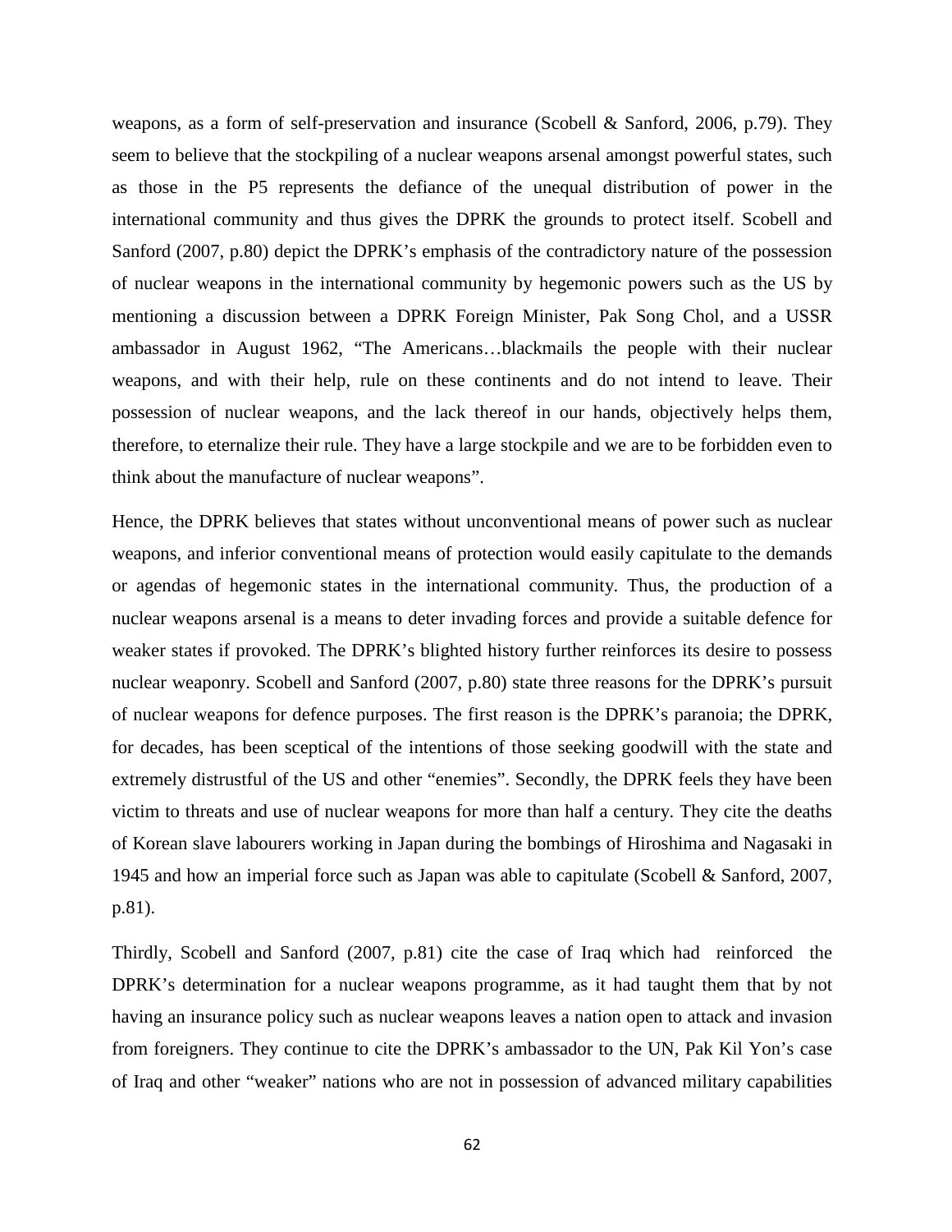weapons, as a form of self-preservation and insurance (Scobell & Sanford, 2006, p.79). They seem to believe that the stockpiling of a nuclear weapons arsenal amongst powerful states, such as those in the P5 represents the defiance of the unequal distribution of power in the international community and thus gives the DPRK the grounds to protect itself. Scobell and Sanford (2007, p.80) depict the DPRK's emphasis of the contradictory nature of the possession of nuclear weapons in the international community by hegemonic powers such as the US by mentioning a discussion between a DPRK Foreign Minister, Pak Song Chol, and a USSR ambassador in August 1962, "The Americans…blackmails the people with their nuclear weapons, and with their help, rule on these continents and do not intend to leave. Their possession of nuclear weapons, and the lack thereof in our hands, objectively helps them, therefore, to eternalize their rule. They have a large stockpile and we are to be forbidden even to think about the manufacture of nuclear weapons".

Hence, the DPRK believes that states without unconventional means of power such as nuclear weapons, and inferior conventional means of protection would easily capitulate to the demands or agendas of hegemonic states in the international community. Thus, the production of a nuclear weapons arsenal is a means to deter invading forces and provide a suitable defence for weaker states if provoked. The DPRK's blighted history further reinforces its desire to possess nuclear weaponry. Scobell and Sanford (2007, p.80) state three reasons for the DPRK's pursuit of nuclear weapons for defence purposes. The first reason is the DPRK's paranoia; the DPRK, for decades, has been sceptical of the intentions of those seeking goodwill with the state and extremely distrustful of the US and other "enemies". Secondly, the DPRK feels they have been victim to threats and use of nuclear weapons for more than half a century. They cite the deaths of Korean slave labourers working in Japan during the bombings of Hiroshima and Nagasaki in 1945 and how an imperial force such as Japan was able to capitulate (Scobell & Sanford, 2007, p.81).

Thirdly, Scobell and Sanford (2007, p.81) cite the case of Iraq which had reinforced the DPRK's determination for a nuclear weapons programme, as it had taught them that by not having an insurance policy such as nuclear weapons leaves a nation open to attack and invasion from foreigners. They continue to cite the DPRK's ambassador to the UN, Pak Kil Yon's case of Iraq and other "weaker" nations who are not in possession of advanced military capabilities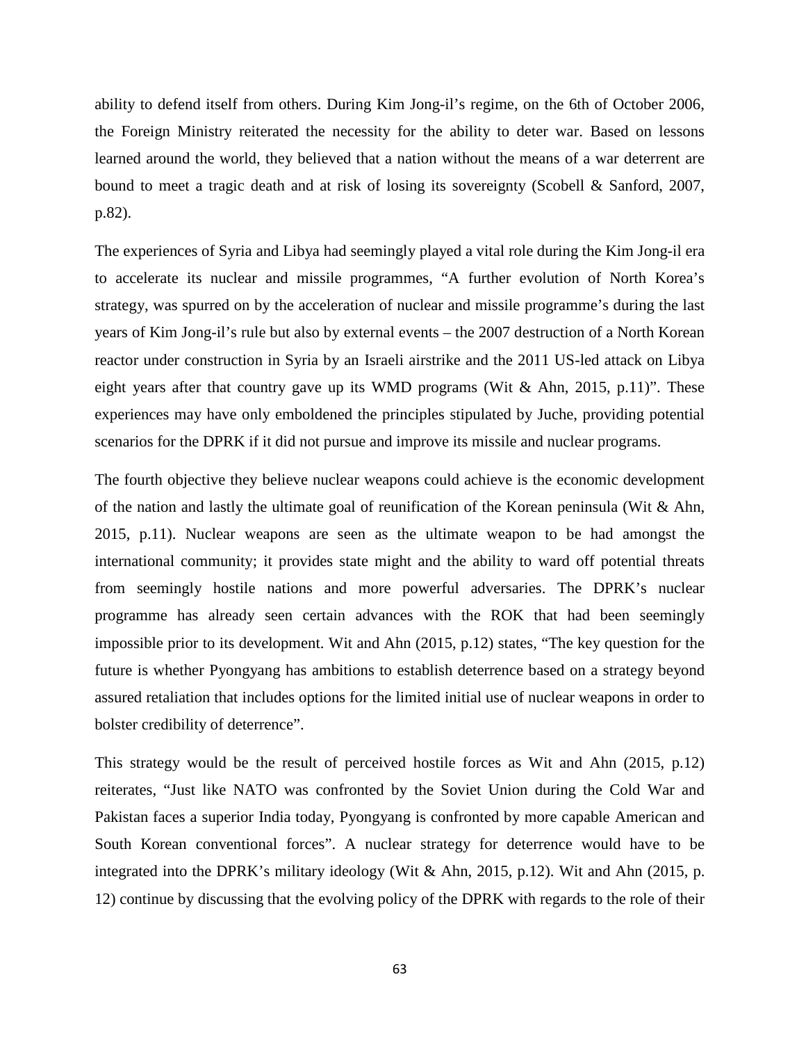ability to defend itself from others. During Kim Jong-il's regime, on the 6th of October 2006, the Foreign Ministry reiterated the necessity for the ability to deter war. Based on lessons learned around the world, they believed that a nation without the means of a war deterrent are bound to meet a tragic death and at risk of losing its sovereignty (Scobell & Sanford, 2007, p.82).

The experiences of Syria and Libya had seemingly played a vital role during the Kim Jong-il era to accelerate its nuclear and missile programmes, "A further evolution of North Korea's strategy, was spurred on by the acceleration of nuclear and missile programme's during the last years of Kim Jong-il's rule but also by external events – the 2007 destruction of a North Korean reactor under construction in Syria by an Israeli airstrike and the 2011 US-led attack on Libya eight years after that country gave up its WMD programs (Wit & Ahn, 2015, p.11)". These experiences may have only emboldened the principles stipulated by Juche, providing potential scenarios for the DPRK if it did not pursue and improve its missile and nuclear programs.

The fourth objective they believe nuclear weapons could achieve is the economic development of the nation and lastly the ultimate goal of reunification of the Korean peninsula (Wit & Ahn, 2015, p.11). Nuclear weapons are seen as the ultimate weapon to be had amongst the international community; it provides state might and the ability to ward off potential threats from seemingly hostile nations and more powerful adversaries. The DPRK's nuclear programme has already seen certain advances with the ROK that had been seemingly impossible prior to its development. Wit and Ahn (2015, p.12) states, "The key question for the future is whether Pyongyang has ambitions to establish deterrence based on a strategy beyond assured retaliation that includes options for the limited initial use of nuclear weapons in order to bolster credibility of deterrence".

This strategy would be the result of perceived hostile forces as Wit and Ahn (2015, p.12) reiterates, "Just like NATO was confronted by the Soviet Union during the Cold War and Pakistan faces a superior India today, Pyongyang is confronted by more capable American and South Korean conventional forces". A nuclear strategy for deterrence would have to be integrated into the DPRK's military ideology (Wit & Ahn, 2015, p.12). Wit and Ahn (2015, p. 12) continue by discussing that the evolving policy of the DPRK with regards to the role of their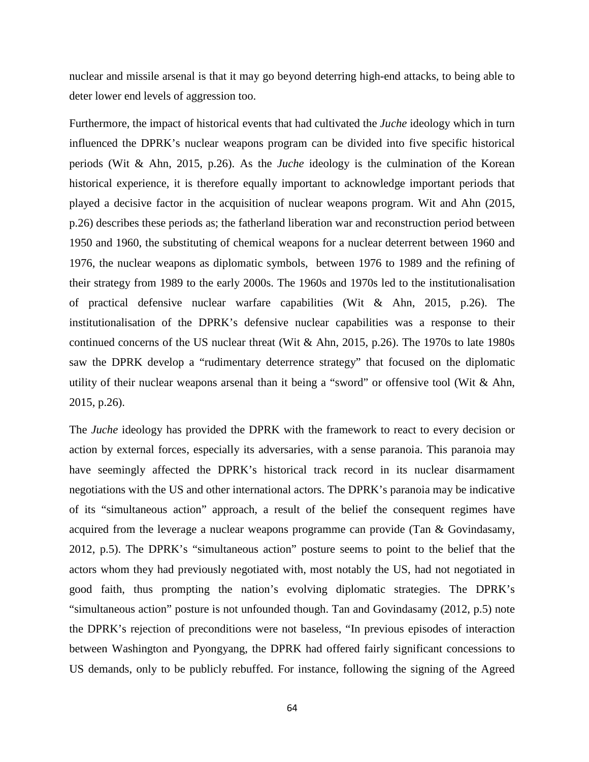nuclear and missile arsenal is that it may go beyond deterring high-end attacks, to being able to deter lower end levels of aggression too.

Furthermore, the impact of historical events that had cultivated the *Juche* ideology which in turn influenced the DPRK's nuclear weapons program can be divided into five specific historical periods (Wit & Ahn, 2015, p.26). As the *Juche* ideology is the culmination of the Korean historical experience, it is therefore equally important to acknowledge important periods that played a decisive factor in the acquisition of nuclear weapons program. Wit and Ahn (2015, p.26) describes these periods as; the fatherland liberation war and reconstruction period between 1950 and 1960, the substituting of chemical weapons for a nuclear deterrent between 1960 and 1976, the nuclear weapons as diplomatic symbols, between 1976 to 1989 and the refining of their strategy from 1989 to the early 2000s. The 1960s and 1970s led to the institutionalisation of practical defensive nuclear warfare capabilities (Wit & Ahn, 2015, p.26). The institutionalisation of the DPRK's defensive nuclear capabilities was a response to their continued concerns of the US nuclear threat (Wit & Ahn, 2015, p.26). The 1970s to late 1980s saw the DPRK develop a "rudimentary deterrence strategy" that focused on the diplomatic utility of their nuclear weapons arsenal than it being a "sword" or offensive tool (Wit & Ahn, 2015, p.26).

The *Juche* ideology has provided the DPRK with the framework to react to every decision or action by external forces, especially its adversaries, with a sense paranoia. This paranoia may have seemingly affected the DPRK's historical track record in its nuclear disarmament negotiations with the US and other international actors. The DPRK's paranoia may be indicative of its "simultaneous action" approach, a result of the belief the consequent regimes have acquired from the leverage a nuclear weapons programme can provide (Tan & Govindasamy, 2012, p.5). The DPRK's "simultaneous action" posture seems to point to the belief that the actors whom they had previously negotiated with, most notably the US, had not negotiated in good faith, thus prompting the nation's evolving diplomatic strategies. The DPRK's "simultaneous action" posture is not unfounded though. Tan and Govindasamy (2012, p.5) note the DPRK's rejection of preconditions were not baseless, "In previous episodes of interaction between Washington and Pyongyang, the DPRK had offered fairly significant concessions to US demands, only to be publicly rebuffed. For instance, following the signing of the Agreed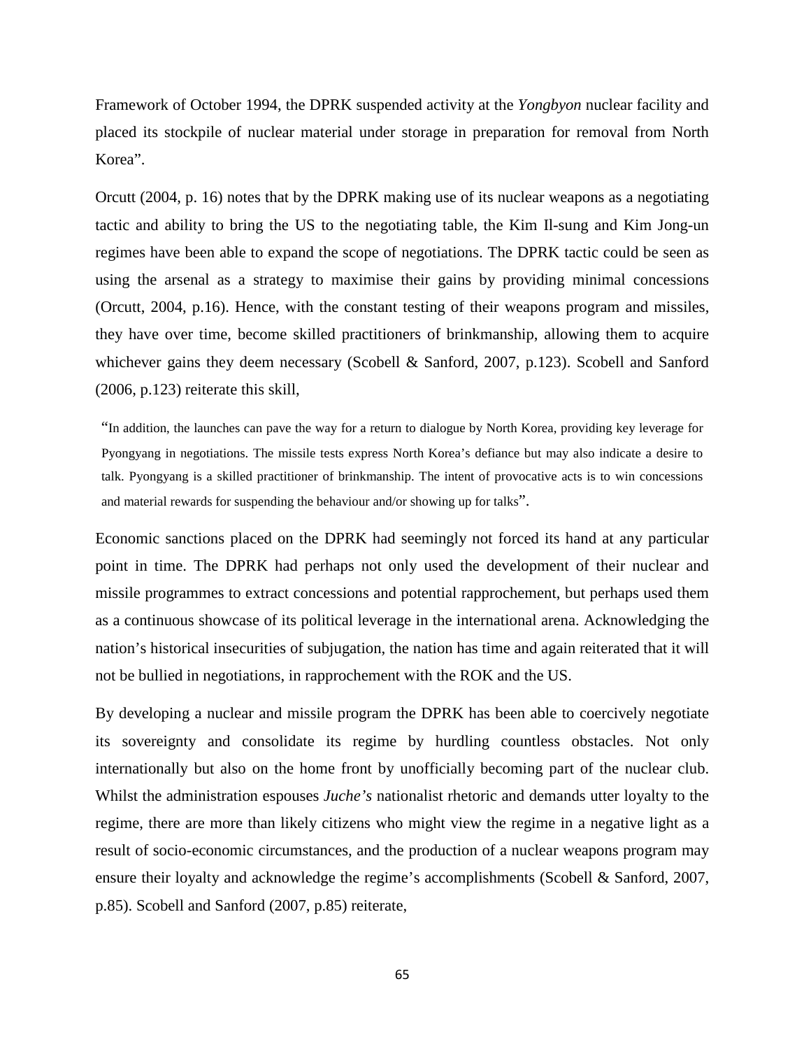Framework of October 1994, the DPRK suspended activity at the *Yongbyon* nuclear facility and placed its stockpile of nuclear material under storage in preparation for removal from North Korea".

Orcutt (2004, p. 16) notes that by the DPRK making use of its nuclear weapons as a negotiating tactic and ability to bring the US to the negotiating table, the Kim Il-sung and Kim Jong-un regimes have been able to expand the scope of negotiations. The DPRK tactic could be seen as using the arsenal as a strategy to maximise their gains by providing minimal concessions (Orcutt, 2004, p.16). Hence, with the constant testing of their weapons program and missiles, they have over time, become skilled practitioners of brinkmanship, allowing them to acquire whichever gains they deem necessary (Scobell & Sanford, 2007, p.123). Scobell and Sanford (2006, p.123) reiterate this skill,

> "In addition, the launches can pave the way for a return to dialogue by North Korea, providing key leverage for Pyongyang in negotiations. The missile tests express North Korea's defiance but may also indicate a desire to talk. Pyongyang is a skilled practitioner of brinkmanship. The intent of provocative acts is to win concessions and material rewards for suspending the behaviour and/or showing up for talks".

Economic sanctions placed on the DPRK had seemingly not forced its hand at any particular point in time. The DPRK had perhaps not only used the development of their nuclear and missile programmes to extract concessions and potential rapprochement, but perhaps used them as a continuous showcase of its political leverage in the international arena. Acknowledging the nation's historical insecurities of subjugation, the nation has time and again reiterated that it will not be bullied in negotiations, in rapprochement with the ROK and the US.

By developing a nuclear and missile program the DPRK has been able to coercively negotiate its sovereignty and consolidate its regime by hurdling countless obstacles. Not only internationally but also on the home front by unofficially becoming part of the nuclear club. Whilst the administration espouses *Juche's* nationalist rhetoric and demands utter loyalty to the regime, there are more than likely citizens who might view the regime in a negative light as a result of socio-economic circumstances, and the production of a nuclear weapons program may ensure their loyalty and acknowledge the regime's accomplishments (Scobell & Sanford, 2007, p.85). Scobell and Sanford (2007, p.85) reiterate,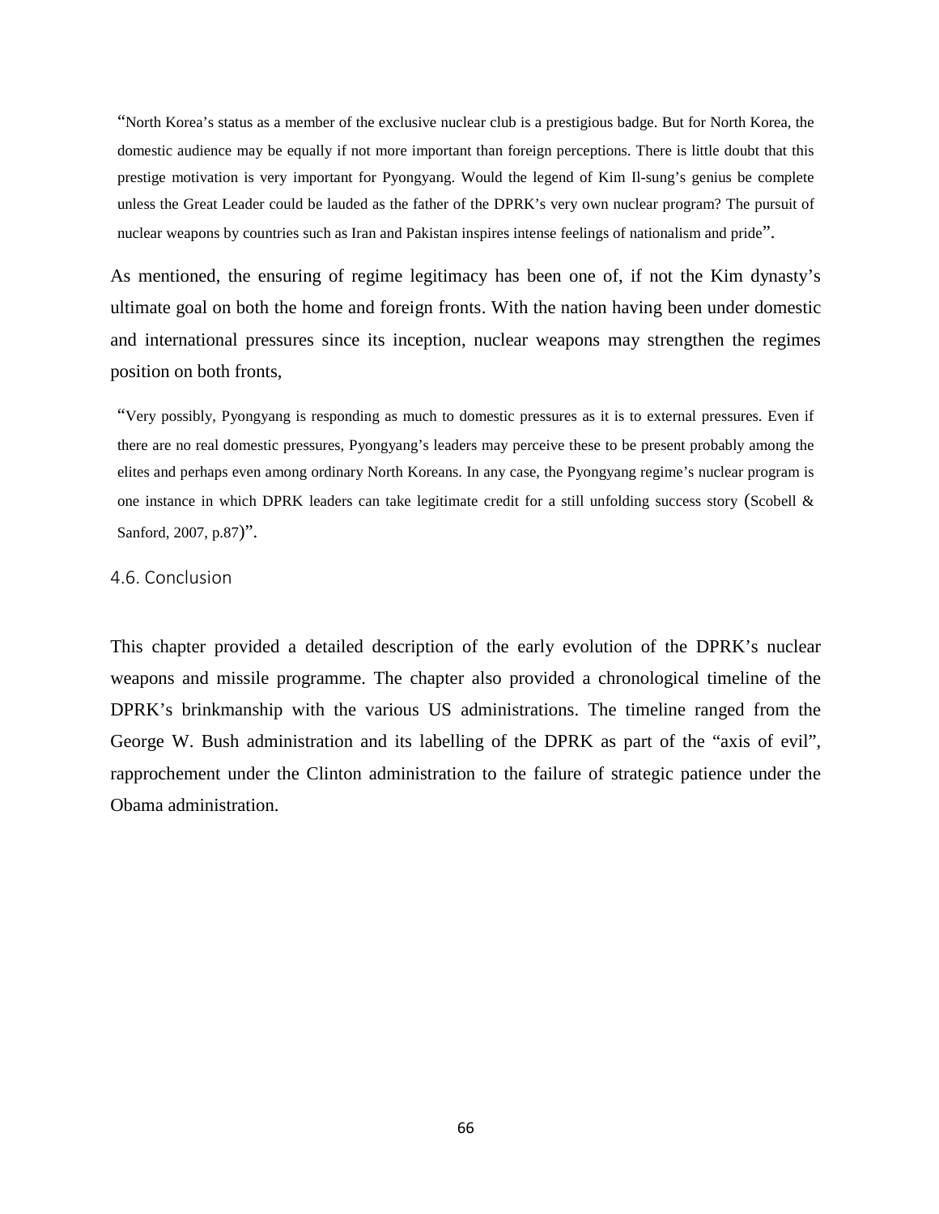> "North Korea's status as a member of the exclusive nuclear club is a prestigious badge. But for North Korea, the domestic audience may be equally if not more important than foreign perceptions. There is little doubt that this prestige motivation is very important for Pyongyang. Would the legend of Kim Il-sung's genius be complete unless the Great Leader could be lauded as the father of the DPRK's very own nuclear program? The pursuit of nuclear weapons by countries such as Iran and Pakistan inspires intense feelings of nationalism and pride".

As mentioned, the ensuring of regime legitimacy has been one of, if not the Kim dynasty's ultimate goal on both the home and foreign fronts. With the nation having been under domestic and international pressures since its inception, nuclear weapons may strengthen the regimes position on both fronts,

> "Very possibly, Pyongyang is responding as much to domestic pressures as it is to external pressures. Even if there are no real domestic pressures, Pyongyang's leaders may perceive these to be present probably among the elites and perhaps even among ordinary North Koreans. In any case, the Pyongyang regime's nuclear program is one instance in which DPRK leaders can take legitimate credit for a still unfolding success story (Scobell & Sanford, 2007, p.87)".

### 4.6. Conclusion

This chapter provided a detailed description of the early evolution of the DPRK's nuclear weapons and missile programme. The chapter also provided a chronological timeline of the DPRK's brinkmanship with the various US administrations. The timeline ranged from the George W. Bush administration and its labelling of the DPRK as part of the "axis of evil", rapprochement under the Clinton administration to the failure of strategic patience under the Obama administration.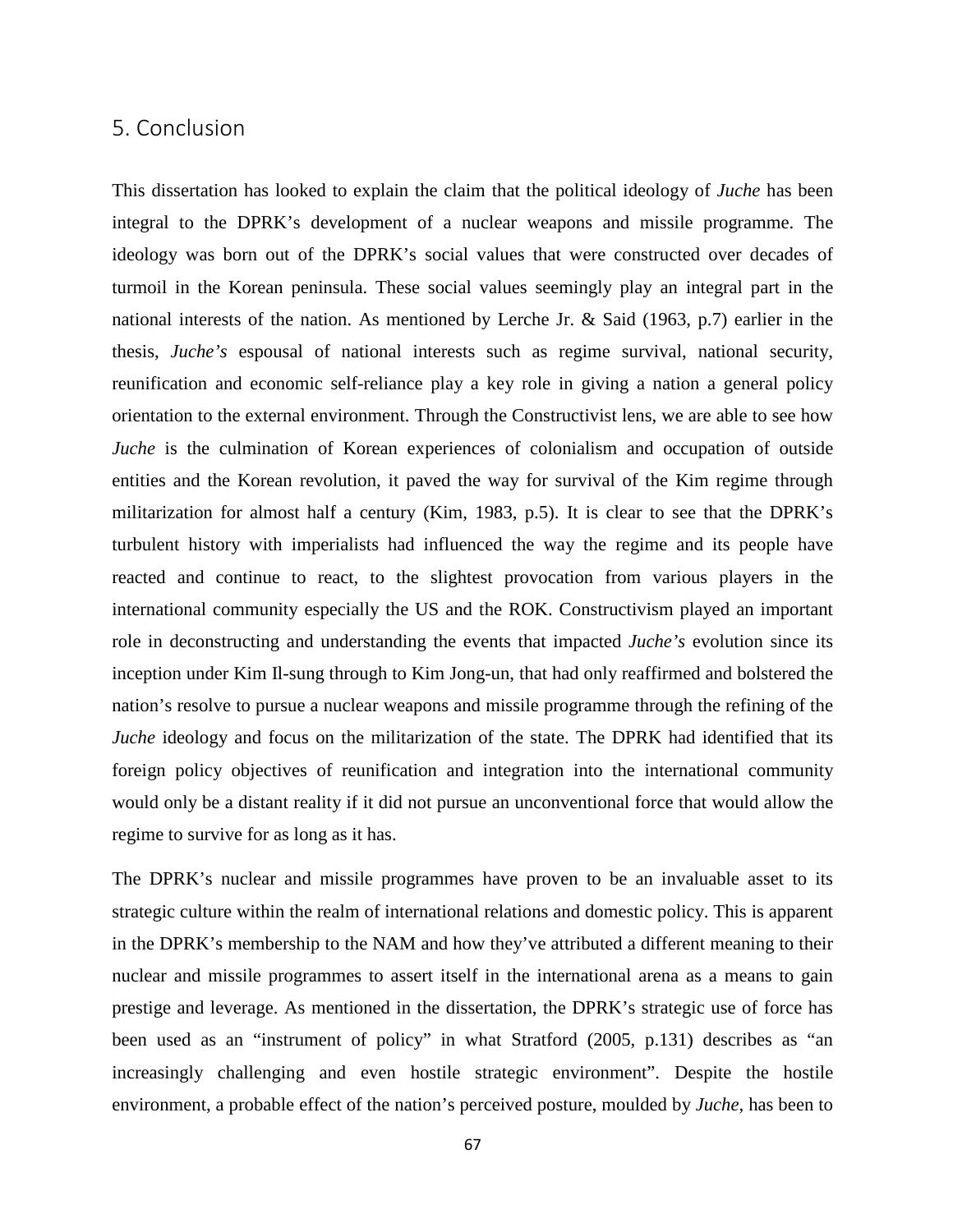## 5. Conclusion

This dissertation has looked to explain the claim that the political ideology of *Juche* has been integral to the DPRK's development of a nuclear weapons and missile programme. The ideology was born out of the DPRK's social values that were constructed over decades of turmoil in the Korean peninsula. These social values seemingly play an integral part in the national interests of the nation. As mentioned by Lerche Jr. & Said (1963, p.7) earlier in the thesis, *Juche's* espousal of national interests such as regime survival, national security, reunification and economic self-reliance play a key role in giving a nation a general policy orientation to the external environment. Through the Constructivist lens, we are able to see how *Juche* is the culmination of Korean experiences of colonialism and occupation of outside entities and the Korean revolution, it paved the way for survival of the Kim regime through militarization for almost half a century (Kim, 1983, p.5). It is clear to see that the DPRK's turbulent history with imperialists had influenced the way the regime and its people have reacted and continue to react, to the slightest provocation from various players in the international community especially the US and the ROK. Constructivism played an important role in deconstructing and understanding the events that impacted *Juche's* evolution since its inception under Kim Il-sung through to Kim Jong-un, that had only reaffirmed and bolstered the nation's resolve to pursue a nuclear weapons and missile programme through the refining of the *Juche* ideology and focus on the militarization of the state. The DPRK had identified that its foreign policy objectives of reunification and integration into the international community would only be a distant reality if it did not pursue an unconventional force that would allow the regime to survive for as long as it has.

The DPRK's nuclear and missile programmes have proven to be an invaluable asset to its strategic culture within the realm of international relations and domestic policy. This is apparent in the DPRK's membership to the NAM and how they've attributed a different meaning to their nuclear and missile programmes to assert itself in the international arena as a means to gain prestige and leverage. As mentioned in the dissertation, the DPRK's strategic use of force has been used as an "instrument of policy" in what Stratford (2005, p.131) describes as "an increasingly challenging and even hostile strategic environment". Despite the hostile environment, a probable effect of the nation's perceived posture, moulded by *Juche*, has been to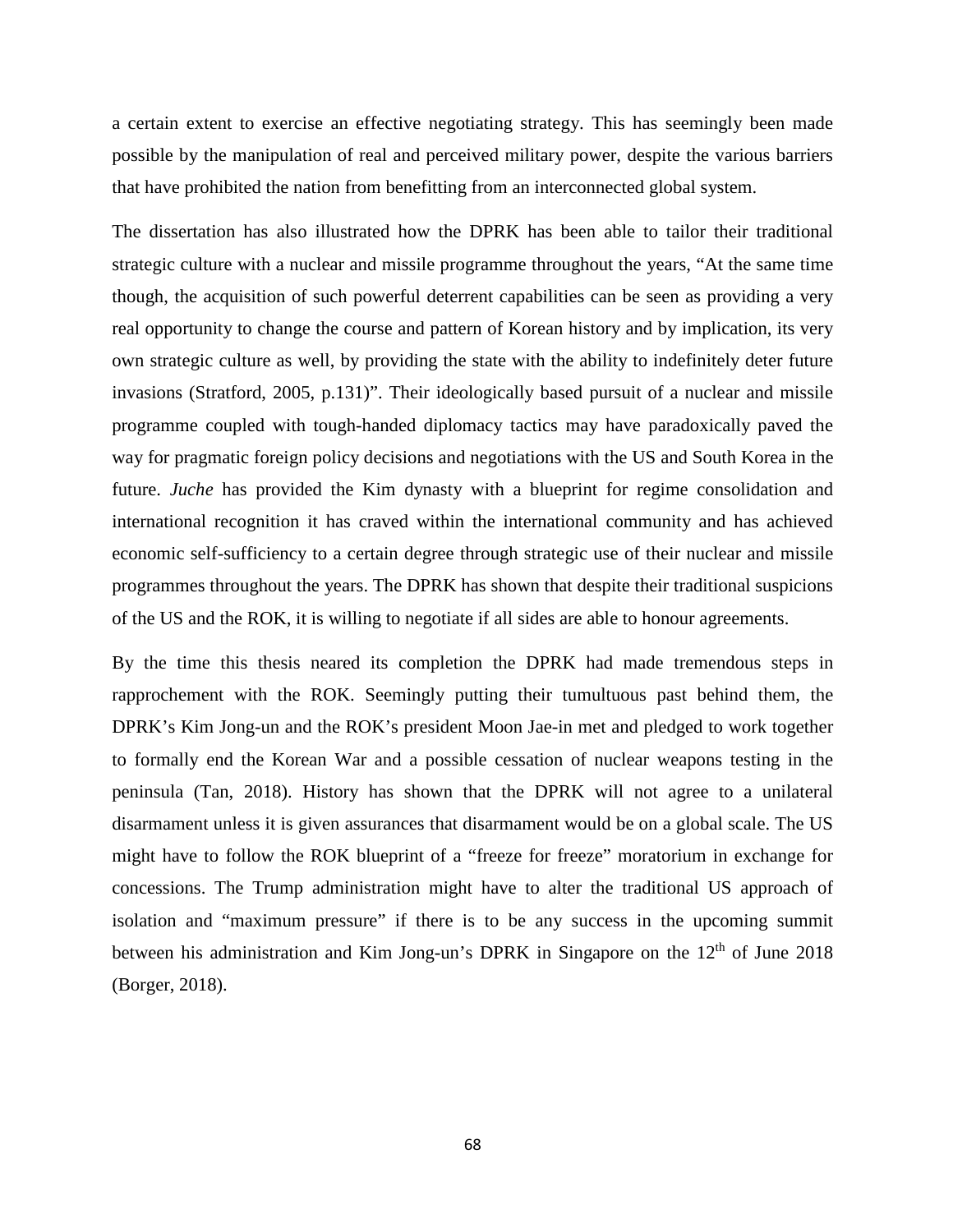a certain extent to exercise an effective negotiating strategy. This has seemingly been made possible by the manipulation of real and perceived military power, despite the various barriers that have prohibited the nation from benefitting from an interconnected global system.

The dissertation has also illustrated how the DPRK has been able to tailor their traditional strategic culture with a nuclear and missile programme throughout the years, "At the same time though, the acquisition of such powerful deterrent capabilities can be seen as providing a very real opportunity to change the course and pattern of Korean history and by implication, its very own strategic culture as well, by providing the state with the ability to indefinitely deter future invasions (Stratford, 2005, p.131)". Their ideologically based pursuit of a nuclear and missile programme coupled with tough-handed diplomacy tactics may have paradoxically paved the way for pragmatic foreign policy decisions and negotiations with the US and South Korea in the future. *Juche* has provided the Kim dynasty with a blueprint for regime consolidation and international recognition it has craved within the international community and has achieved economic self-sufficiency to a certain degree through strategic use of their nuclear and missile programmes throughout the years. The DPRK has shown that despite their traditional suspicions of the US and the ROK, it is willing to negotiate if all sides are able to honour agreements.

By the time this thesis neared its completion the DPRK had made tremendous steps in rapprochement with the ROK. Seemingly putting their tumultuous past behind them, the DPRK's Kim Jong-un and the ROK's president Moon Jae-in met and pledged to work together to formally end the Korean War and a possible cessation of nuclear weapons testing in the peninsula (Tan, 2018). History has shown that the DPRK will not agree to a unilateral disarmament unless it is given assurances that disarmament would be on a global scale. The US might have to follow the ROK blueprint of a "freeze for freeze" moratorium in exchange for concessions. The Trump administration might have to alter the traditional US approach of isolation and "maximum pressure" if there is to be any success in the upcoming summit between his administration and Kim Jong-un's DPRK in Singapore on the 12th of June 2018 (Borger, 2018).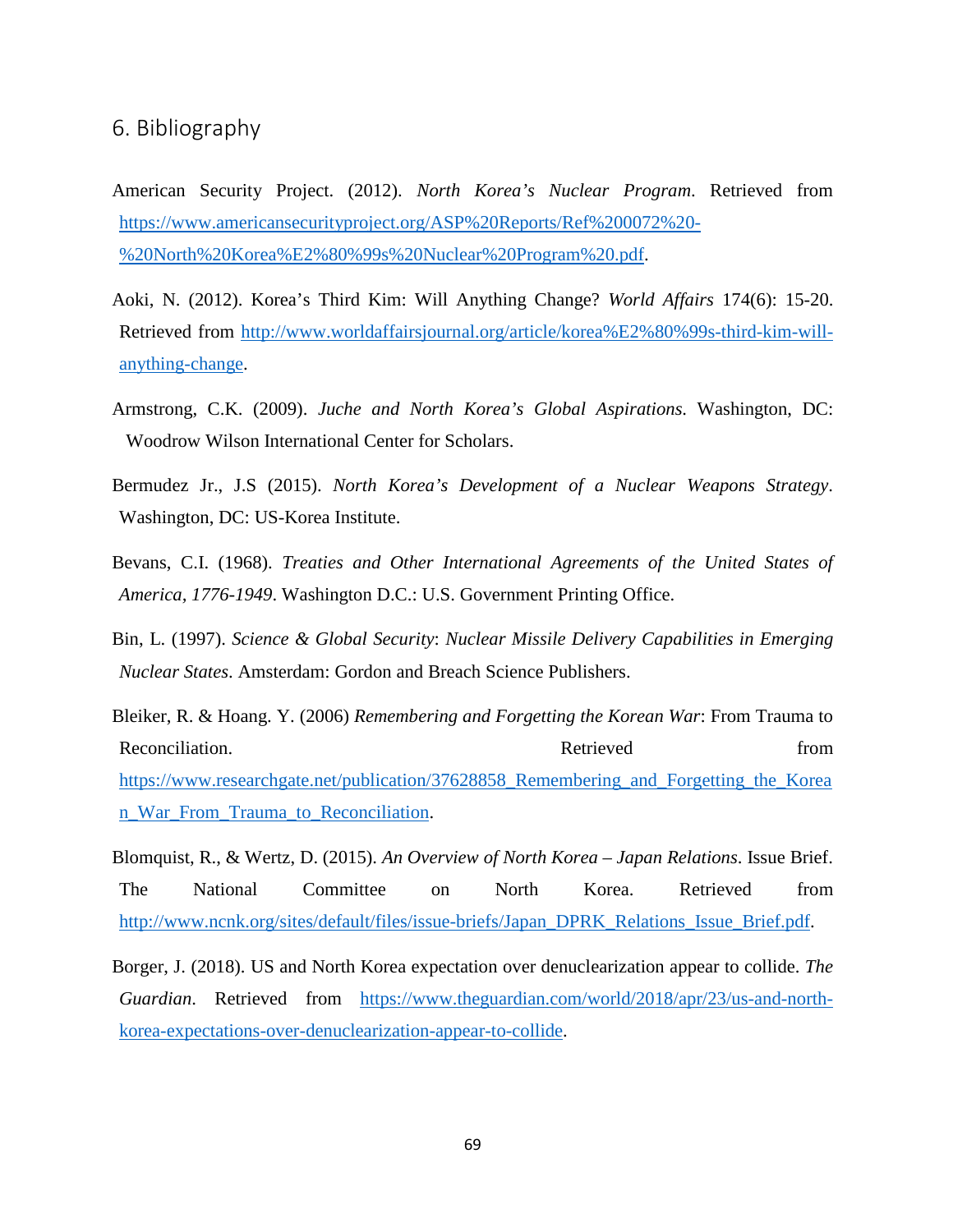## 6. Bibliography

American Security Project. (2012). *North Korea's Nuclear Program*. Retrieved from https://www.americansecurityproject.org/ASP%20Reports/Ref%200072%20-%20North%20Korea%E2%80%99s%20Nuclear%20Program%20.pdf.

Aoki, N. (2012). Korea's Third Kim: Will Anything Change? *World Affairs* 174(6): 15-20. Retrieved from http://www.worldaffairsjournal.org/article/korea%E2%80%99s-third-kim-will-anything-change.

Armstrong, C.K. (2009). *Juche and North Korea's Global Aspirations*. Washington, DC: Woodrow Wilson International Center for Scholars.

Bermudez Jr., J.S (2015). *North Korea's Development of a Nuclear Weapons Strategy*. Washington, DC: US-Korea Institute.

Bevans, C.I. (1968). *Treaties and Other International Agreements of the United States of America, 1776-1949*. Washington D.C.: U.S. Government Printing Office.

Bin, L. (1997). *Science & Global Security*: *Nuclear Missile Delivery Capabilities in Emerging Nuclear States*. Amsterdam: Gordon and Breach Science Publishers.

Bleiker, R. & Hoang. Y. (2006) *Remembering and Forgetting the Korean War*: From Trauma to Reconciliation. Retrieved from https://www.researchgate.net/publication/37628858_Remembering_and_Forgetting_the_Korean_War_From_Trauma_to_Reconciliation.

Blomquist, R., & Wertz, D. (2015). *An Overview of North Korea – Japan Relations*. Issue Brief. The National Committee on North Korea. Retrieved from http://www.ncnk.org/sites/default/files/issue-briefs/Japan_DPRK_Relations_Issue_Brief.pdf.

Borger, J. (2018). US and North Korea expectation over denuclearization appear to collide. *The Guardian*. Retrieved from https://www.theguardian.com/world/2018/apr/23/us-and-north-korea-expectations-over-denuclearization-appear-to-collide.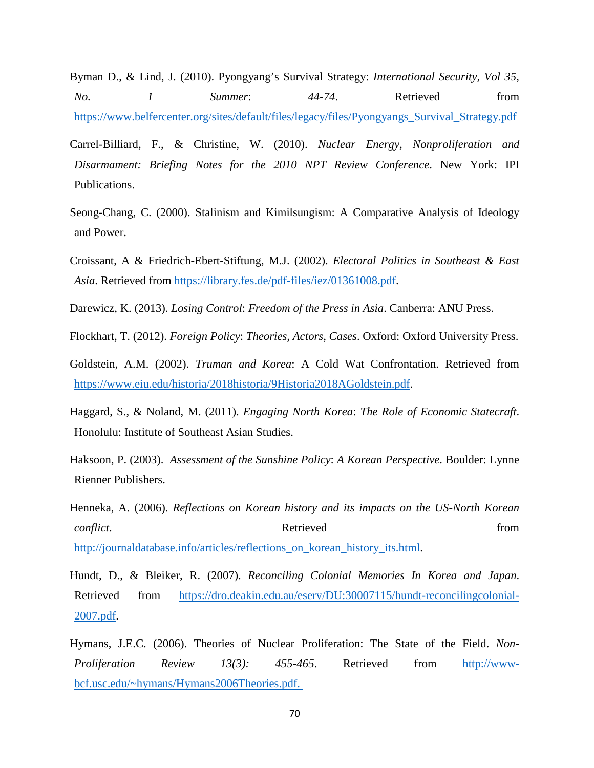Byman D., & Lind, J. (2010). Pyongyang's Survival Strategy: *International Security, Vol 35, No. 1 Summer*: *44-74*. Retrieved from https://www.belfercenter.org/sites/default/files/legacy/files/Pyongyangs_Survival_Strategy.pdf

Carrel-Billiard, F., & Christine, W. (2010). *Nuclear Energy, Nonproliferation and Disarmament: Briefing Notes for the 2010 NPT Review Conference*. New York: IPI Publications.

Seong-Chang, C. (2000). Stalinism and Kimilsungism: A Comparative Analysis of Ideology and Power.

Croissant, A & Friedrich-Ebert-Stiftung, M.J. (2002). *Electoral Politics in Southeast & East Asia*. Retrieved from https://library.fes.de/pdf-files/iez/01361008.pdf.

Darewicz, K. (2013). *Losing Control*: *Freedom of the Press in Asia*. Canberra: ANU Press.

Flockhart, T. (2012). *Foreign Policy*: *Theories, Actors, Cases*. Oxford: Oxford University Press.

Goldstein, A.M. (2002). *Truman and Korea*: A Cold Wat Confrontation. Retrieved from https://www.eiu.edu/historia/2018historia/9Historia2018AGoldstein.pdf.

Haggard, S., & Noland, M. (2011). *Engaging North Korea*: *The Role of Economic Statecraft*. Honolulu: Institute of Southeast Asian Studies.

Haksoon, P. (2003). *Assessment of the Sunshine Policy*: *A Korean Perspective*. Boulder: Lynne Rienner Publishers.

Henneka, A. (2006). *Reflections on Korean history and its impacts on the US-North Korean conflict*. Retrieved from http://journaldatabase.info/articles/reflections_on_korean_history_its.html.

Hundt, D., & Bleiker, R. (2007). *Reconciling Colonial Memories In Korea and Japan*. Retrieved from https://dro.deakin.edu.au/eserv/DU:30007115/hundt-reconcilingcolonial-2007.pdf.

Hymans, J.E.C. (2006). Theories of Nuclear Proliferation: The State of the Field. *Non-Proliferation Review 13(3): 455-465*. Retrieved from http://www-bcf.usc.edu/~hymans/Hymans2006Theories.pdf.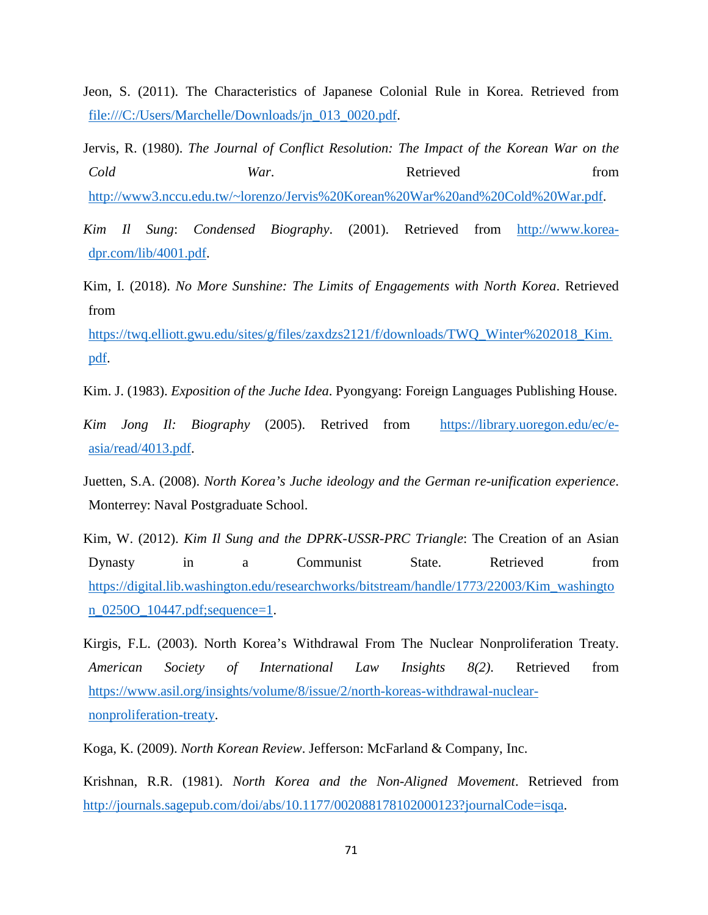Jeon, S. (2011). The Characteristics of Japanese Colonial Rule in Korea. Retrieved from file:///C:/Users/Marchelle/Downloads/jn_013_0020.pdf.

Jervis, R. (1980). *The Journal of Conflict Resolution: The Impact of the Korean War on the Cold War*. Retrieved from http://www3.nccu.edu.tw/~lorenzo/Jervis%20Korean%20War%20and%20Cold%20War.pdf.

*Kim Il Sung*: *Condensed Biography*. (2001). Retrieved from http://www.korea-dpr.com/lib/4001.pdf.

Kim, I. (2018). *No More Sunshine: The Limits of Engagements with North Korea*. Retrieved from https://twq.elliott.gwu.edu/sites/g/files/zaxdzs2121/f/downloads/TWQ_Winter%202018_Kim.pdf.

Kim. J. (1983). *Exposition of the Juche Idea*. Pyongyang: Foreign Languages Publishing House.

*Kim Jong Il: Biography* (2005). Retrived from https://library.uoregon.edu/ec/e-asia/read/4013.pdf.

Juetten, S.A. (2008). *North Korea's Juche ideology and the German re-unification experience*. Monterrey: Naval Postgraduate School.

Kim, W. (2012). *Kim Il Sung and the DPRK-USSR-PRC Triangle*: The Creation of an Asian Dynasty in a Communist State. Retrieved from https://digital.lib.washington.edu/researchworks/bitstream/handle/1773/22003/Kim_washington_0250O_10447.pdf;sequence=1.

Kirgis, F.L. (2003). North Korea's Withdrawal From The Nuclear Nonproliferation Treaty. *American Society of International Law Insights 8(2).* Retrieved from https://www.asil.org/insights/volume/8/issue/2/north-koreas-withdrawal-nuclear-nonproliferation-treaty.

Koga, K. (2009). *North Korean Review*. Jefferson: McFarland & Company, Inc.

Krishnan, R.R. (1981). *North Korea and the Non-Aligned Movement*. Retrieved from http://journals.sagepub.com/doi/abs/10.1177/002088178102000123?journalCode=isqa.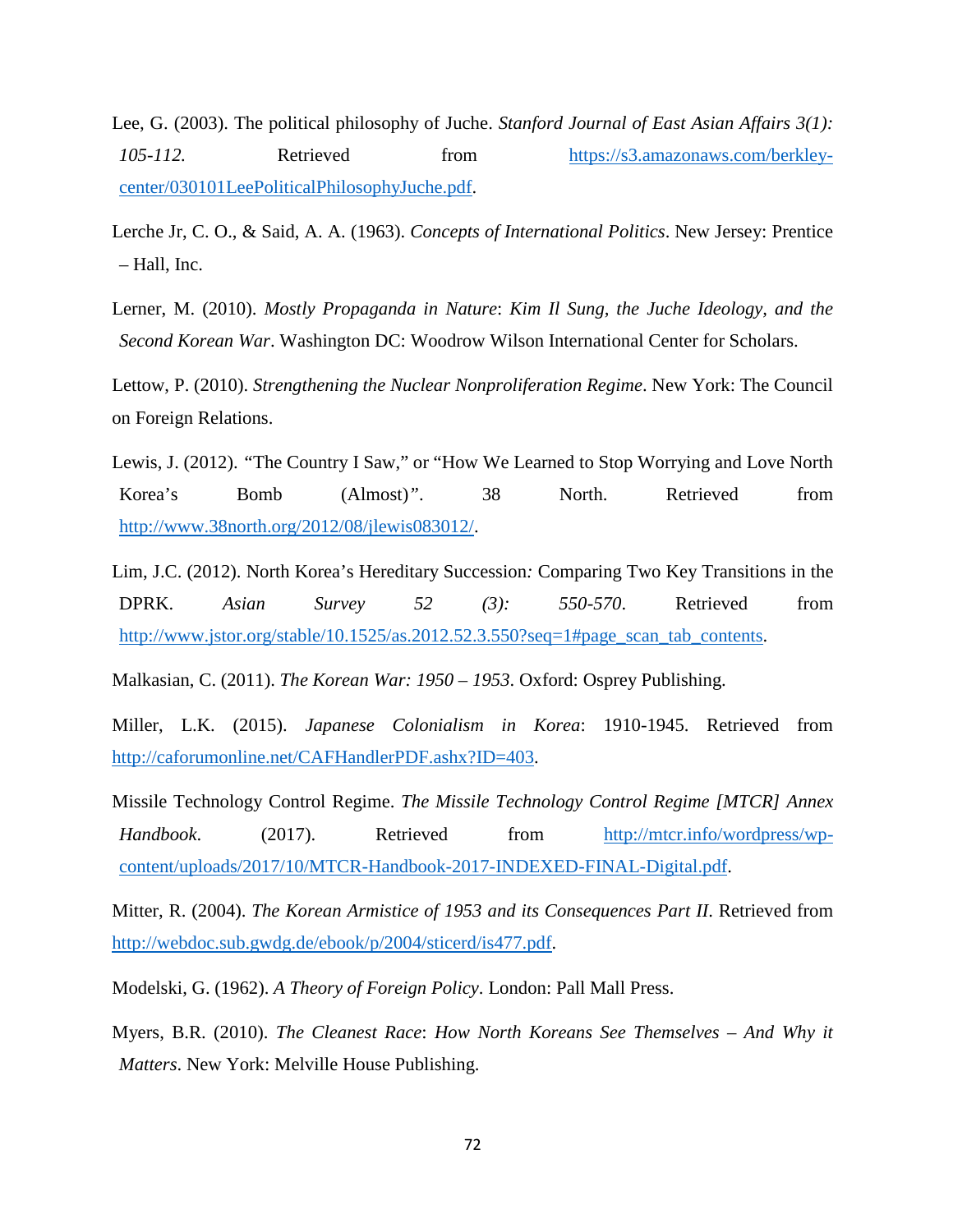Lee, G. (2003). The political philosophy of Juche. *Stanford Journal of East Asian Affairs 3(1): 105-112.* Retrieved from https://s3.amazonaws.com/berkley-center/030101LeePoliticalPhilosophyJuche.pdf.

Lerche Jr, C. O., & Said, A. A. (1963). *Concepts of International Politics*. New Jersey: Prentice – Hall, Inc.

Lerner, M. (2010). *Mostly Propaganda in Nature*: *Kim Il Sung, the Juche Ideology, and the Second Korean War*. Washington DC: Woodrow Wilson International Center for Scholars.

Lettow, P. (2010). *Strengthening the Nuclear Nonproliferation Regime*. New York: The Council on Foreign Relations.

Lewis, J. (2012). "The Country I Saw," or "How We Learned to Stop Worrying and Love North Korea's Bomb (Almost)". 38 North. Retrieved from http://www.38north.org/2012/08/jlewis083012/.

Lim, J.C. (2012). North Korea's Hereditary Succession*:* Comparing Two Key Transitions in the DPRK. *Asian Survey 52 (3): 550-570*. Retrieved from http://www.jstor.org/stable/10.1525/as.2012.52.3.550?seq=1#page_scan_tab_contents.

Malkasian, C. (2011). *The Korean War: 1950 – 1953*. Oxford: Osprey Publishing.

Miller, L.K. (2015). *Japanese Colonialism in Korea*: 1910-1945. Retrieved from http://caforumonline.net/CAFHandlerPDF.ashx?ID=403.

Missile Technology Control Regime. *The Missile Technology Control Regime [MTCR] Annex Handbook*. (2017). Retrieved from http://mtcr.info/wordpress/wp-content/uploads/2017/10/MTCR-Handbook-2017-INDEXED-FINAL-Digital.pdf.

Mitter, R. (2004). *The Korean Armistice of 1953 and its Consequences Part II*. Retrieved from http://webdoc.sub.gwdg.de/ebook/p/2004/sticerd/is477.pdf.

Modelski, G. (1962). *A Theory of Foreign Policy*. London: Pall Mall Press.

Myers, B.R. (2010). *The Cleanest Race*: *How North Koreans See Themselves – And Why it Matters*. New York: Melville House Publishing.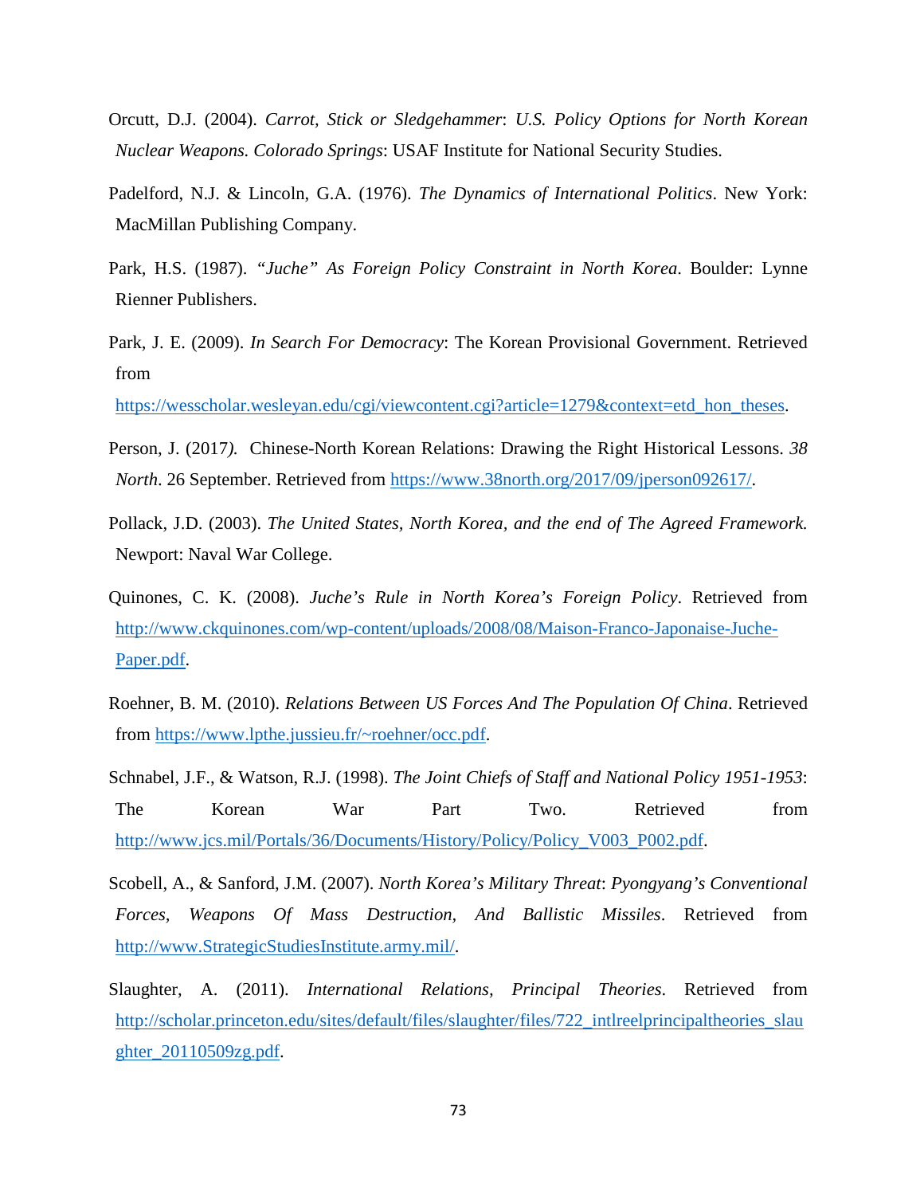Orcutt, D.J. (2004). *Carrot, Stick or Sledgehammer*: *U.S. Policy Options for North Korean Nuclear Weapons. Colorado Springs*: USAF Institute for National Security Studies.

Padelford, N.J. & Lincoln, G.A. (1976). *The Dynamics of International Politics*. New York: MacMillan Publishing Company.

Park, H.S. (1987). *"Juche" As Foreign Policy Constraint in North Korea*. Boulder: Lynne Rienner Publishers.

Park, J. E. (2009). *In Search For Democracy*: The Korean Provisional Government. Retrieved from https://wesscholar.wesleyan.edu/cgi/viewcontent.cgi?article=1279&context=etd_hon_theses.

Person, J. (2017*)*. Chinese-North Korean Relations: Drawing the Right Historical Lessons. *38 North*. 26 September. Retrieved from https://www.38north.org/2017/09/jperson092617/.

Pollack, J.D. (2003). *The United States, North Korea, and the end of The Agreed Framework.* Newport: Naval War College.

Quinones, C. K. (2008). *Juche's Rule in North Korea's Foreign Policy*. Retrieved from http://www.ckquinones.com/wp-content/uploads/2008/08/Maison-Franco-Japonaise-Juche-Paper.pdf.

Roehner, B. M. (2010). *Relations Between US Forces And The Population Of China*. Retrieved from https://www.lpthe.jussieu.fr/~roehner/occ.pdf.

Schnabel, J.F., & Watson, R.J. (1998). *The Joint Chiefs of Staff and National Policy 1951-1953*: The Korean War Part Two. Retrieved from http://www.jcs.mil/Portals/36/Documents/History/Policy/Policy_V003_P002.pdf.

Scobell, A., & Sanford, J.M. (2007). *North Korea's Military Threat*: *Pyongyang's Conventional Forces, Weapons Of Mass Destruction, And Ballistic Missiles*. Retrieved from http://www.StrategicStudiesInstitute.army.mil/.

Slaughter, A. (2011). *International Relations, Principal Theories*. Retrieved from http://scholar.princeton.edu/sites/default/files/slaughter/files/722_intlreelprincipaltheories_slaughter_20110509zg.pdf.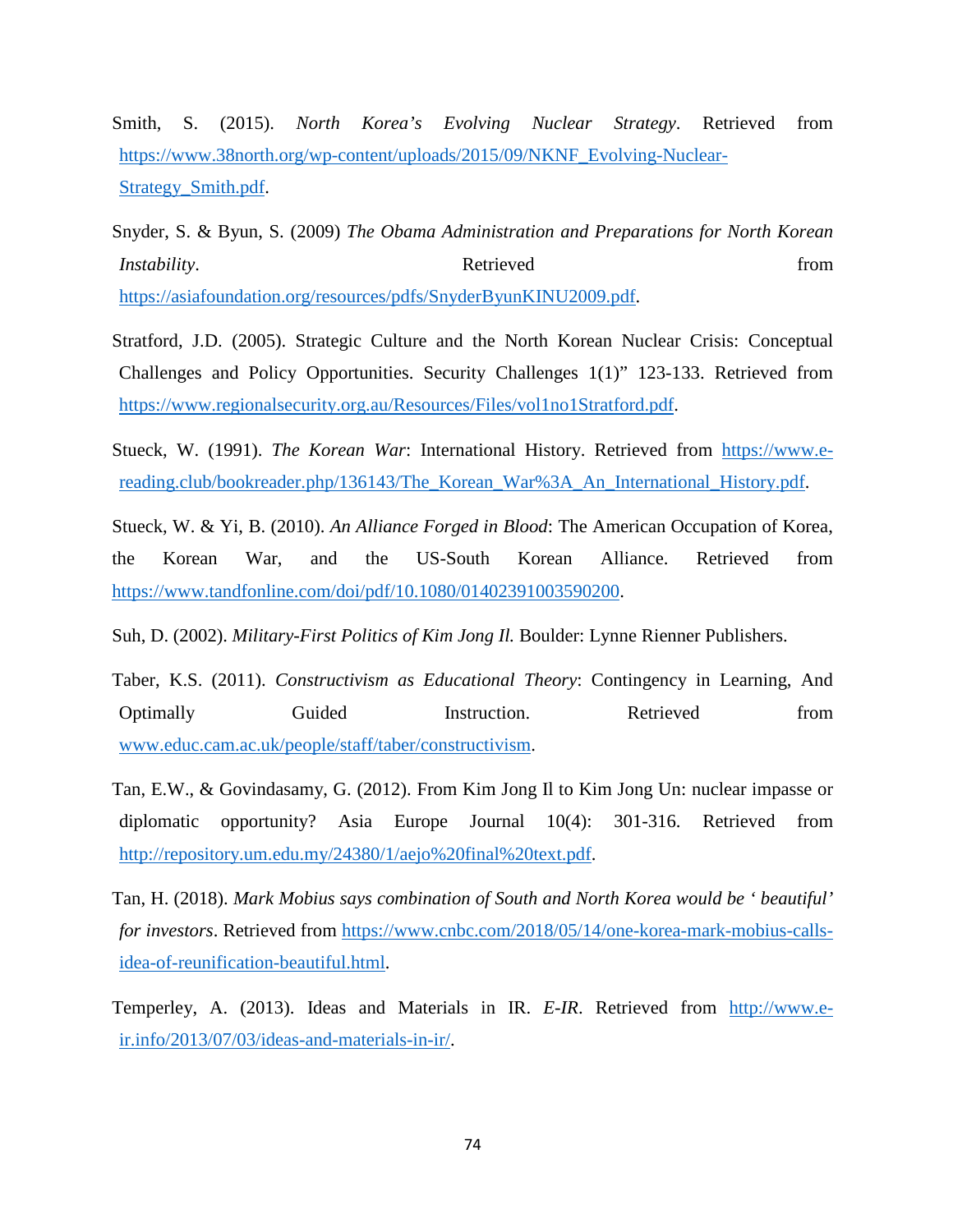Smith, S. (2015). *North Korea's Evolving Nuclear Strategy*. Retrieved from https://www.38north.org/wp-content/uploads/2015/09/NKNF_Evolving-Nuclear-Strategy_Smith.pdf.

Snyder, S. & Byun, S. (2009) *The Obama Administration and Preparations for North Korean Instability*. Retrieved from https://asiafoundation.org/resources/pdfs/SnyderByunKINU2009.pdf.

Stratford, J.D. (2005). Strategic Culture and the North Korean Nuclear Crisis: Conceptual Challenges and Policy Opportunities. Security Challenges 1(1)" 123-133. Retrieved from https://www.regionalsecurity.org.au/Resources/Files/vol1no1Stratford.pdf.

Stueck, W. (1991). *The Korean War*: International History. Retrieved from https://www.e-reading.club/bookreader.php/136143/The_Korean_War%3A_An_International_History.pdf.

Stueck, W. & Yi, B. (2010). *An Alliance Forged in Blood*: The American Occupation of Korea, the Korean War, and the US-South Korean Alliance. Retrieved from https://www.tandfonline.com/doi/pdf/10.1080/01402391003590200.

Suh, D. (2002). *Military-First Politics of Kim Jong Il.* Boulder: Lynne Rienner Publishers.

Taber, K.S. (2011). *Constructivism as Educational Theory*: Contingency in Learning, And Optimally Guided Instruction. Retrieved from www.educ.cam.ac.uk/people/staff/taber/constructivism.

Tan, E.W., & Govindasamy, G. (2012). From Kim Jong Il to Kim Jong Un: nuclear impasse or diplomatic opportunity? Asia Europe Journal 10(4): 301-316. Retrieved from http://repository.um.edu.my/24380/1/aejo%20final%20text.pdf.

Tan, H. (2018). *Mark Mobius says combination of South and North Korea would be ' beautiful' for investors*. Retrieved from https://www.cnbc.com/2018/05/14/one-korea-mark-mobius-calls-idea-of-reunification-beautiful.html.

Temperley, A. (2013). Ideas and Materials in IR. *E-IR*. Retrieved from http://www.e-ir.info/2013/07/03/ideas-and-materials-in-ir/.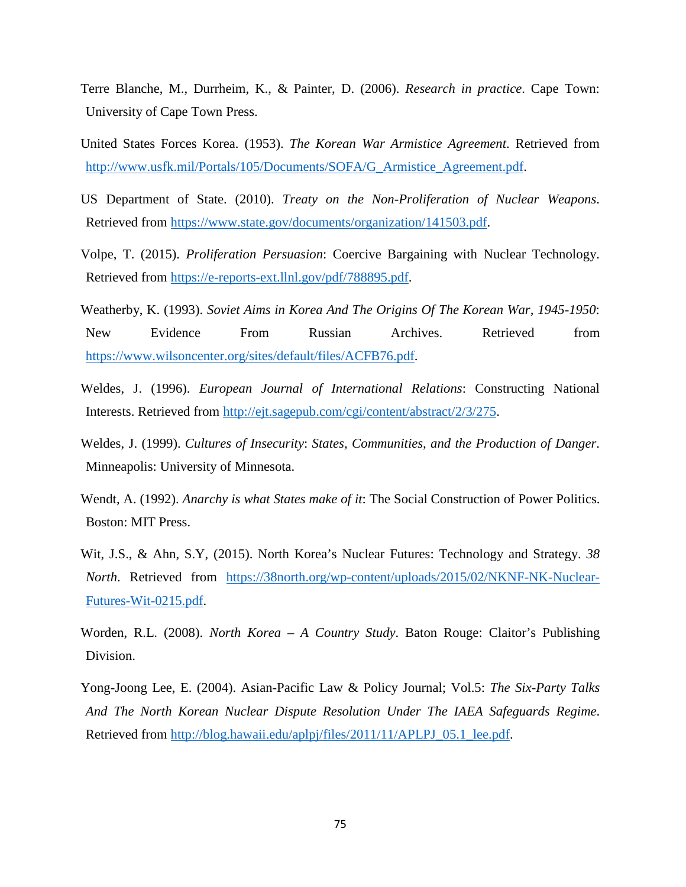Terre Blanche, M., Durrheim, K., & Painter, D. (2006). *Research in practice*. Cape Town: University of Cape Town Press.

United States Forces Korea. (1953). *The Korean War Armistice Agreement*. Retrieved from http://www.usfk.mil/Portals/105/Documents/SOFA/G_Armistice_Agreement.pdf.

US Department of State. (2010). *Treaty on the Non-Proliferation of Nuclear Weapons*. Retrieved from https://www.state.gov/documents/organization/141503.pdf.

Volpe, T. (2015). *Proliferation Persuasion*: Coercive Bargaining with Nuclear Technology. Retrieved from https://e-reports-ext.llnl.gov/pdf/788895.pdf.

Weatherby, K. (1993). *Soviet Aims in Korea And The Origins Of The Korean War, 1945-1950*: New Evidence From Russian Archives. Retrieved from https://www.wilsoncenter.org/sites/default/files/ACFB76.pdf.

Weldes, J. (1996). *European Journal of International Relations*: Constructing National Interests. Retrieved from http://ejt.sagepub.com/cgi/content/abstract/2/3/275.

Weldes, J. (1999). *Cultures of Insecurity*: *States, Communities, and the Production of Danger*. Minneapolis: University of Minnesota.

Wendt, A. (1992). *Anarchy is what States make of it*: The Social Construction of Power Politics. Boston: MIT Press.

Wit, J.S., & Ahn, S.Y, (2015). North Korea's Nuclear Futures: Technology and Strategy. *38 North*. Retrieved from https://38north.org/wp-content/uploads/2015/02/NKNF-NK-Nuclear-Futures-Wit-0215.pdf.

Worden, R.L. (2008). *North Korea – A Country Study*. Baton Rouge: Claitor's Publishing Division.

Yong-Joong Lee, E. (2004). Asian-Pacific Law & Policy Journal; Vol.5: *The Six-Party Talks And The North Korean Nuclear Dispute Resolution Under The IAEA Safeguards Regime*. Retrieved from http://blog.hawaii.edu/aplpj/files/2011/11/APLPJ_05.1_lee.pdf.